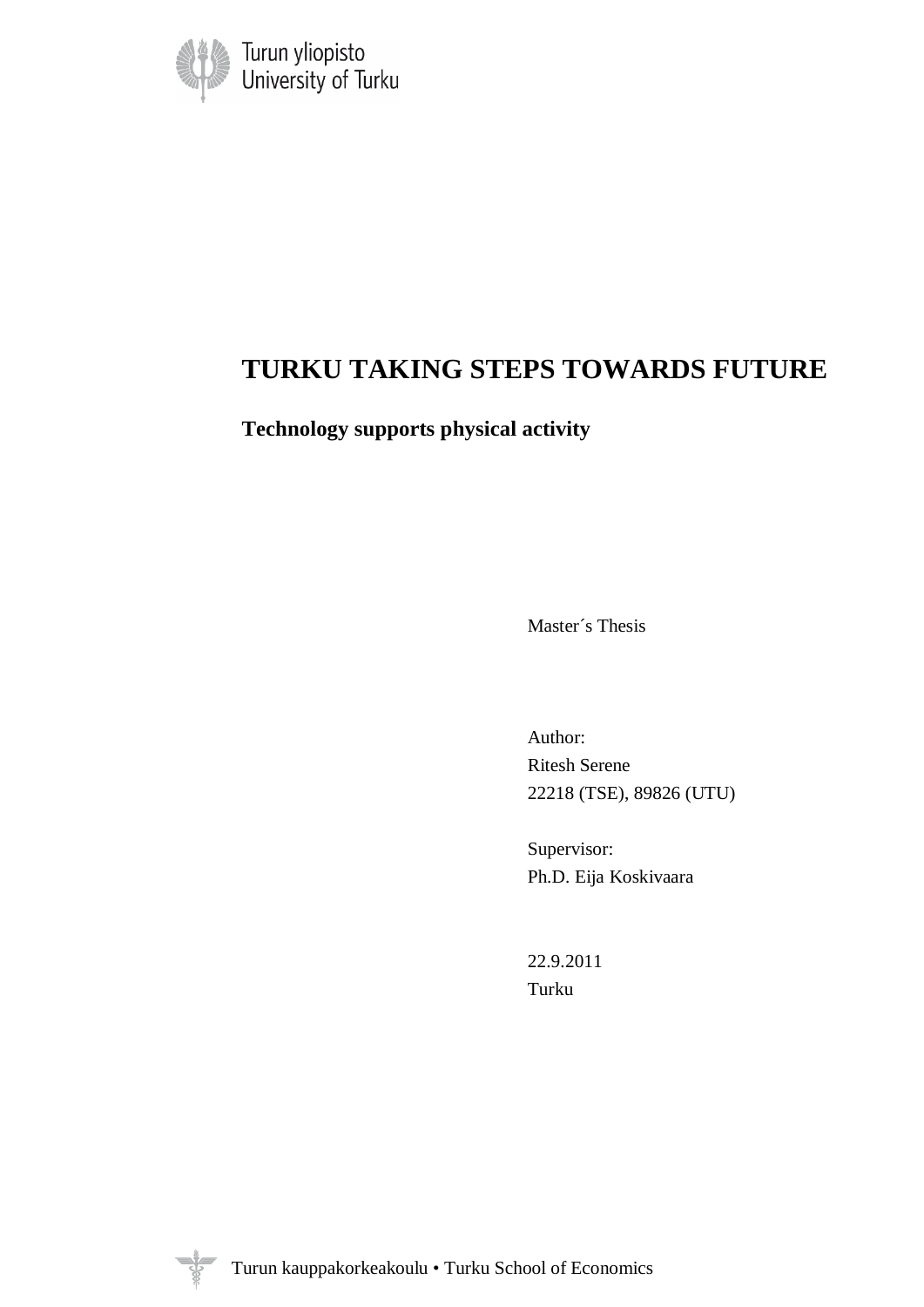Turun yliopisto
University of Turku

# TURKU TAKING STEPS TOWARDS FUTURE

## Technology supports physical activity

Master´s Thesis

Author:
Ritesh Serene
22218 (TSE), 89826 (UTU)

Supervisor:
Ph.D. Eija Koskivaara

22.9.2011
Turku

Turun kauppakorkeakoulu • Turku School of Economics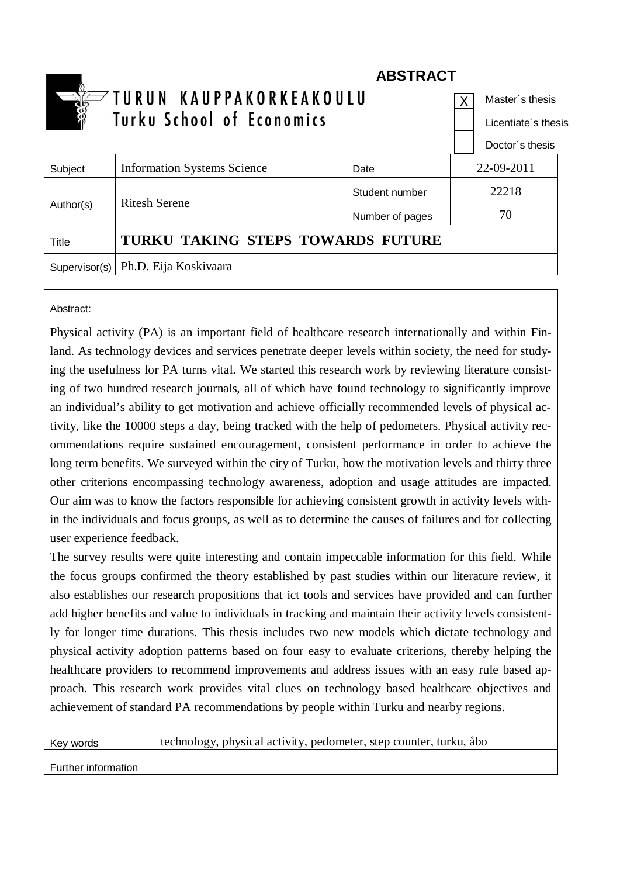# ABSTRACT

TURUN KAUPPAKORKEAKOULU
Turku School of Economics

| | |
|---|---|
| X | Master´s thesis |
| | Licentiate´s thesis |
| | Doctor´s thesis |

| | | | |
|---|---|---|---|
| Subject | Information Systems Science | Date | 22-09-2011 |
| Author(s) | Ritesh Serene | Student number | 22218 |
| | | Number of pages | 70 |
| Title | **TURKU TAKING STEPS TOWARDS FUTURE** | | |
| Supervisor(s) | Ph.D. Eija Koskivaara | | |

Abstract:

Physical activity (PA) is an important field of healthcare research internationally and within Finland. As technology devices and services penetrate deeper levels within society, the need for studying the usefulness for PA turns vital. We started this research work by reviewing literature consisting of two hundred research journals, all of which have found technology to significantly improve an individual's ability to get motivation and achieve officially recommended levels of physical activity, like the 10000 steps a day, being tracked with the help of pedometers. Physical activity recommendations require sustained encouragement, consistent performance in order to achieve the long term benefits. We surveyed within the city of Turku, how the motivation levels and thirty three other criterions encompassing technology awareness, adoption and usage attitudes are impacted. Our aim was to know the factors responsible for achieving consistent growth in activity levels within the individuals and focus groups, as well as to determine the causes of failures and for collecting user experience feedback.

The survey results were quite interesting and contain impeccable information for this field. While the focus groups confirmed the theory established by past studies within our literature review, it also establishes our research propositions that ict tools and services have provided and can further add higher benefits and value to individuals in tracking and maintain their activity levels consistently for longer time durations. This thesis includes two new models which dictate technology and physical activity adoption patterns based on four easy to evaluate criterions, thereby helping the healthcare providers to recommend improvements and address issues with an easy rule based approach. This research work provides vital clues on technology based healthcare objectives and achievement of standard PA recommendations by people within Turku and nearby regions.

| | |
|---|---|
| Key words | technology, physical activity, pedometer, step counter, turku, åbo |
| Further information | |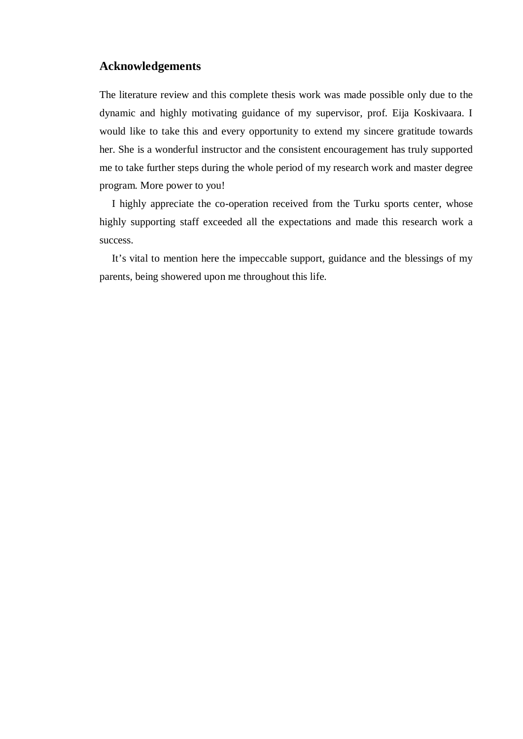## Acknowledgements

The literature review and this complete thesis work was made possible only due to the dynamic and highly motivating guidance of my supervisor, prof. Eija Koskivaara. I would like to take this and every opportunity to extend my sincere gratitude towards her. She is a wonderful instructor and the consistent encouragement has truly supported me to take further steps during the whole period of my research work and master degree program. More power to you!

I highly appreciate the co-operation received from the Turku sports center, whose highly supporting staff exceeded all the expectations and made this research work a success.

It's vital to mention here the impeccable support, guidance and the blessings of my parents, being showered upon me throughout this life.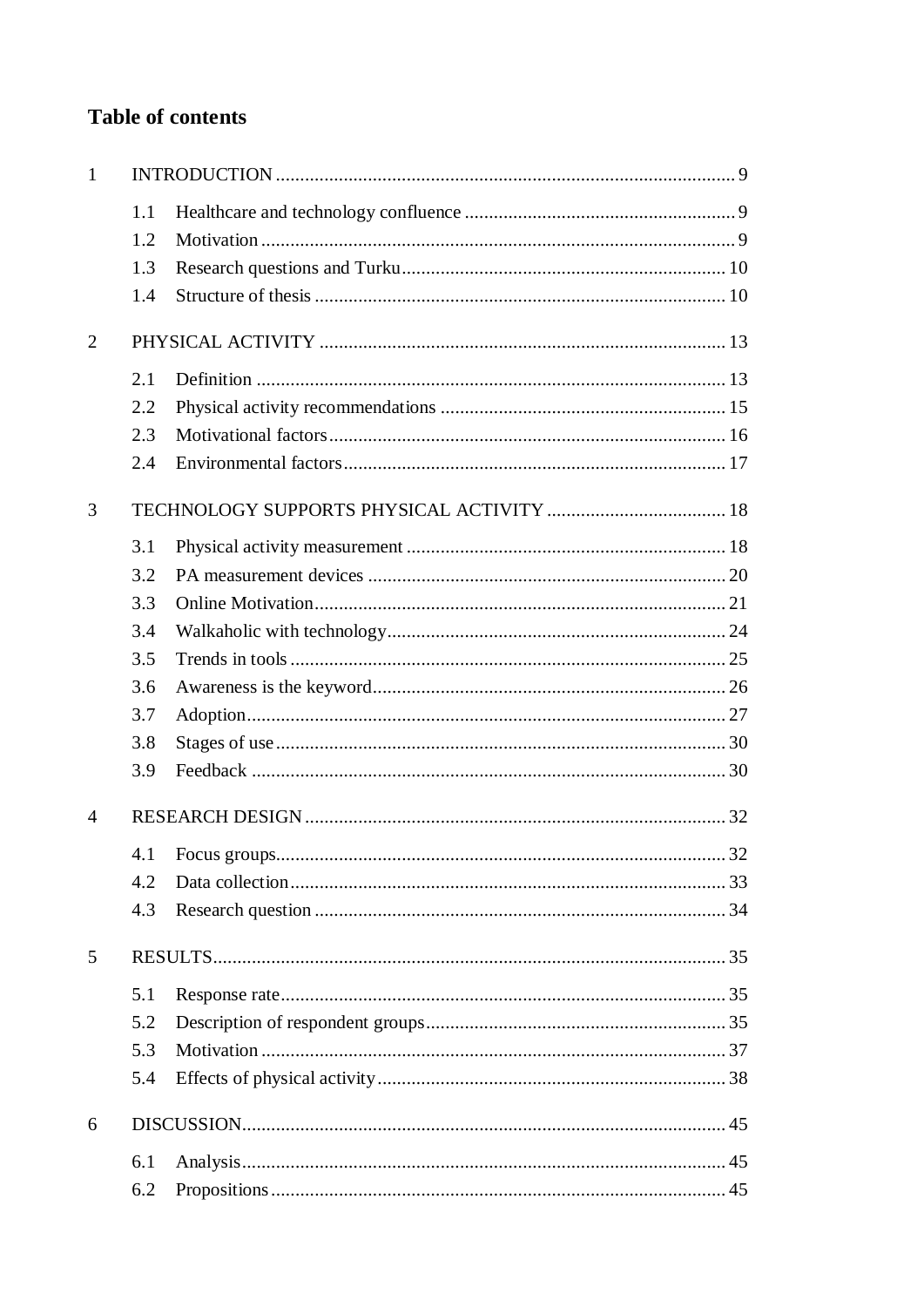# Table of contents

1 INTRODUCTION ... 9

- 1.1 Healthcare and technology confluence ... 9
- 1.2 Motivation ... 9
- 1.3 Research questions and Turku ... 10
- 1.4 Structure of thesis ... 10

2 PHYSICAL ACTIVITY ... 13

- 2.1 Definition ... 13
- 2.2 Physical activity recommendations ... 15
- 2.3 Motivational factors ... 16
- 2.4 Environmental factors ... 17

3 TECHNOLOGY SUPPORTS PHYSICAL ACTIVITY ... 18

- 3.1 Physical activity measurement ... 18
- 3.2 PA measurement devices ... 20
- 3.3 Online Motivation ... 21
- 3.4 Walkaholic with technology ... 24
- 3.5 Trends in tools ... 25
- 3.6 Awareness is the keyword ... 26
- 3.7 Adoption ... 27
- 3.8 Stages of use ... 30
- 3.9 Feedback ... 30

4 RESEARCH DESIGN ... 32

- 4.1 Focus groups ... 32
- 4.2 Data collection ... 33
- 4.3 Research question ... 34

5 RESULTS ... 35

- 5.1 Response rate ... 35
- 5.2 Description of respondent groups ... 35
- 5.3 Motivation ... 37
- 5.4 Effects of physical activity ... 38

6 DISCUSSION ... 45

- 6.1 Analysis ... 45
- 6.2 Propositions ... 45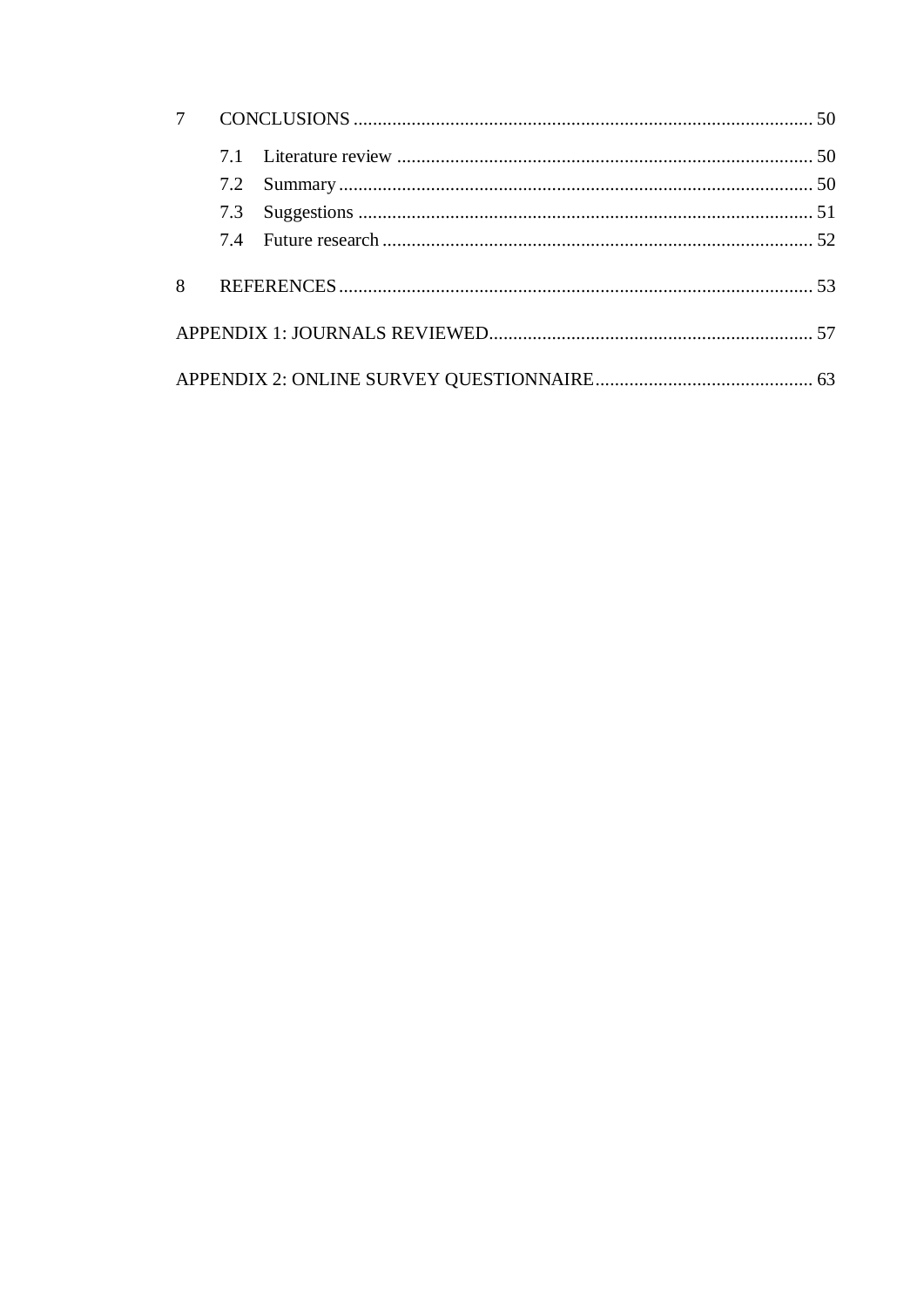7 CONCLUSIONS ... 50

- 7.1 Literature review ... 50
- 7.2 Summary ... 50
- 7.3 Suggestions ... 51
- 7.4 Future research ... 52

8 REFERENCES ... 53

APPENDIX 1: JOURNALS REVIEWED ... 57

APPENDIX 2: ONLINE SURVEY QUESTIONNAIRE ... 63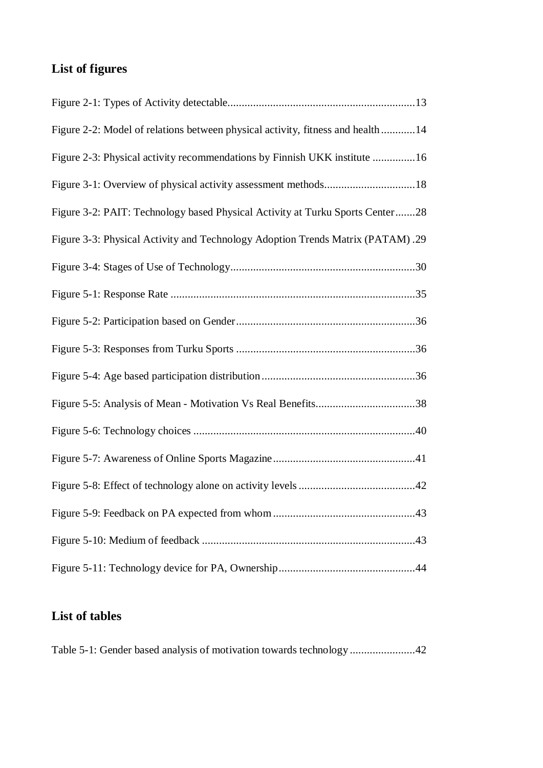## List of figures

Figure 2-1: Types of Activity detectable.................................................................13

Figure 2-2: Model of relations between physical activity, fitness and health............14

Figure 2-3: Physical activity recommendations by Finnish UKK institute ...............16

Figure 3-1: Overview of physical activity assessment methods................................18

Figure 3-2: PAIT: Technology based Physical Activity at Turku Sports Center.......28

Figure 3-3: Physical Activity and Technology Adoption Trends Matrix (PATAM) .29

Figure 3-4: Stages of Use of Technology.................................................................30

Figure 5-1: Response Rate ......................................................................................35

Figure 5-2: Participation based on Gender...............................................................36

Figure 5-3: Responses from Turku Sports ...............................................................36

Figure 5-4: Age based participation distribution......................................................36

Figure 5-5: Analysis of Mean - Motivation Vs Real Benefits...................................38

Figure 5-6: Technology choices ..............................................................................40

Figure 5-7: Awareness of Online Sports Magazine..................................................41

Figure 5-8: Effect of technology alone on activity levels .........................................42

Figure 5-9: Feedback on PA expected from whom ..................................................43

Figure 5-10: Medium of feedback ...........................................................................43

Figure 5-11: Technology device for PA, Ownership................................................44

## List of tables

Table 5-1: Gender based analysis of motivation towards technology .......................42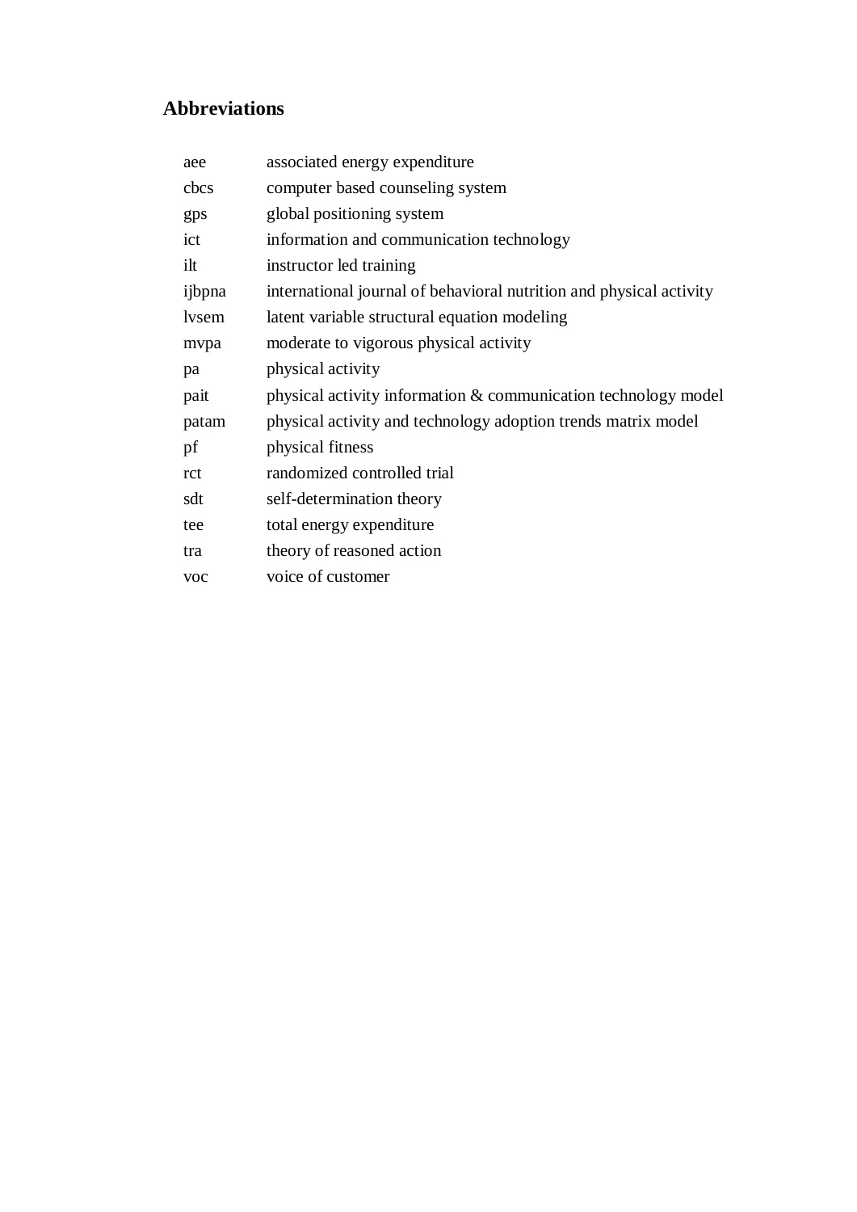## Abbreviations

| | |
|---|---|
| aee | associated energy expenditure |
| cbcs | computer based counseling system |
| gps | global positioning system |
| ict | information and communication technology |
| ilt | instructor led training |
| ijbpna | international journal of behavioral nutrition and physical activity |
| lvsem | latent variable structural equation modeling |
| mvpa | moderate to vigorous physical activity |
| pa | physical activity |
| pait | physical activity information & communication technology model |
| patam | physical activity and technology adoption trends matrix model |
| pf | physical fitness |
| rct | randomized controlled trial |
| sdt | self-determination theory |
| tee | total energy expenditure |
| tra | theory of reasoned action |
| voc | voice of customer |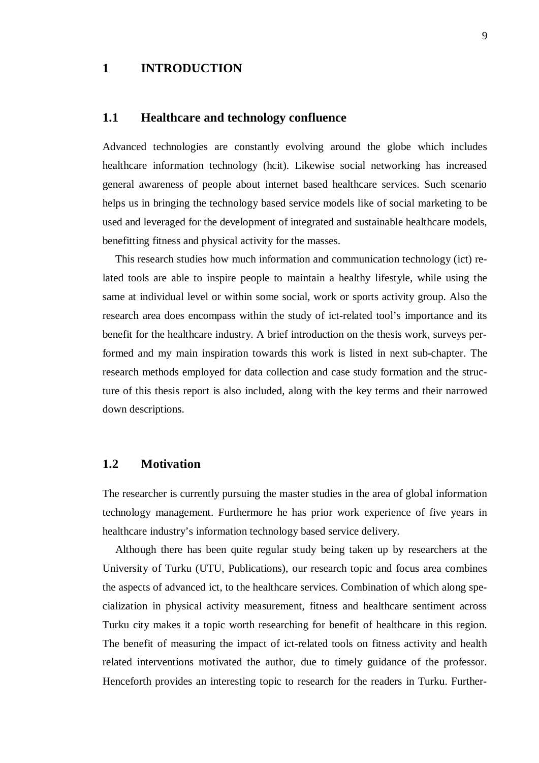# 1 INTRODUCTION

## 1.1 Healthcare and technology confluence

Advanced technologies are constantly evolving around the globe which includes healthcare information technology (hcit). Likewise social networking has increased general awareness of people about internet based healthcare services. Such scenario helps us in bringing the technology based service models like of social marketing to be used and leveraged for the development of integrated and sustainable healthcare models, benefitting fitness and physical activity for the masses.

This research studies how much information and communication technology (ict) related tools are able to inspire people to maintain a healthy lifestyle, while using the same at individual level or within some social, work or sports activity group. Also the research area does encompass within the study of ict-related tool's importance and its benefit for the healthcare industry. A brief introduction on the thesis work, surveys performed and my main inspiration towards this work is listed in next sub-chapter. The research methods employed for data collection and case study formation and the structure of this thesis report is also included, along with the key terms and their narrowed down descriptions.

## 1.2 Motivation

The researcher is currently pursuing the master studies in the area of global information technology management. Furthermore he has prior work experience of five years in healthcare industry's information technology based service delivery.

Although there has been quite regular study being taken up by researchers at the University of Turku (UTU, Publications), our research topic and focus area combines the aspects of advanced ict, to the healthcare services. Combination of which along specialization in physical activity measurement, fitness and healthcare sentiment across Turku city makes it a topic worth researching for benefit of healthcare in this region. The benefit of measuring the impact of ict-related tools on fitness activity and health related interventions motivated the author, due to timely guidance of the professor. Henceforth provides an interesting topic to research for the readers in Turku. Further-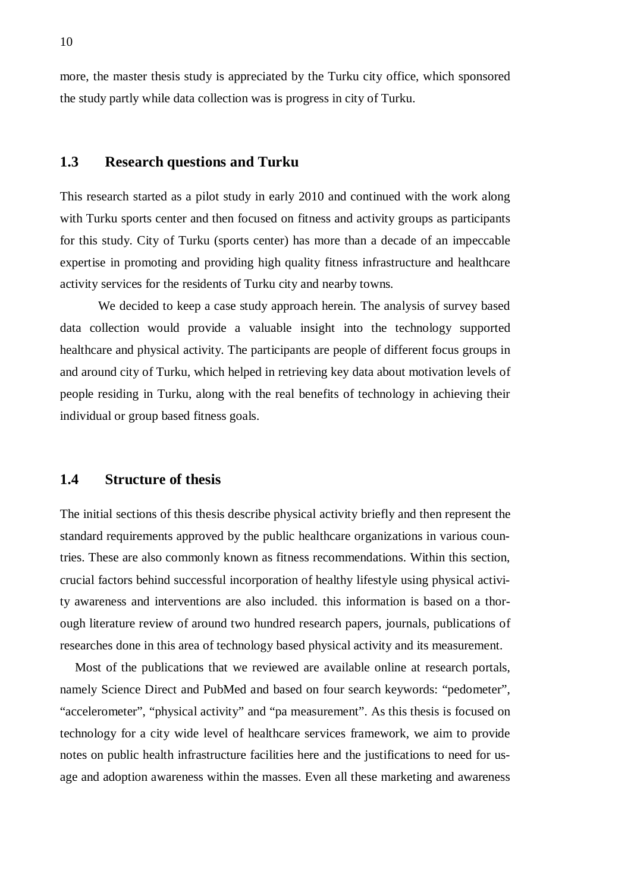more, the master thesis study is appreciated by the Turku city office, which sponsored the study partly while data collection was is progress in city of Turku.

## 1.3 Research questions and Turku

This research started as a pilot study in early 2010 and continued with the work along with Turku sports center and then focused on fitness and activity groups as participants for this study. City of Turku (sports center) has more than a decade of an impeccable expertise in promoting and providing high quality fitness infrastructure and healthcare activity services for the residents of Turku city and nearby towns.

We decided to keep a case study approach herein. The analysis of survey based data collection would provide a valuable insight into the technology supported healthcare and physical activity. The participants are people of different focus groups in and around city of Turku, which helped in retrieving key data about motivation levels of people residing in Turku, along with the real benefits of technology in achieving their individual or group based fitness goals.

## 1.4 Structure of thesis

The initial sections of this thesis describe physical activity briefly and then represent the standard requirements approved by the public healthcare organizations in various countries. These are also commonly known as fitness recommendations. Within this section, crucial factors behind successful incorporation of healthy lifestyle using physical activity awareness and interventions are also included. this information is based on a thorough literature review of around two hundred research papers, journals, publications of researches done in this area of technology based physical activity and its measurement.

Most of the publications that we reviewed are available online at research portals, namely Science Direct and PubMed and based on four search keywords: "pedometer", "accelerometer", "physical activity" and "pa measurement". As this thesis is focused on technology for a city wide level of healthcare services framework, we aim to provide notes on public health infrastructure facilities here and the justifications to need for usage and adoption awareness within the masses. Even all these marketing and awareness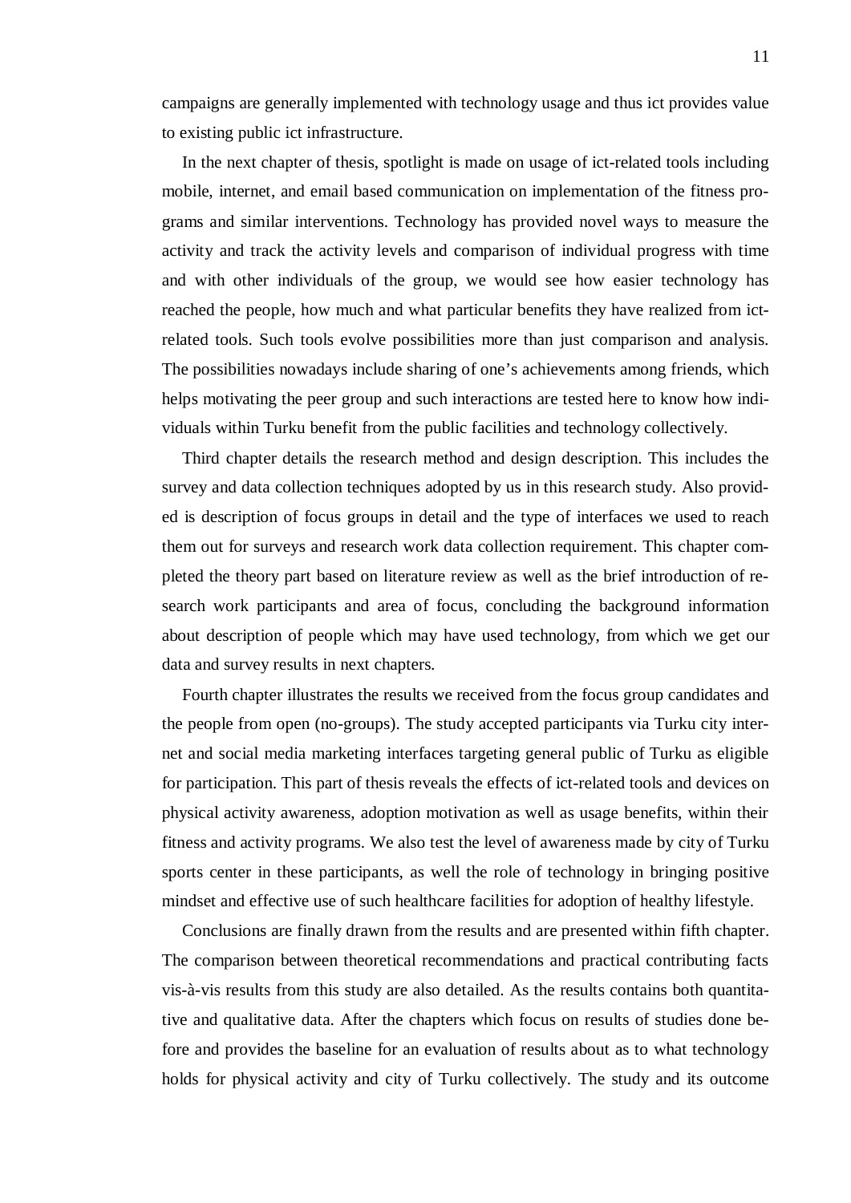campaigns are generally implemented with technology usage and thus ict provides value to existing public ict infrastructure.

In the next chapter of thesis, spotlight is made on usage of ict-related tools including mobile, internet, and email based communication on implementation of the fitness programs and similar interventions. Technology has provided novel ways to measure the activity and track the activity levels and comparison of individual progress with time and with other individuals of the group, we would see how easier technology has reached the people, how much and what particular benefits they have realized from ict-related tools. Such tools evolve possibilities more than just comparison and analysis. The possibilities nowadays include sharing of one's achievements among friends, which helps motivating the peer group and such interactions are tested here to know how individuals within Turku benefit from the public facilities and technology collectively.

Third chapter details the research method and design description. This includes the survey and data collection techniques adopted by us in this research study. Also provided is description of focus groups in detail and the type of interfaces we used to reach them out for surveys and research work data collection requirement. This chapter completed the theory part based on literature review as well as the brief introduction of research work participants and area of focus, concluding the background information about description of people which may have used technology, from which we get our data and survey results in next chapters.

Fourth chapter illustrates the results we received from the focus group candidates and the people from open (no-groups). The study accepted participants via Turku city internet and social media marketing interfaces targeting general public of Turku as eligible for participation. This part of thesis reveals the effects of ict-related tools and devices on physical activity awareness, adoption motivation as well as usage benefits, within their fitness and activity programs. We also test the level of awareness made by city of Turku sports center in these participants, as well the role of technology in bringing positive mindset and effective use of such healthcare facilities for adoption of healthy lifestyle.

Conclusions are finally drawn from the results and are presented within fifth chapter. The comparison between theoretical recommendations and practical contributing facts vis-à-vis results from this study are also detailed. As the results contains both quantitative and qualitative data. After the chapters which focus on results of studies done before and provides the baseline for an evaluation of results about as to what technology holds for physical activity and city of Turku collectively. The study and its outcome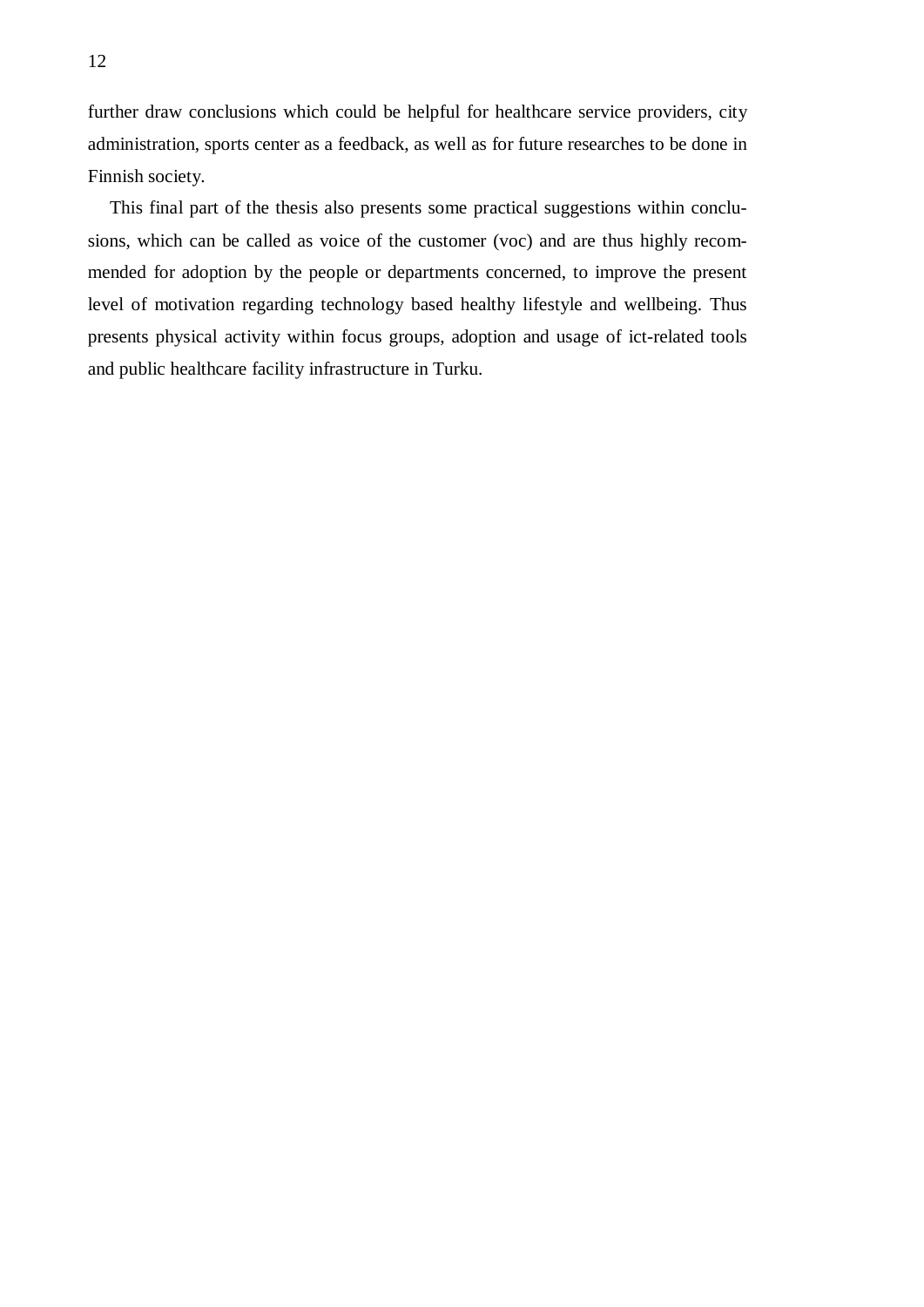further draw conclusions which could be helpful for healthcare service providers, city administration, sports center as a feedback, as well as for future researches to be done in Finnish society.

This final part of the thesis also presents some practical suggestions within conclusions, which can be called as voice of the customer (voc) and are thus highly recommended for adoption by the people or departments concerned, to improve the present level of motivation regarding technology based healthy lifestyle and wellbeing. Thus presents physical activity within focus groups, adoption and usage of ict-related tools and public healthcare facility infrastructure in Turku.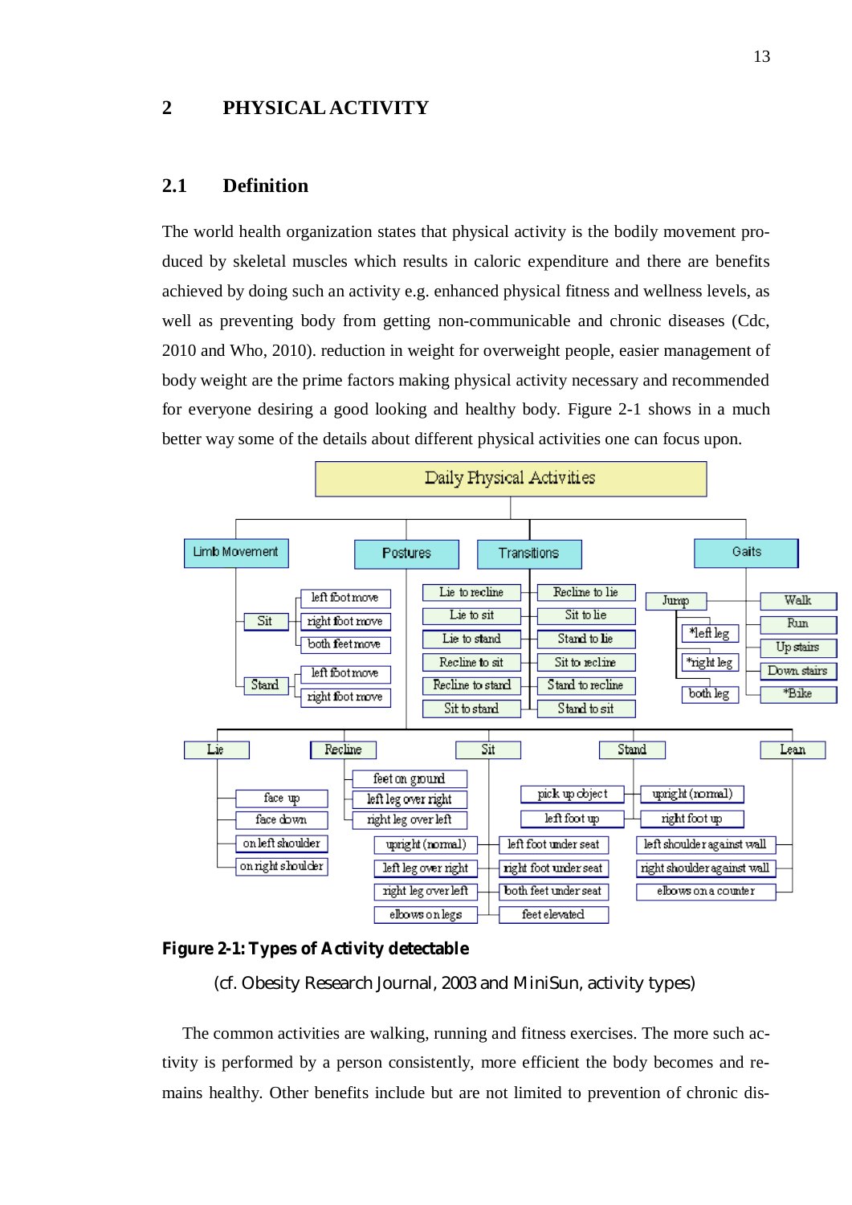# 2 PHYSICAL ACTIVITY

## 2.1 Definition

The world health organization states that physical activity is the bodily movement produced by skeletal muscles which results in caloric expenditure and there are benefits achieved by doing such an activity e.g. enhanced physical fitness and wellness levels, as well as preventing body from getting non-communicable and chronic diseases (Cdc, 2010 and Who, 2010). reduction in weight for overweight people, easier management of body weight are the prime factors making physical activity necessary and recommended for everyone desiring a good looking and healthy body. Figure 2-1 shows in a much better way some of the details about different physical activities one can focus upon.

Daily Physical Activities

- Limb Movement
  - Sit: left foot move, right foot move, both feet move
  - Stand: left foot move, right foot move
- Postures
- Transitions: Lie to recline, Lie to sit, Lie to stand, Recline to sit, Recline to stand, Sit to stand, Recline to lie, Sit to lie, Stand to lie, Sit to recline, Stand to recline, Stand to sit
- Gaits
  - Jump: *left leg, *right leg, both leg
  - Walk, Run, Up stairs, Down stairs, *Bike

Postures:

- Lie: face up, face down, on left shoulder, on right shoulder
- Recline: feet on ground, left leg over right, right leg over left
- Sit: upright (normal), left leg over right, right leg over left, elbows on legs, left foot under seat, right foot under seat, both feet under seat, feet elevated
- Stand: pick up object, left foot up, upright (normal), right foot up
- Lean: left shoulder against wall, right shoulder against wall, elbows on a counter

**Figure 2-1: Types of Activity detectable**

(cf. Obesity Research Journal, 2003 and MiniSun, activity types)

The common activities are walking, running and fitness exercises. The more such activity is performed by a person consistently, more efficient the body becomes and remains healthy. Other benefits include but are not limited to prevention of chronic dis-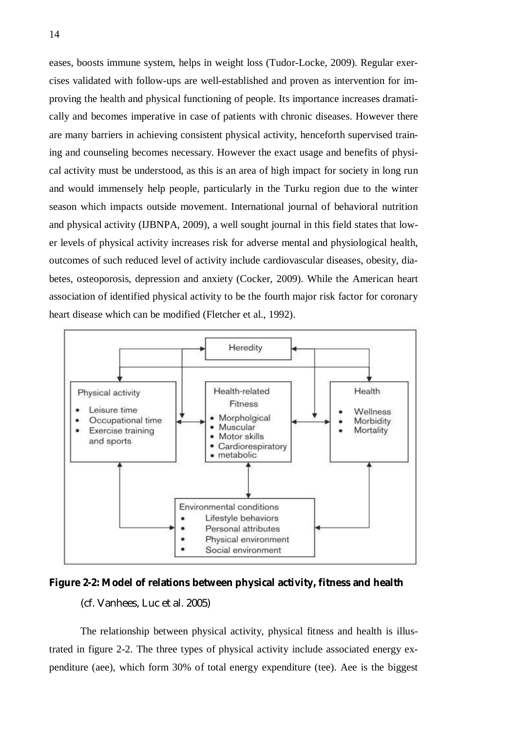eases, boosts immune system, helps in weight loss (Tudor-Locke, 2009). Regular exercises validated with follow-ups are well-established and proven as intervention for improving the health and physical functioning of people. Its importance increases dramatically and becomes imperative in case of patients with chronic diseases. However there are many barriers in achieving consistent physical activity, henceforth supervised training and counseling becomes necessary. However the exact usage and benefits of physical activity must be understood, as this is an area of high impact for society in long run and would immensely help people, particularly in the Turku region due to the winter season which impacts outside movement. International journal of behavioral nutrition and physical activity (IJBNPA, 2009), a well sought journal in this field states that lower levels of physical activity increases risk for adverse mental and physiological health, outcomes of such reduced level of activity include cardiovascular diseases, obesity, diabetes, osteoporosis, depression and anxiety (Cocker, 2009). While the American heart association of identified physical activity to be the fourth major risk factor for coronary heart disease which can be modified (Fletcher et al., 1992).

**Figure 2-2: Model of relations between physical activity, fitness and health**

(cf. Vanhees, Luc et al. 2005)

The relationship between physical activity, physical fitness and health is illustrated in figure 2-2. The three types of physical activity include associated energy expenditure (aee), which form 30% of total energy expenditure (tee). Aee is the biggest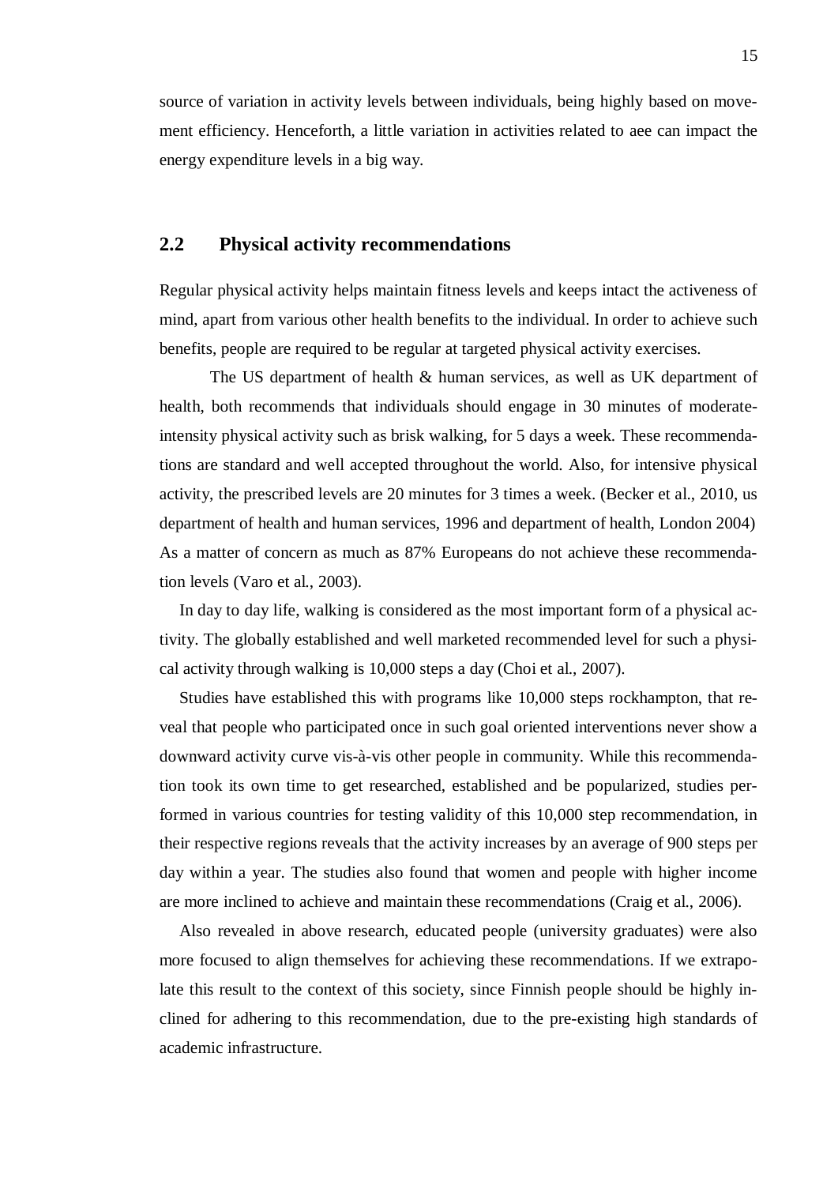source of variation in activity levels between individuals, being highly based on movement efficiency. Henceforth, a little variation in activities related to aee can impact the energy expenditure levels in a big way.

## 2.2 Physical activity recommendations

Regular physical activity helps maintain fitness levels and keeps intact the activeness of mind, apart from various other health benefits to the individual. In order to achieve such benefits, people are required to be regular at targeted physical activity exercises.

The US department of health & human services, as well as UK department of health, both recommends that individuals should engage in 30 minutes of moderate-intensity physical activity such as brisk walking, for 5 days a week. These recommendations are standard and well accepted throughout the world. Also, for intensive physical activity, the prescribed levels are 20 minutes for 3 times a week. (Becker et al., 2010, us department of health and human services, 1996 and department of health, London 2004) As a matter of concern as much as 87% Europeans do not achieve these recommendation levels (Varo et al., 2003).

In day to day life, walking is considered as the most important form of a physical activity. The globally established and well marketed recommended level for such a physical activity through walking is 10,000 steps a day (Choi et al., 2007).

Studies have established this with programs like 10,000 steps rockhampton, that reveal that people who participated once in such goal oriented interventions never show a downward activity curve vis-à-vis other people in community. While this recommendation took its own time to get researched, established and be popularized, studies performed in various countries for testing validity of this 10,000 step recommendation, in their respective regions reveals that the activity increases by an average of 900 steps per day within a year. The studies also found that women and people with higher income are more inclined to achieve and maintain these recommendations (Craig et al., 2006).

Also revealed in above research, educated people (university graduates) were also more focused to align themselves for achieving these recommendations. If we extrapolate this result to the context of this society, since Finnish people should be highly inclined for adhering to this recommendation, due to the pre-existing high standards of academic infrastructure.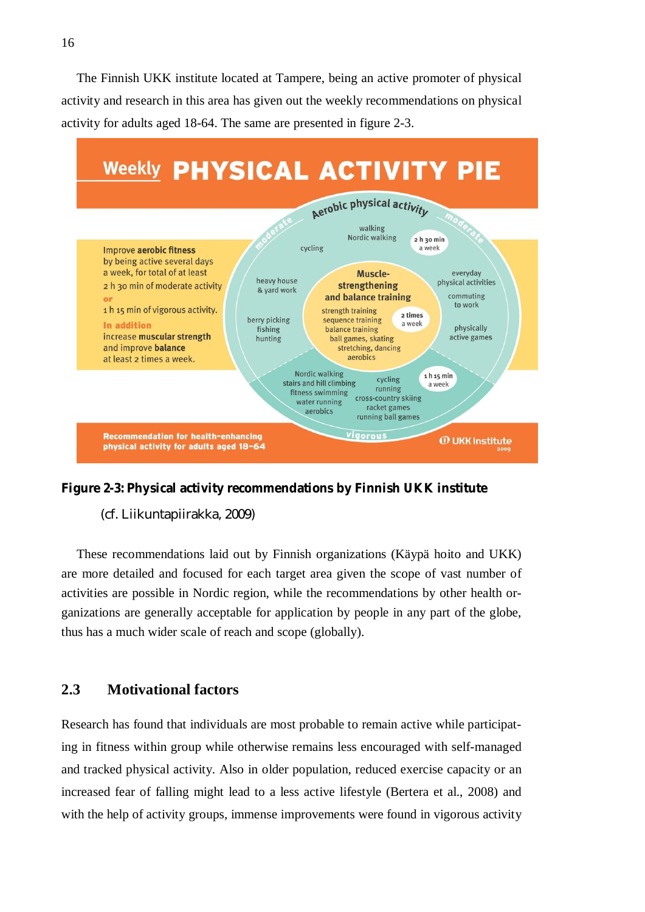The Finnish UKK institute located at Tampere, being an active promoter of physical activity and research in this area has given out the weekly recommendations on physical activity for adults aged 18-64. The same are presented in figure 2-3.

**Figure 2-3: Physical activity recommendations by Finnish UKK institute**

(cf. Liikuntapiirakka, 2009)

These recommendations laid out by Finnish organizations (Käypä hoito and UKK) are more detailed and focused for each target area given the scope of vast number of activities are possible in Nordic region, while the recommendations by other health organizations are generally acceptable for application by people in any part of the globe, thus has a much wider scale of reach and scope (globally).

## 2.3 Motivational factors

Research has found that individuals are most probable to remain active while participating in fitness within group while otherwise remains less encouraged with self-managed and tracked physical activity. Also in older population, reduced exercise capacity or an increased fear of falling might lead to a less active lifestyle (Bertera et al., 2008) and with the help of activity groups, immense improvements were found in vigorous activity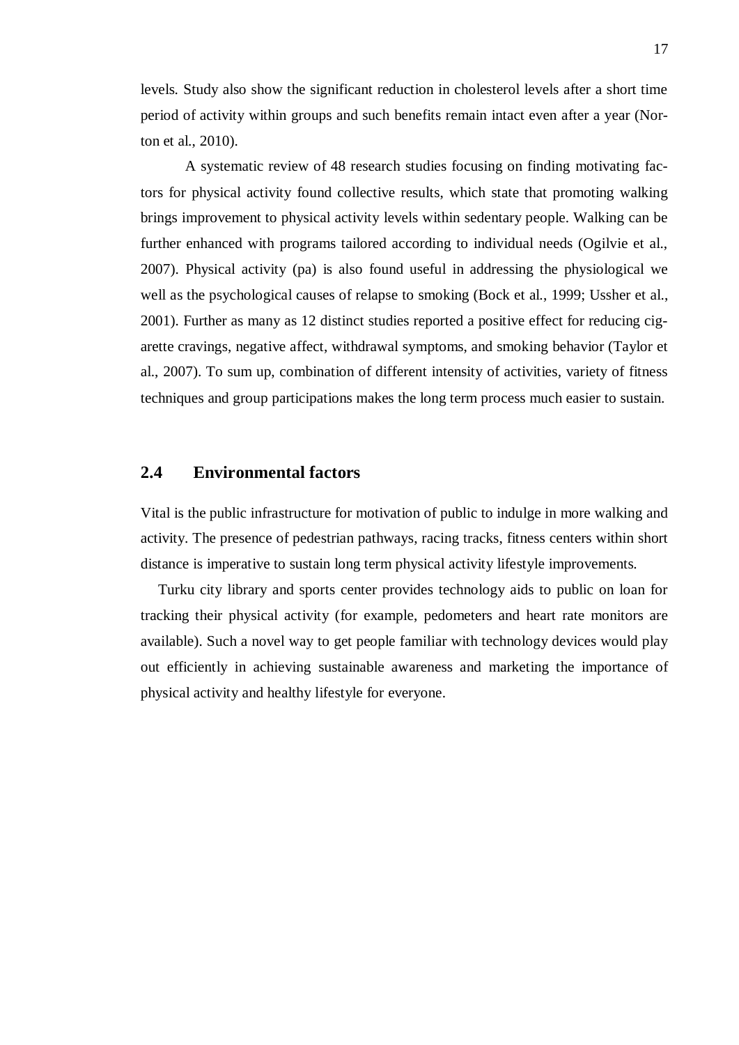levels. Study also show the significant reduction in cholesterol levels after a short time period of activity within groups and such benefits remain intact even after a year (Norton et al., 2010).

A systematic review of 48 research studies focusing on finding motivating factors for physical activity found collective results, which state that promoting walking brings improvement to physical activity levels within sedentary people. Walking can be further enhanced with programs tailored according to individual needs (Ogilvie et al., 2007). Physical activity (pa) is also found useful in addressing the physiological we well as the psychological causes of relapse to smoking (Bock et al., 1999; Ussher et al., 2001). Further as many as 12 distinct studies reported a positive effect for reducing cigarette cravings, negative affect, withdrawal symptoms, and smoking behavior (Taylor et al., 2007). To sum up, combination of different intensity of activities, variety of fitness techniques and group participations makes the long term process much easier to sustain.

## 2.4 Environmental factors

Vital is the public infrastructure for motivation of public to indulge in more walking and activity. The presence of pedestrian pathways, racing tracks, fitness centers within short distance is imperative to sustain long term physical activity lifestyle improvements.

Turku city library and sports center provides technology aids to public on loan for tracking their physical activity (for example, pedometers and heart rate monitors are available). Such a novel way to get people familiar with technology devices would play out efficiently in achieving sustainable awareness and marketing the importance of physical activity and healthy lifestyle for everyone.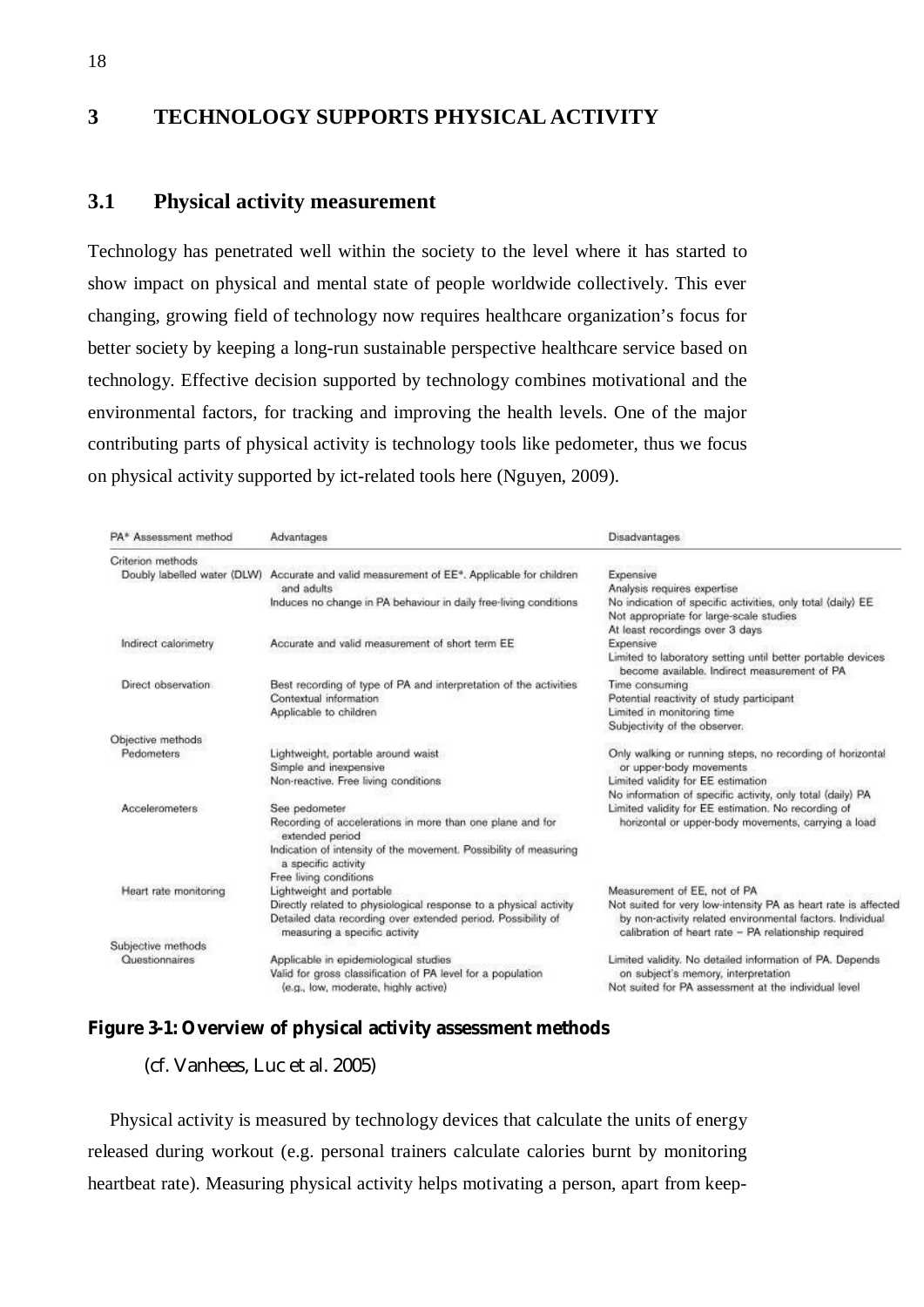# 3 TECHNOLOGY SUPPORTS PHYSICAL ACTIVITY

## 3.1 Physical activity measurement

Technology has penetrated well within the society to the level where it has started to show impact on physical and mental state of people worldwide collectively. This ever changing, growing field of technology now requires healthcare organization's focus for better society by keeping a long-run sustainable perspective healthcare service based on technology. Effective decision supported by technology combines motivational and the environmental factors, for tracking and improving the health levels. One of the major contributing parts of physical activity is technology tools like pedometer, thus we focus on physical activity supported by ict-related tools here (Nguyen, 2009).

| PA* Assessment method | Advantages | Disadvantages |
|---|---|---|
| Criterion methods | | |
| Doubly labelled water (DLW) | Accurate and valid measurement of EE*. Applicable for children and adults<br>Induces no change in PA behaviour in daily free-living conditions | Expensive<br>Analysis requires expertise<br>No indication of specific activities, only total (daily) EE<br>Not appropriate for large-scale studies<br>At least recordings over 3 days |
| Indirect calorimetry | Accurate and valid measurement of short term EE | Expensive<br>Limited to laboratory setting until better portable devices become available. Indirect measurement of PA |
| Direct observation | Best recording of type of PA and interpretation of the activities<br>Contextual information<br>Applicable to children | Time consuming<br>Potential reactivity of study participant<br>Limited in monitoring time<br>Subjectivity of the observer. |
| Objective methods | | |
| Pedometers | Lightweight, portable around waist<br>Simple and inexpensive<br>Non-reactive. Free living conditions | Only walking or running steps, no recording of horizontal or upper-body movements<br>Limited validity for EE estimation<br>No information of specific activity, only total (daily) PA |
| Accelerometers | See pedometer<br>Recording of accelerations in more than one plane and for extended period<br>Indication of intensity of the movement. Possibility of measuring a specific activity<br>Free living conditions | Limited validity for EE estimation. No recording of horizontal or upper-body movements, carrying a load |
| Heart rate monitoring | Lightweight and portable<br>Directly related to physiological response to a physical activity<br>Detailed data recording over extended period. Possibility of measuring a specific activity | Measurement of EE, not of PA<br>Not suited for very low-intensity PA as heart rate is affected by non-activity related environmental factors. Individual calibration of heart rate – PA relationship required |
| Subjective methods | | |
| Questionnaires | Applicable in epidemiological studies<br>Valid for gross classification of PA level for a population (e.g., low, moderate, highly active) | Limited validity. No detailed information of PA. Depends on subject's memory, interpretation<br>Not suited for PA assessment at the individual level |

**Figure 3-1: Overview of physical activity assessment methods**

(cf. Vanhees, Luc et al. 2005)

Physical activity is measured by technology devices that calculate the units of energy released during workout (e.g. personal trainers calculate calories burnt by monitoring heartbeat rate). Measuring physical activity helps motivating a person, apart from keep-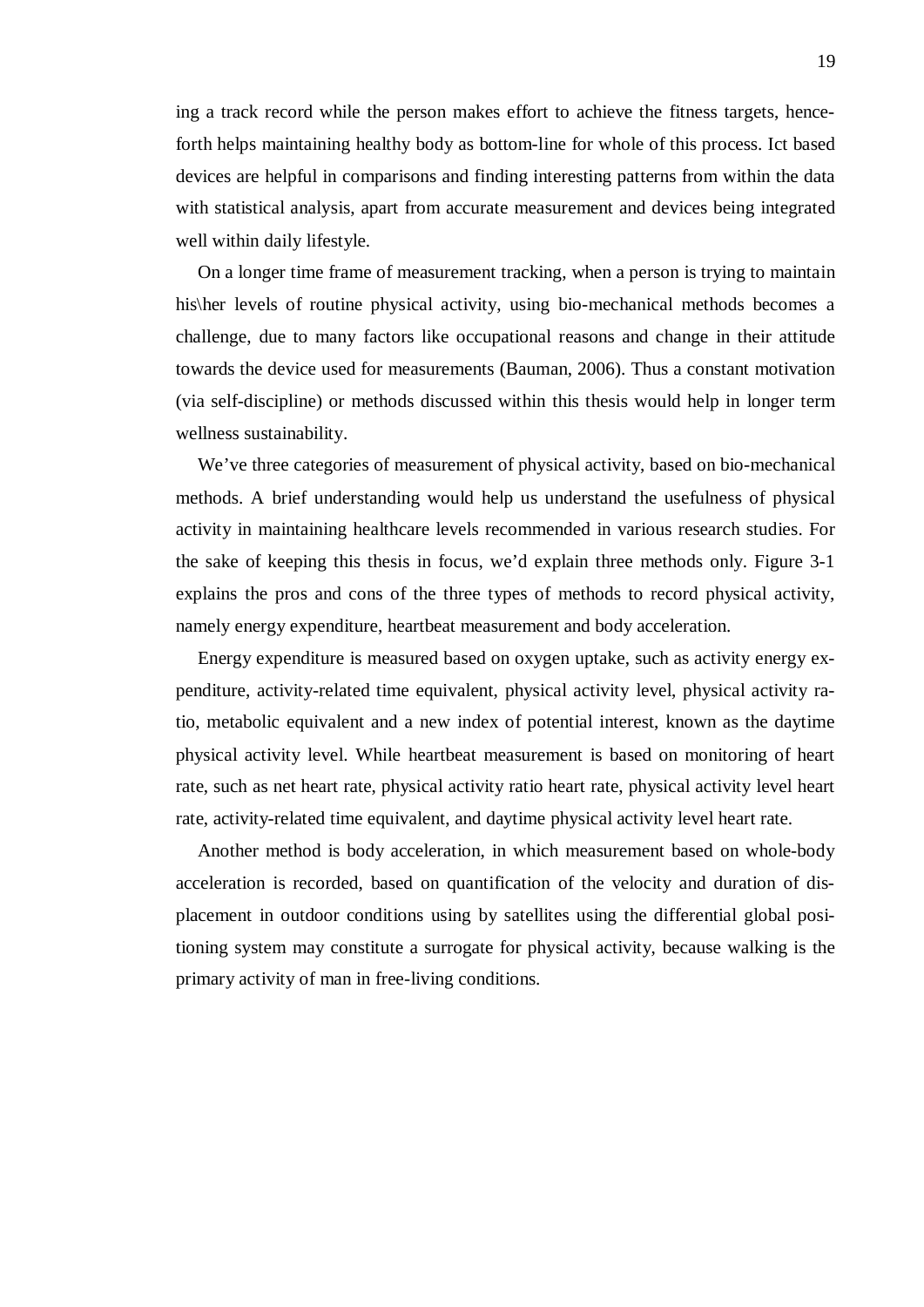ing a track record while the person makes effort to achieve the fitness targets, henceforth helps maintaining healthy body as bottom-line for whole of this process. Ict based devices are helpful in comparisons and finding interesting patterns from within the data with statistical analysis, apart from accurate measurement and devices being integrated well within daily lifestyle.

On a longer time frame of measurement tracking, when a person is trying to maintain his\her levels of routine physical activity, using bio-mechanical methods becomes a challenge, due to many factors like occupational reasons and change in their attitude towards the device used for measurements (Bauman, 2006). Thus a constant motivation (via self-discipline) or methods discussed within this thesis would help in longer term wellness sustainability.

We've three categories of measurement of physical activity, based on bio-mechanical methods. A brief understanding would help us understand the usefulness of physical activity in maintaining healthcare levels recommended in various research studies. For the sake of keeping this thesis in focus, we'd explain three methods only. Figure 3-1 explains the pros and cons of the three types of methods to record physical activity, namely energy expenditure, heartbeat measurement and body acceleration.

Energy expenditure is measured based on oxygen uptake, such as activity energy expenditure, activity-related time equivalent, physical activity level, physical activity ratio, metabolic equivalent and a new index of potential interest, known as the daytime physical activity level. While heartbeat measurement is based on monitoring of heart rate, such as net heart rate, physical activity ratio heart rate, physical activity level heart rate, activity-related time equivalent, and daytime physical activity level heart rate.

Another method is body acceleration, in which measurement based on whole-body acceleration is recorded, based on quantification of the velocity and duration of displacement in outdoor conditions using by satellites using the differential global positioning system may constitute a surrogate for physical activity, because walking is the primary activity of man in free-living conditions.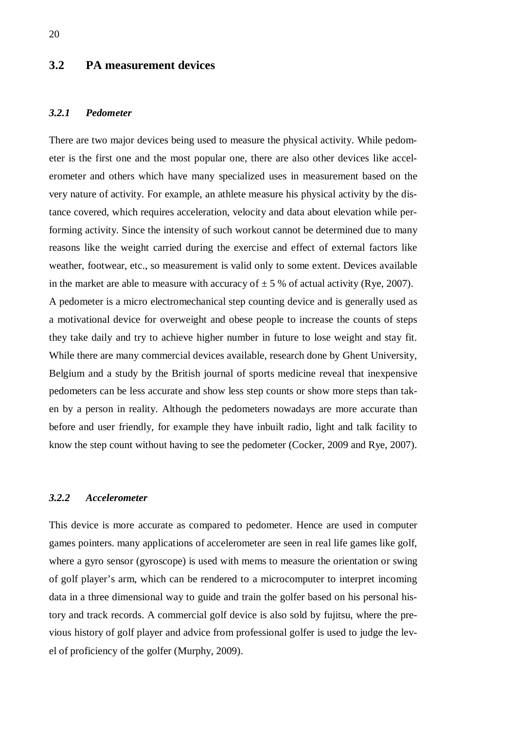## 3.2 PA measurement devices

### *3.2.1 Pedometer*

There are two major devices being used to measure the physical activity. While pedometer is the first one and the most popular one, there are also other devices like accelerometer and others which have many specialized uses in measurement based on the very nature of activity. For example, an athlete measure his physical activity by the distance covered, which requires acceleration, velocity and data about elevation while performing activity. Since the intensity of such workout cannot be determined due to many reasons like the weight carried during the exercise and effect of external factors like weather, footwear, etc., so measurement is valid only to some extent. Devices available in the market are able to measure with accuracy of ± 5 % of actual activity (Rye, 2007).
A pedometer is a micro electromechanical step counting device and is generally used as a motivational device for overweight and obese people to increase the counts of steps they take daily and try to achieve higher number in future to lose weight and stay fit. While there are many commercial devices available, research done by Ghent University, Belgium and a study by the British journal of sports medicine reveal that inexpensive pedometers can be less accurate and show less step counts or show more steps than taken by a person in reality. Although the pedometers nowadays are more accurate than before and user friendly, for example they have inbuilt radio, light and talk facility to know the step count without having to see the pedometer (Cocker, 2009 and Rye, 2007).

### *3.2.2 Accelerometer*

This device is more accurate as compared to pedometer. Hence are used in computer games pointers. many applications of accelerometer are seen in real life games like golf, where a gyro sensor (gyroscope) is used with mems to measure the orientation or swing of golf player's arm, which can be rendered to a microcomputer to interpret incoming data in a three dimensional way to guide and train the golfer based on his personal history and track records. A commercial golf device is also sold by fujitsu, where the previous history of golf player and advice from professional golfer is used to judge the level of proficiency of the golfer (Murphy, 2009).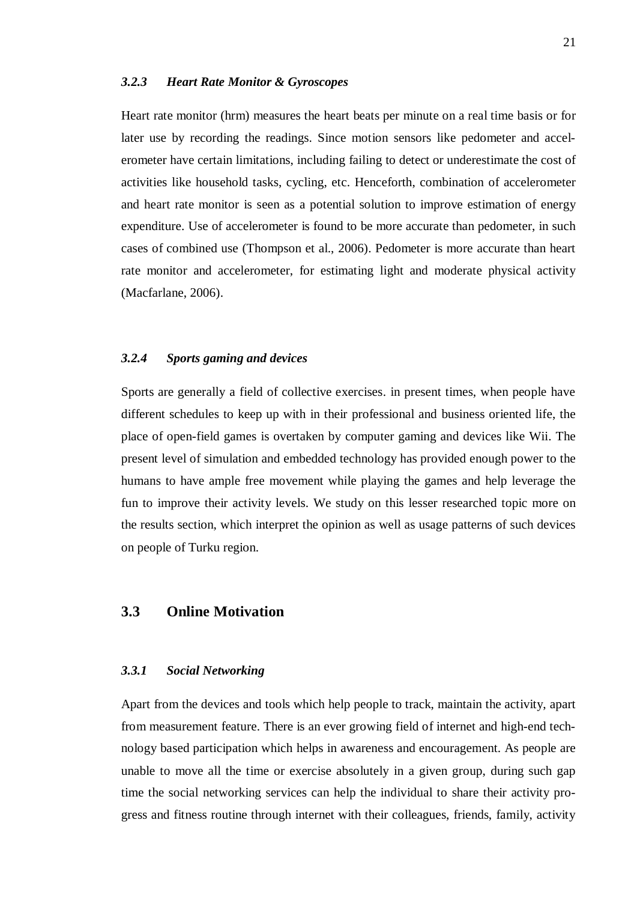### *3.2.3 Heart Rate Monitor & Gyroscopes*

Heart rate monitor (hrm) measures the heart beats per minute on a real time basis or for later use by recording the readings. Since motion sensors like pedometer and accelerometer have certain limitations, including failing to detect or underestimate the cost of activities like household tasks, cycling, etc. Henceforth, combination of accelerometer and heart rate monitor is seen as a potential solution to improve estimation of energy expenditure. Use of accelerometer is found to be more accurate than pedometer, in such cases of combined use (Thompson et al., 2006). Pedometer is more accurate than heart rate monitor and accelerometer, for estimating light and moderate physical activity (Macfarlane, 2006).

### *3.2.4 Sports gaming and devices*

Sports are generally a field of collective exercises. in present times, when people have different schedules to keep up with in their professional and business oriented life, the place of open-field games is overtaken by computer gaming and devices like Wii. The present level of simulation and embedded technology has provided enough power to the humans to have ample free movement while playing the games and help leverage the fun to improve their activity levels. We study on this lesser researched topic more on the results section, which interpret the opinion as well as usage patterns of such devices on people of Turku region.

## 3.3 Online Motivation

### *3.3.1 Social Networking*

Apart from the devices and tools which help people to track, maintain the activity, apart from measurement feature. There is an ever growing field of internet and high-end technology based participation which helps in awareness and encouragement. As people are unable to move all the time or exercise absolutely in a given group, during such gap time the social networking services can help the individual to share their activity progress and fitness routine through internet with their colleagues, friends, family, activity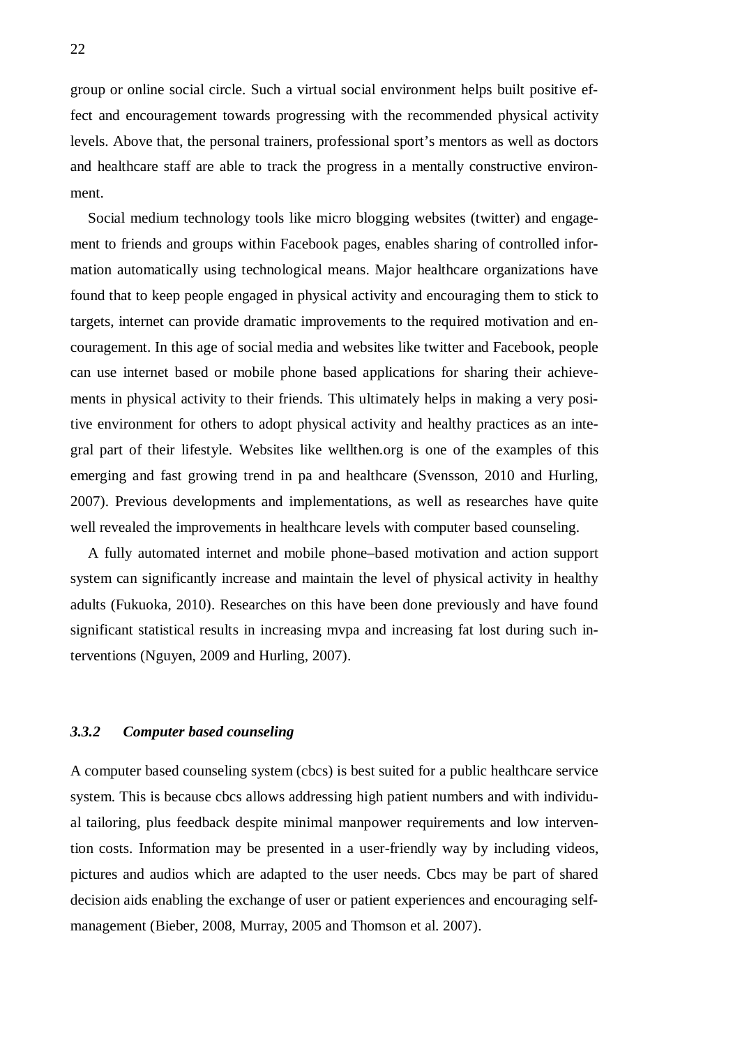group or online social circle. Such a virtual social environment helps built positive effect and encouragement towards progressing with the recommended physical activity levels. Above that, the personal trainers, professional sport's mentors as well as doctors and healthcare staff are able to track the progress in a mentally constructive environment.

Social medium technology tools like micro blogging websites (twitter) and engagement to friends and groups within Facebook pages, enables sharing of controlled information automatically using technological means. Major healthcare organizations have found that to keep people engaged in physical activity and encouraging them to stick to targets, internet can provide dramatic improvements to the required motivation and encouragement. In this age of social media and websites like twitter and Facebook, people can use internet based or mobile phone based applications for sharing their achievements in physical activity to their friends. This ultimately helps in making a very positive environment for others to adopt physical activity and healthy practices as an integral part of their lifestyle. Websites like wellthen.org is one of the examples of this emerging and fast growing trend in pa and healthcare (Svensson, 2010 and Hurling, 2007). Previous developments and implementations, as well as researches have quite well revealed the improvements in healthcare levels with computer based counseling.

A fully automated internet and mobile phone–based motivation and action support system can significantly increase and maintain the level of physical activity in healthy adults (Fukuoka, 2010). Researches on this have been done previously and have found significant statistical results in increasing mvpa and increasing fat lost during such interventions (Nguyen, 2009 and Hurling, 2007).

### *3.3.2 Computer based counseling*

A computer based counseling system (cbcs) is best suited for a public healthcare service system. This is because cbcs allows addressing high patient numbers and with individual tailoring, plus feedback despite minimal manpower requirements and low intervention costs. Information may be presented in a user-friendly way by including videos, pictures and audios which are adapted to the user needs. Cbcs may be part of shared decision aids enabling the exchange of user or patient experiences and encouraging self-management (Bieber, 2008, Murray, 2005 and Thomson et al. 2007).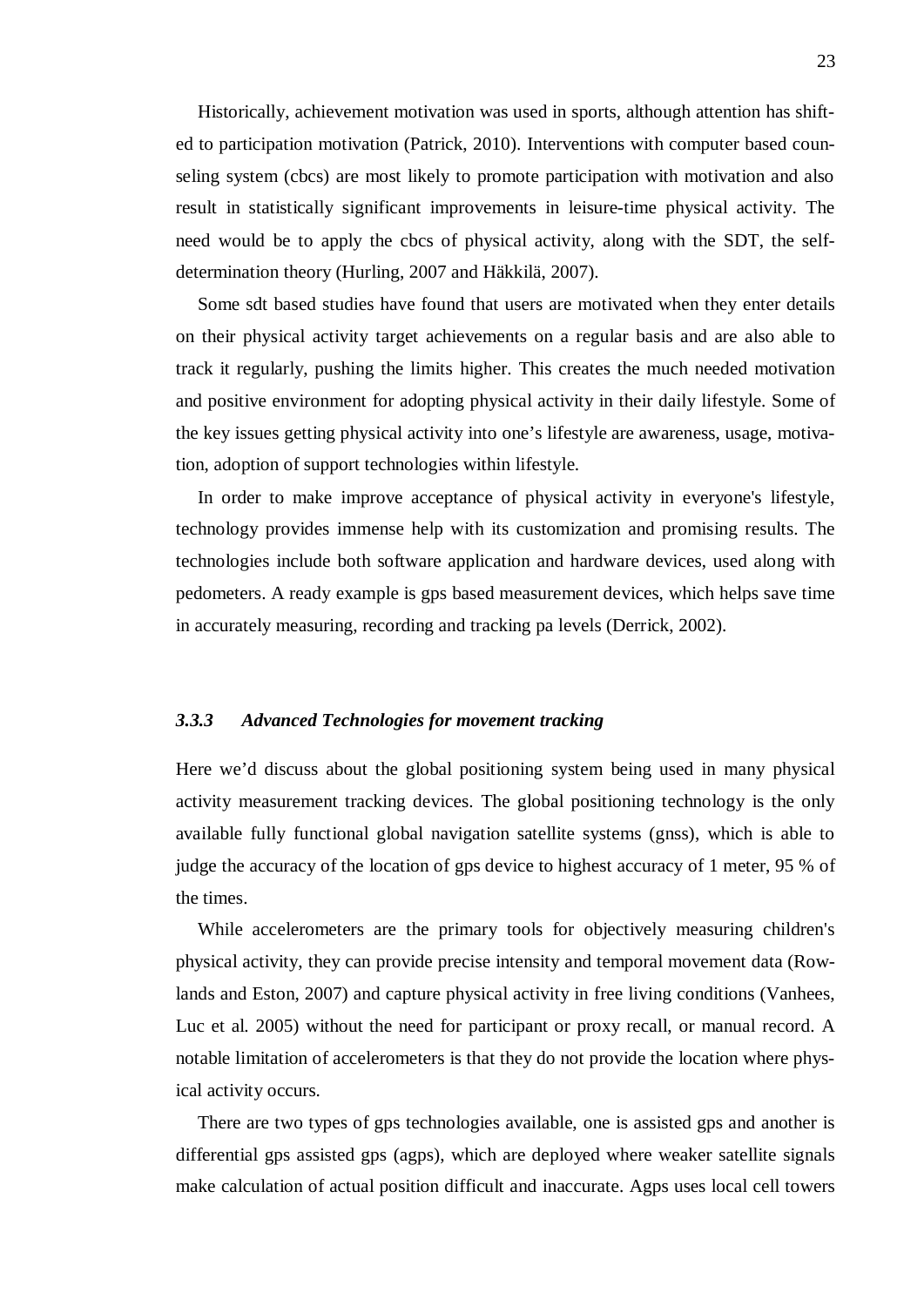Historically, achievement motivation was used in sports, although attention has shifted to participation motivation (Patrick, 2010). Interventions with computer based counseling system (cbcs) are most likely to promote participation with motivation and also result in statistically significant improvements in leisure-time physical activity. The need would be to apply the cbcs of physical activity, along with the SDT, the self-determination theory (Hurling, 2007 and Häkkilä, 2007).

Some sdt based studies have found that users are motivated when they enter details on their physical activity target achievements on a regular basis and are also able to track it regularly, pushing the limits higher. This creates the much needed motivation and positive environment for adopting physical activity in their daily lifestyle. Some of the key issues getting physical activity into one's lifestyle are awareness, usage, motivation, adoption of support technologies within lifestyle.

In order to make improve acceptance of physical activity in everyone's lifestyle, technology provides immense help with its customization and promising results. The technologies include both software application and hardware devices, used along with pedometers. A ready example is gps based measurement devices, which helps save time in accurately measuring, recording and tracking pa levels (Derrick, 2002).

### *3.3.3 Advanced Technologies for movement tracking*

Here we'd discuss about the global positioning system being used in many physical activity measurement tracking devices. The global positioning technology is the only available fully functional global navigation satellite systems (gnss), which is able to judge the accuracy of the location of gps device to highest accuracy of 1 meter, 95 % of the times.

While accelerometers are the primary tools for objectively measuring children's physical activity, they can provide precise intensity and temporal movement data (Rowlands and Eston, 2007) and capture physical activity in free living conditions (Vanhees, Luc et al. 2005) without the need for participant or proxy recall, or manual record. A notable limitation of accelerometers is that they do not provide the location where physical activity occurs.

There are two types of gps technologies available, one is assisted gps and another is differential gps assisted gps (agps), which are deployed where weaker satellite signals make calculation of actual position difficult and inaccurate. Agps uses local cell towers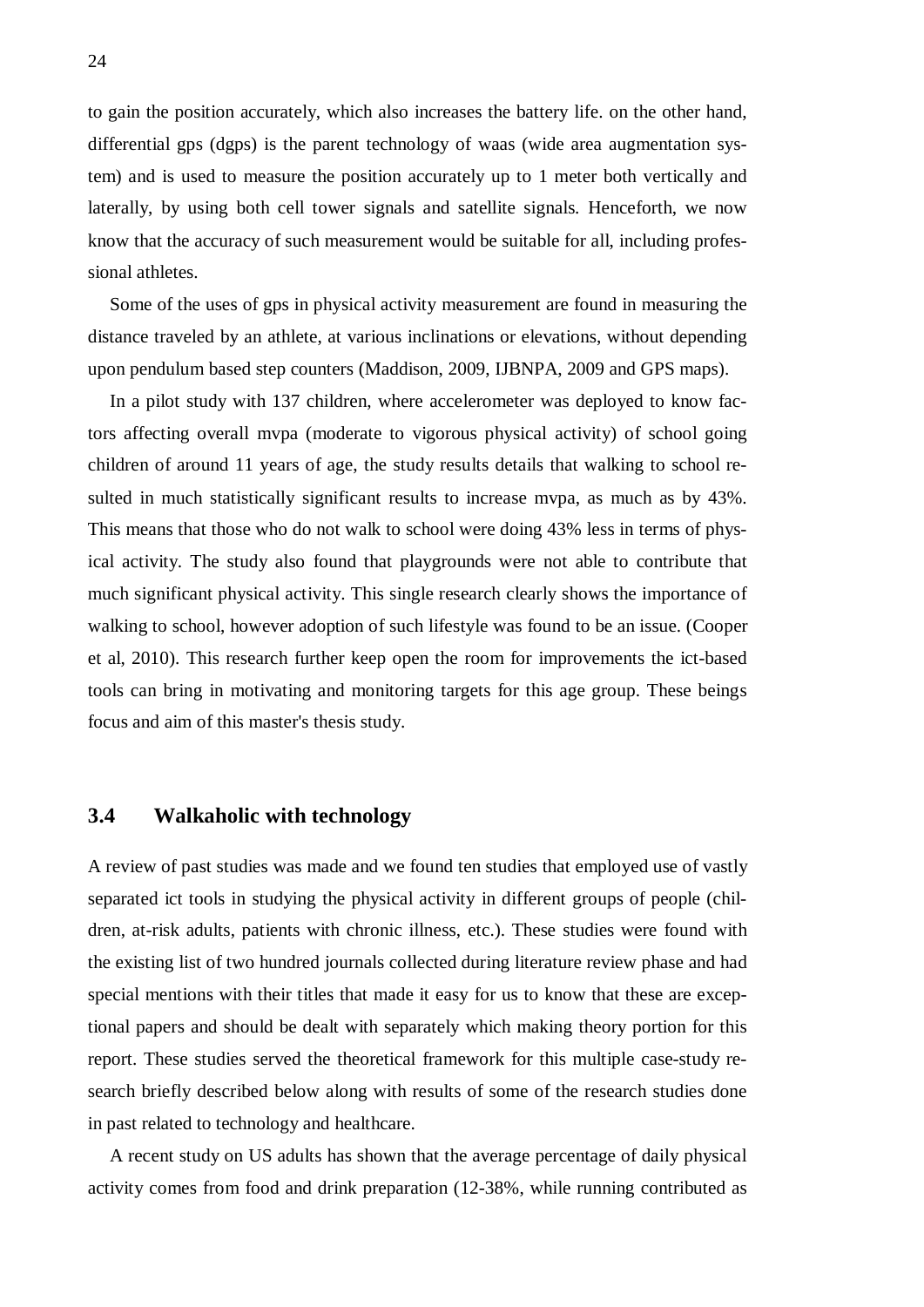to gain the position accurately, which also increases the battery life. on the other hand, differential gps (dgps) is the parent technology of waas (wide area augmentation system) and is used to measure the position accurately up to 1 meter both vertically and laterally, by using both cell tower signals and satellite signals. Henceforth, we now know that the accuracy of such measurement would be suitable for all, including professional athletes.

Some of the uses of gps in physical activity measurement are found in measuring the distance traveled by an athlete, at various inclinations or elevations, without depending upon pendulum based step counters (Maddison, 2009, IJBNPA, 2009 and GPS maps).

In a pilot study with 137 children, where accelerometer was deployed to know factors affecting overall mvpa (moderate to vigorous physical activity) of school going children of around 11 years of age, the study results details that walking to school resulted in much statistically significant results to increase mvpa, as much as by 43%. This means that those who do not walk to school were doing 43% less in terms of physical activity. The study also found that playgrounds were not able to contribute that much significant physical activity. This single research clearly shows the importance of walking to school, however adoption of such lifestyle was found to be an issue. (Cooper et al, 2010). This research further keep open the room for improvements the ict-based tools can bring in motivating and monitoring targets for this age group. These beings focus and aim of this master's thesis study.

## 3.4 Walkaholic with technology

A review of past studies was made and we found ten studies that employed use of vastly separated ict tools in studying the physical activity in different groups of people (children, at-risk adults, patients with chronic illness, etc.). These studies were found with the existing list of two hundred journals collected during literature review phase and had special mentions with their titles that made it easy for us to know that these are exceptional papers and should be dealt with separately which making theory portion for this report. These studies served the theoretical framework for this multiple case-study research briefly described below along with results of some of the research studies done in past related to technology and healthcare.

A recent study on US adults has shown that the average percentage of daily physical activity comes from food and drink preparation (12-38%, while running contributed as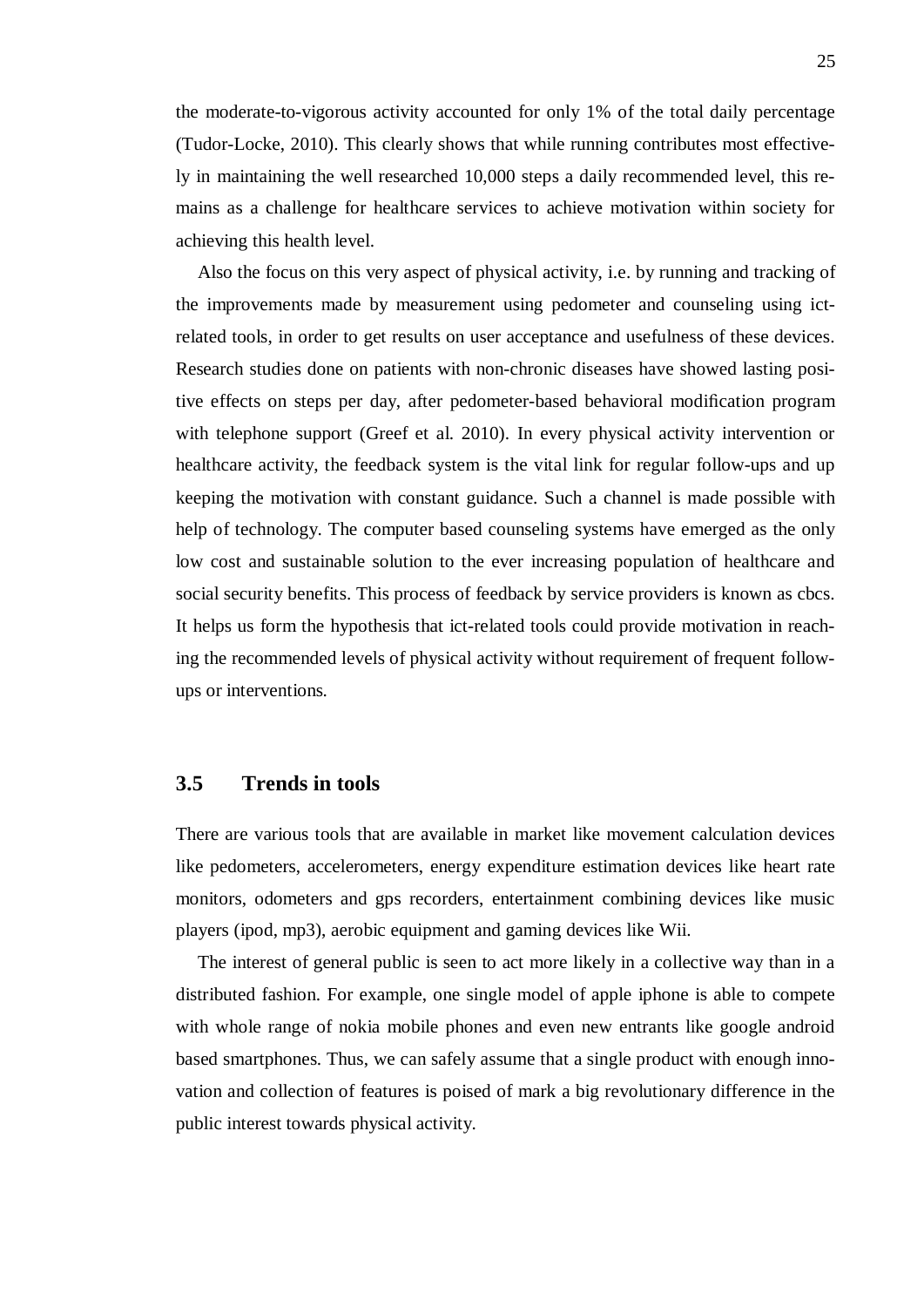the moderate-to-vigorous activity accounted for only 1% of the total daily percentage (Tudor-Locke, 2010). This clearly shows that while running contributes most effectively in maintaining the well researched 10,000 steps a daily recommended level, this remains as a challenge for healthcare services to achieve motivation within society for achieving this health level.

Also the focus on this very aspect of physical activity, i.e. by running and tracking of the improvements made by measurement using pedometer and counseling using ict-related tools, in order to get results on user acceptance and usefulness of these devices. Research studies done on patients with non-chronic diseases have showed lasting positive effects on steps per day, after pedometer-based behavioral modification program with telephone support (Greef et al. 2010). In every physical activity intervention or healthcare activity, the feedback system is the vital link for regular follow-ups and up keeping the motivation with constant guidance. Such a channel is made possible with help of technology. The computer based counseling systems have emerged as the only low cost and sustainable solution to the ever increasing population of healthcare and social security benefits. This process of feedback by service providers is known as cbcs. It helps us form the hypothesis that ict-related tools could provide motivation in reaching the recommended levels of physical activity without requirement of frequent follow-ups or interventions.

## 3.5 Trends in tools

There are various tools that are available in market like movement calculation devices like pedometers, accelerometers, energy expenditure estimation devices like heart rate monitors, odometers and gps recorders, entertainment combining devices like music players (ipod, mp3), aerobic equipment and gaming devices like Wii.

The interest of general public is seen to act more likely in a collective way than in a distributed fashion. For example, one single model of apple iphone is able to compete with whole range of nokia mobile phones and even new entrants like google android based smartphones. Thus, we can safely assume that a single product with enough innovation and collection of features is poised of mark a big revolutionary difference in the public interest towards physical activity.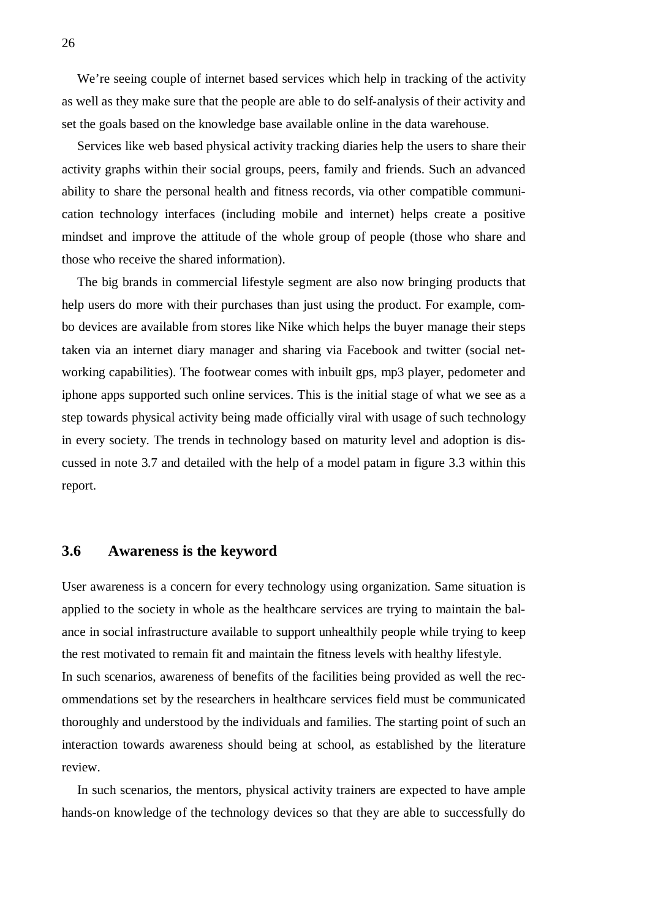We're seeing couple of internet based services which help in tracking of the activity as well as they make sure that the people are able to do self-analysis of their activity and set the goals based on the knowledge base available online in the data warehouse.

Services like web based physical activity tracking diaries help the users to share their activity graphs within their social groups, peers, family and friends. Such an advanced ability to share the personal health and fitness records, via other compatible communication technology interfaces (including mobile and internet) helps create a positive mindset and improve the attitude of the whole group of people (those who share and those who receive the shared information).

The big brands in commercial lifestyle segment are also now bringing products that help users do more with their purchases than just using the product. For example, combo devices are available from stores like Nike which helps the buyer manage their steps taken via an internet diary manager and sharing via Facebook and twitter (social networking capabilities). The footwear comes with inbuilt gps, mp3 player, pedometer and iphone apps supported such online services. This is the initial stage of what we see as a step towards physical activity being made officially viral with usage of such technology in every society. The trends in technology based on maturity level and adoption is discussed in note 3.7 and detailed with the help of a model patam in figure 3.3 within this report.

## 3.6 Awareness is the keyword

User awareness is a concern for every technology using organization. Same situation is applied to the society in whole as the healthcare services are trying to maintain the balance in social infrastructure available to support unhealthily people while trying to keep the rest motivated to remain fit and maintain the fitness levels with healthy lifestyle.
In such scenarios, awareness of benefits of the facilities being provided as well the recommendations set by the researchers in healthcare services field must be communicated thoroughly and understood by the individuals and families. The starting point of such an interaction towards awareness should being at school, as established by the literature review.

In such scenarios, the mentors, physical activity trainers are expected to have ample hands-on knowledge of the technology devices so that they are able to successfully do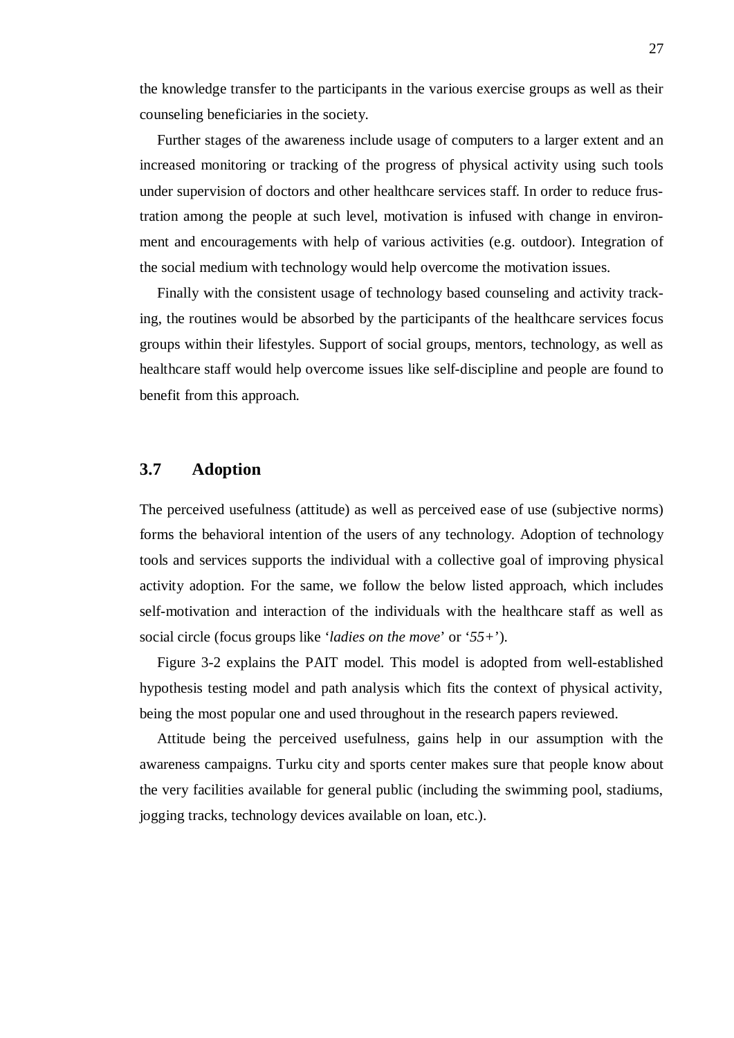the knowledge transfer to the participants in the various exercise groups as well as their counseling beneficiaries in the society.

Further stages of the awareness include usage of computers to a larger extent and an increased monitoring or tracking of the progress of physical activity using such tools under supervision of doctors and other healthcare services staff. In order to reduce frustration among the people at such level, motivation is infused with change in environment and encouragements with help of various activities (e.g. outdoor). Integration of the social medium with technology would help overcome the motivation issues.

Finally with the consistent usage of technology based counseling and activity tracking, the routines would be absorbed by the participants of the healthcare services focus groups within their lifestyles. Support of social groups, mentors, technology, as well as healthcare staff would help overcome issues like self-discipline and people are found to benefit from this approach.

## 3.7 Adoption

The perceived usefulness (attitude) as well as perceived ease of use (subjective norms) forms the behavioral intention of the users of any technology. Adoption of technology tools and services supports the individual with a collective goal of improving physical activity adoption. For the same, we follow the below listed approach, which includes self-motivation and interaction of the individuals with the healthcare staff as well as social circle (focus groups like '*ladies on the move*' or '*55+*').

Figure 3-2 explains the PAIT model. This model is adopted from well-established hypothesis testing model and path analysis which fits the context of physical activity, being the most popular one and used throughout in the research papers reviewed.

Attitude being the perceived usefulness, gains help in our assumption with the awareness campaigns. Turku city and sports center makes sure that people know about the very facilities available for general public (including the swimming pool, stadiums, jogging tracks, technology devices available on loan, etc.).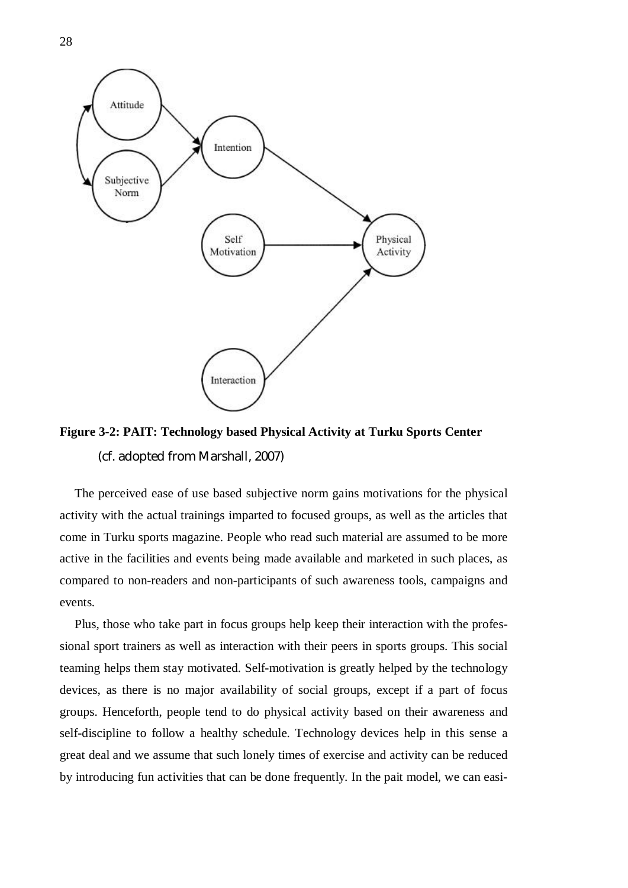**Figure 3-2: PAIT: Technology based Physical Activity at Turku Sports Center**

(cf. adopted from Marshall, 2007)

The perceived ease of use based subjective norm gains motivations for the physical activity with the actual trainings imparted to focused groups, as well as the articles that come in Turku sports magazine. People who read such material are assumed to be more active in the facilities and events being made available and marketed in such places, as compared to non-readers and non-participants of such awareness tools, campaigns and events.

Plus, those who take part in focus groups help keep their interaction with the professional sport trainers as well as interaction with their peers in sports groups. This social teaming helps them stay motivated. Self-motivation is greatly helped by the technology devices, as there is no major availability of social groups, except if a part of focus groups. Henceforth, people tend to do physical activity based on their awareness and self-discipline to follow a healthy schedule. Technology devices help in this sense a great deal and we assume that such lonely times of exercise and activity can be reduced by introducing fun activities that can be done frequently. In the pait model, we can easi-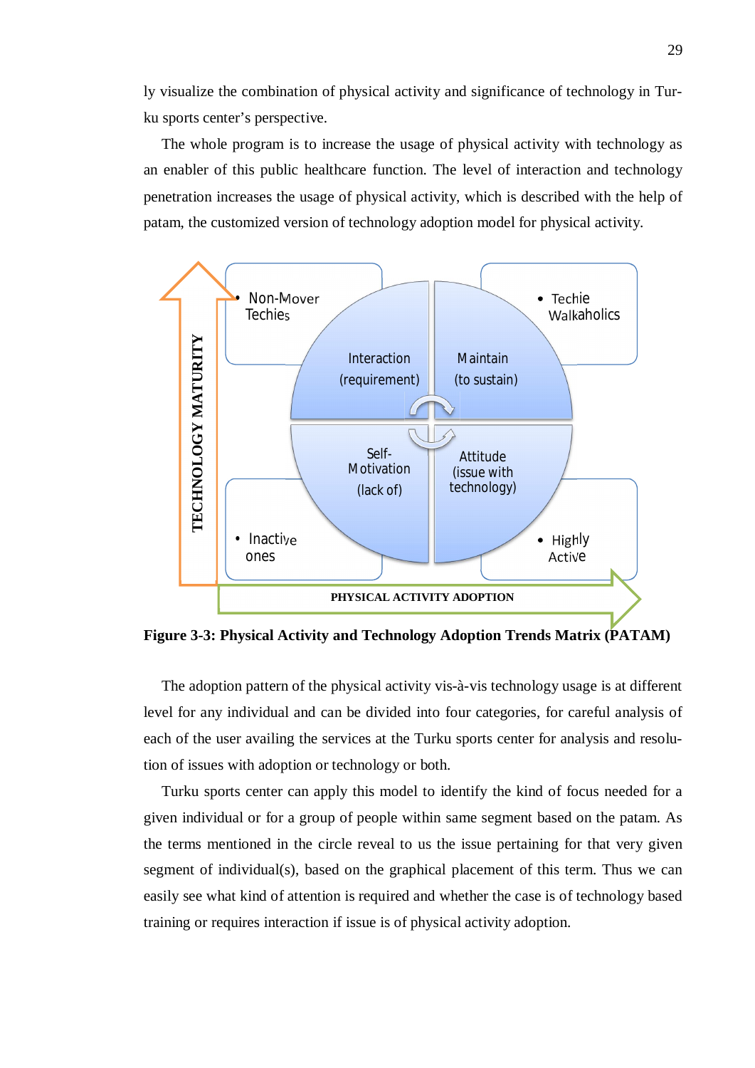ly visualize the combination of physical activity and significance of technology in Turku sports center's perspective.

The whole program is to increase the usage of physical activity with technology as an enabler of this public healthcare function. The level of interaction and technology penetration increases the usage of physical activity, which is described with the help of patam, the customized version of technology adoption model for physical activity.

TECHNOLOGY MATURITY

- Non-Mover Techies
- Techie Walkaholics
- Inactive ones
- Highly Active

Interaction (requirement)

Maintain (to sustain)

Self-Motivation (lack of)

Attitude (issue with technology)

PHYSICAL ACTIVITY ADOPTION

**Figure 3-3: Physical Activity and Technology Adoption Trends Matrix (PATAM)**

The adoption pattern of the physical activity vis-à-vis technology usage is at different level for any individual and can be divided into four categories, for careful analysis of each of the user availing the services at the Turku sports center for analysis and resolution of issues with adoption or technology or both.

Turku sports center can apply this model to identify the kind of focus needed for a given individual or for a group of people within same segment based on the patam. As the terms mentioned in the circle reveal to us the issue pertaining for that very given segment of individual(s), based on the graphical placement of this term. Thus we can easily see what kind of attention is required and whether the case is of technology based training or requires interaction if issue is of physical activity adoption.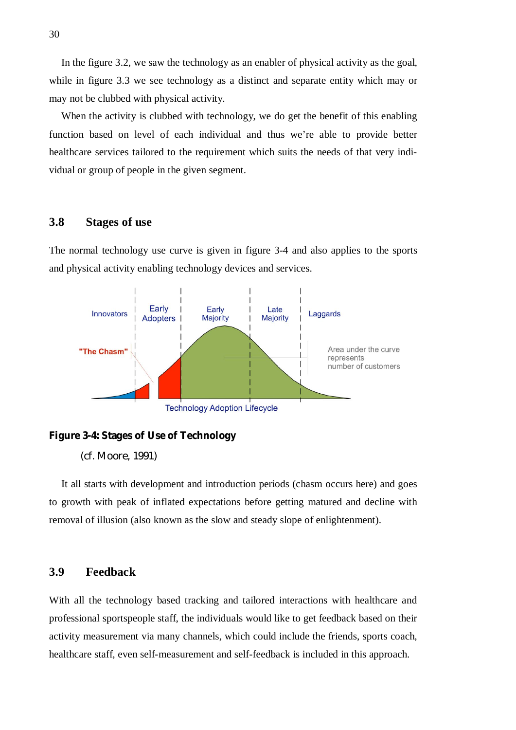In the figure 3.2, we saw the technology as an enabler of physical activity as the goal, while in figure 3.3 we see technology as a distinct and separate entity which may or may not be clubbed with physical activity.

When the activity is clubbed with technology, we do get the benefit of this enabling function based on level of each individual and thus we're able to provide better healthcare services tailored to the requirement which suits the needs of that very individual or group of people in the given segment.

## 3.8 Stages of use

The normal technology use curve is given in figure 3-4 and also applies to the sports and physical activity enabling technology devices and services.

**Figure 3-4: Stages of Use of Technology**

(cf. Moore, 1991)

It all starts with development and introduction periods (chasm occurs here) and goes to growth with peak of inflated expectations before getting matured and decline with removal of illusion (also known as the slow and steady slope of enlightenment).

## 3.9 Feedback

With all the technology based tracking and tailored interactions with healthcare and professional sportspeople staff, the individuals would like to get feedback based on their activity measurement via many channels, which could include the friends, sports coach, healthcare staff, even self-measurement and self-feedback is included in this approach.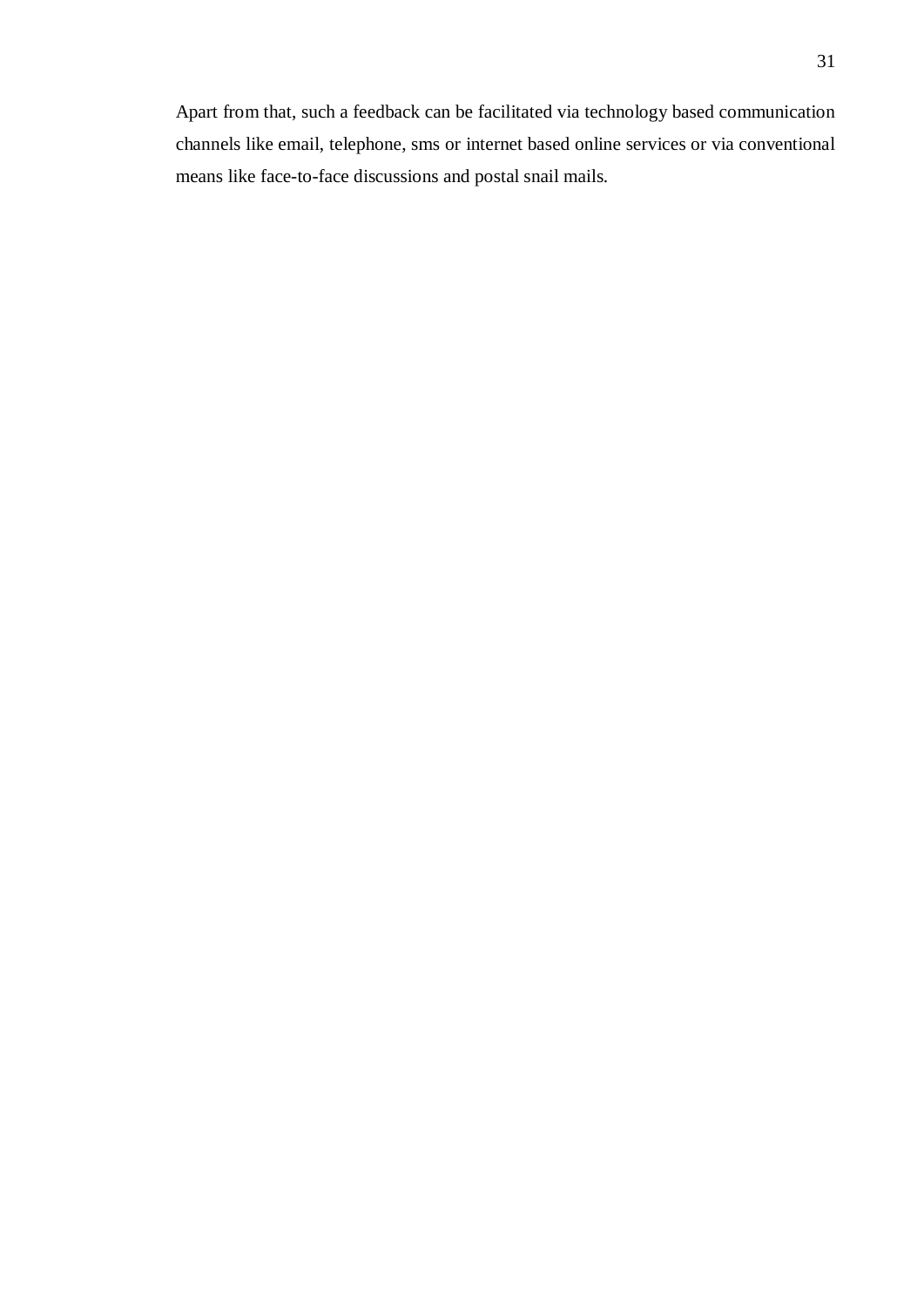Apart from that, such a feedback can be facilitated via technology based communication channels like email, telephone, sms or internet based online services or via conventional means like face-to-face discussions and postal snail mails.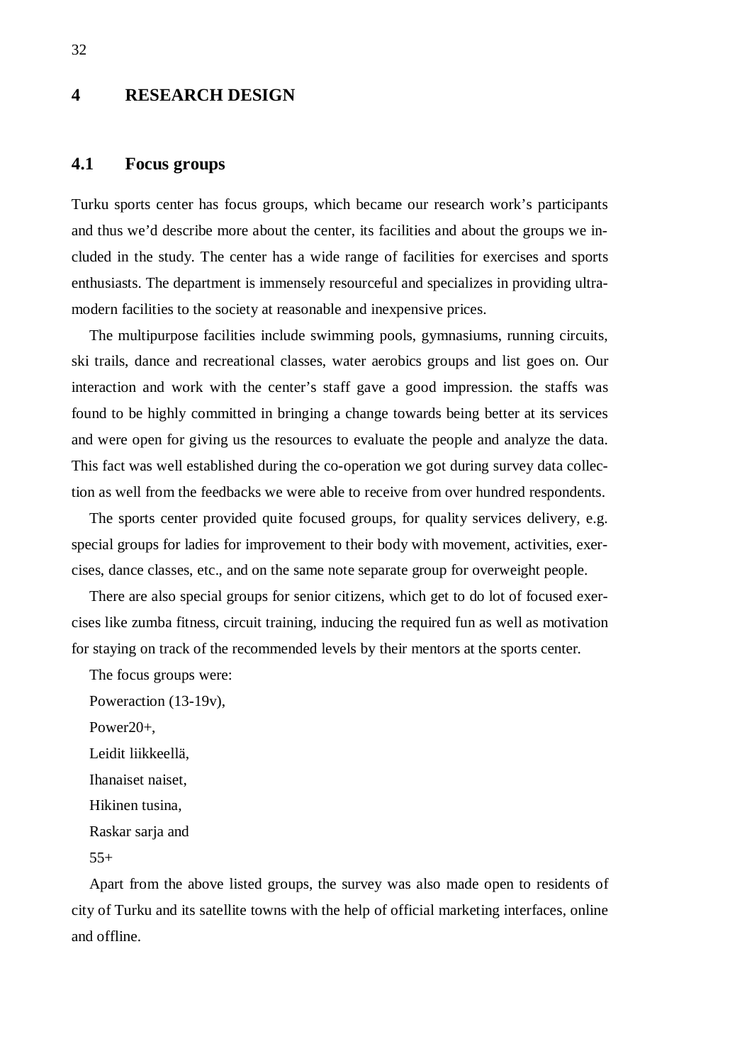# 4 RESEARCH DESIGN

## 4.1 Focus groups

Turku sports center has focus groups, which became our research work's participants and thus we'd describe more about the center, its facilities and about the groups we included in the study. The center has a wide range of facilities for exercises and sports enthusiasts. The department is immensely resourceful and specializes in providing ultra-modern facilities to the society at reasonable and inexpensive prices.

The multipurpose facilities include swimming pools, gymnasiums, running circuits, ski trails, dance and recreational classes, water aerobics groups and list goes on. Our interaction and work with the center's staff gave a good impression. the staffs was found to be highly committed in bringing a change towards being better at its services and were open for giving us the resources to evaluate the people and analyze the data. This fact was well established during the co-operation we got during survey data collection as well from the feedbacks we were able to receive from over hundred respondents.

The sports center provided quite focused groups, for quality services delivery, e.g. special groups for ladies for improvement to their body with movement, activities, exercises, dance classes, etc., and on the same note separate group for overweight people.

There are also special groups for senior citizens, which get to do lot of focused exercises like zumba fitness, circuit training, inducing the required fun as well as motivation for staying on track of the recommended levels by their mentors at the sports center.

The focus groups were:

Poweraction (13-19v),

Power20+,

Leidit liikkeellä,

Ihanaiset naiset,

Hikinen tusina,

Raskar sarja and

55+

Apart from the above listed groups, the survey was also made open to residents of city of Turku and its satellite towns with the help of official marketing interfaces, online and offline.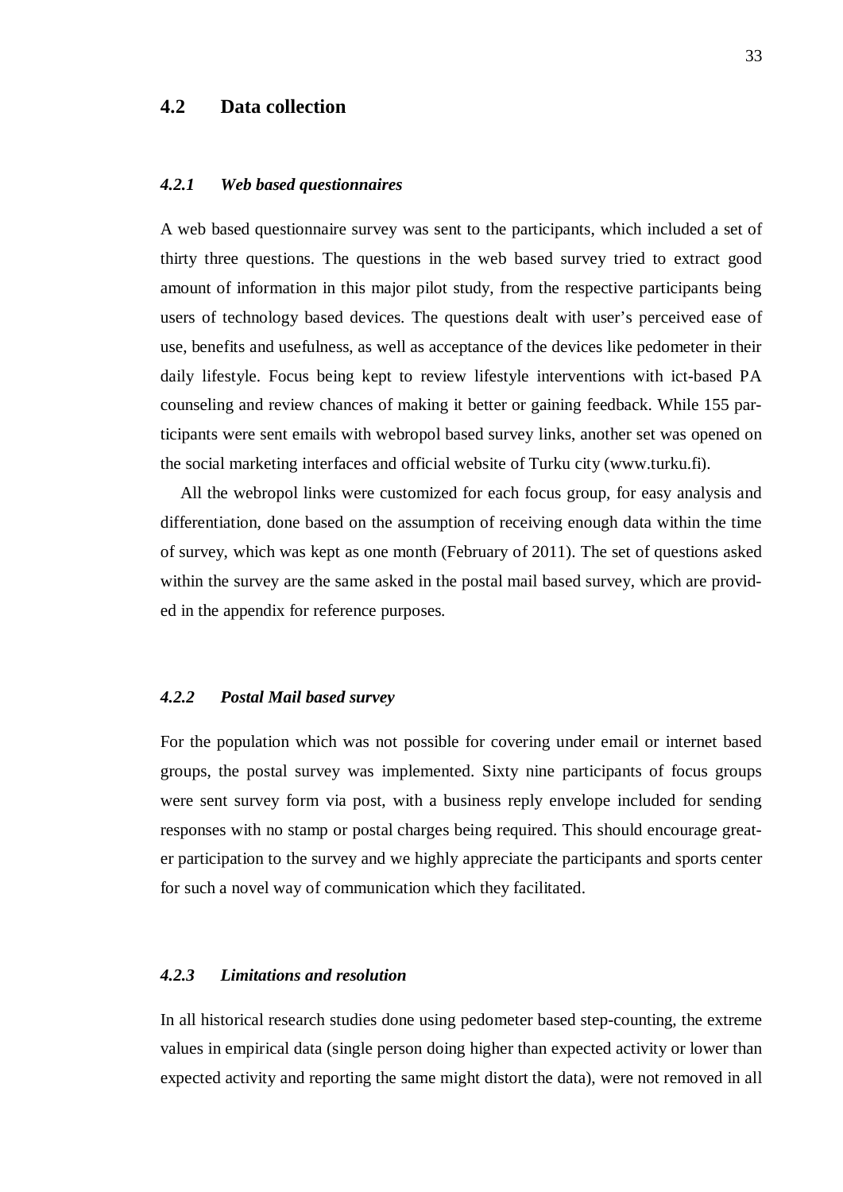## 4.2 Data collection

### *4.2.1 Web based questionnaires*

A web based questionnaire survey was sent to the participants, which included a set of thirty three questions. The questions in the web based survey tried to extract good amount of information in this major pilot study, from the respective participants being users of technology based devices. The questions dealt with user's perceived ease of use, benefits and usefulness, as well as acceptance of the devices like pedometer in their daily lifestyle. Focus being kept to review lifestyle interventions with ict-based PA counseling and review chances of making it better or gaining feedback. While 155 participants were sent emails with webropol based survey links, another set was opened on the social marketing interfaces and official website of Turku city (www.turku.fi).

All the webropol links were customized for each focus group, for easy analysis and differentiation, done based on the assumption of receiving enough data within the time of survey, which was kept as one month (February of 2011). The set of questions asked within the survey are the same asked in the postal mail based survey, which are provided in the appendix for reference purposes.

### *4.2.2 Postal Mail based survey*

For the population which was not possible for covering under email or internet based groups, the postal survey was implemented. Sixty nine participants of focus groups were sent survey form via post, with a business reply envelope included for sending responses with no stamp or postal charges being required. This should encourage greater participation to the survey and we highly appreciate the participants and sports center for such a novel way of communication which they facilitated.

### *4.2.3 Limitations and resolution*

In all historical research studies done using pedometer based step-counting, the extreme values in empirical data (single person doing higher than expected activity or lower than expected activity and reporting the same might distort the data), were not removed in all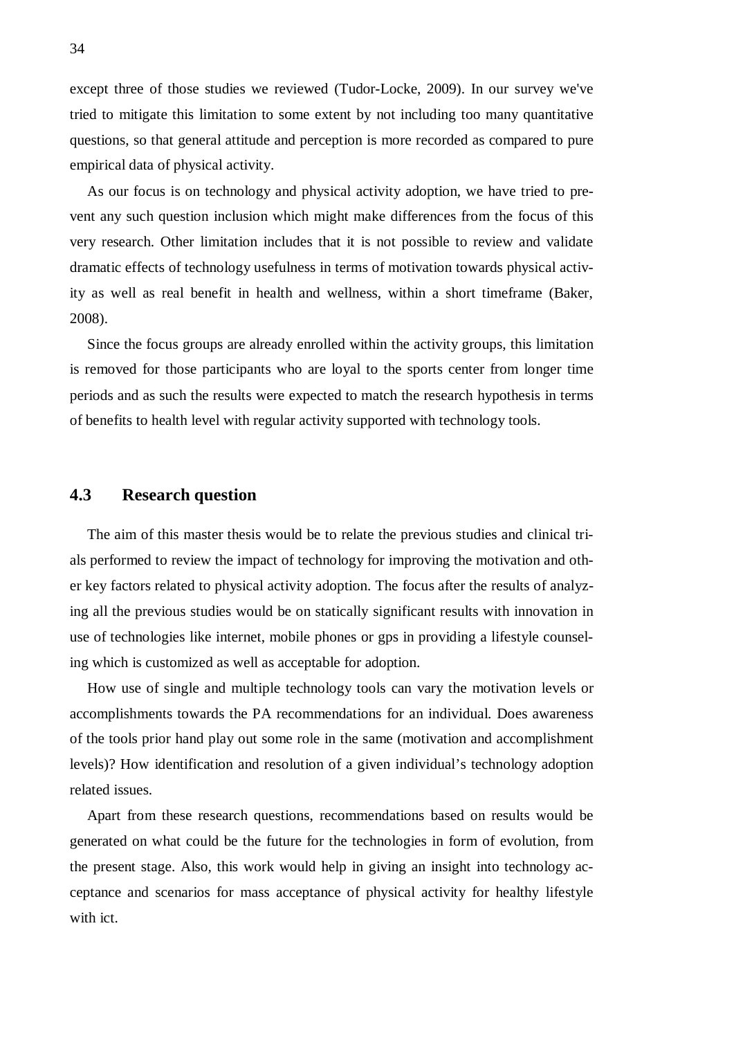except three of those studies we reviewed (Tudor-Locke, 2009). In our survey we've tried to mitigate this limitation to some extent by not including too many quantitative questions, so that general attitude and perception is more recorded as compared to pure empirical data of physical activity.

As our focus is on technology and physical activity adoption, we have tried to prevent any such question inclusion which might make differences from the focus of this very research. Other limitation includes that it is not possible to review and validate dramatic effects of technology usefulness in terms of motivation towards physical activity as well as real benefit in health and wellness, within a short timeframe (Baker, 2008).

Since the focus groups are already enrolled within the activity groups, this limitation is removed for those participants who are loyal to the sports center from longer time periods and as such the results were expected to match the research hypothesis in terms of benefits to health level with regular activity supported with technology tools.

## 4.3 Research question

The aim of this master thesis would be to relate the previous studies and clinical trials performed to review the impact of technology for improving the motivation and other key factors related to physical activity adoption. The focus after the results of analyzing all the previous studies would be on statically significant results with innovation in use of technologies like internet, mobile phones or gps in providing a lifestyle counseling which is customized as well as acceptable for adoption.

How use of single and multiple technology tools can vary the motivation levels or accomplishments towards the PA recommendations for an individual. Does awareness of the tools prior hand play out some role in the same (motivation and accomplishment levels)? How identification and resolution of a given individual's technology adoption related issues.

Apart from these research questions, recommendations based on results would be generated on what could be the future for the technologies in form of evolution, from the present stage. Also, this work would help in giving an insight into technology acceptance and scenarios for mass acceptance of physical activity for healthy lifestyle with ict.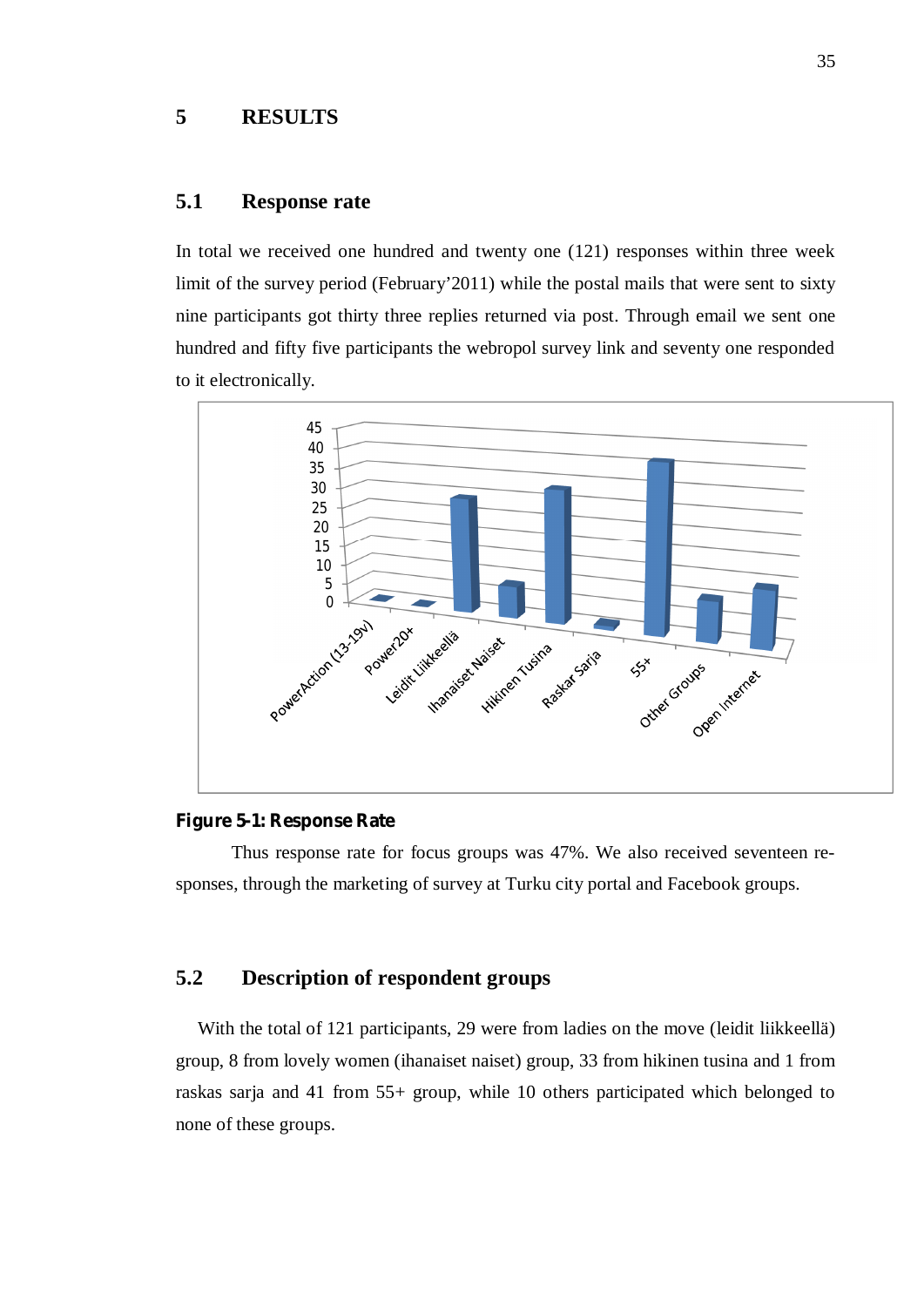# 5 RESULTS

## 5.1 Response rate

In total we received one hundred and twenty one (121) responses within three week limit of the survey period (February'2011) while the postal mails that were sent to sixty nine participants got thirty three replies returned via post. Through email we sent one hundred and fifty five participants the webropol survey link and seventy one responded to it electronically.

**Figure 5-1: Response Rate**

Thus response rate for focus groups was 47%. We also received seventeen responses, through the marketing of survey at Turku city portal and Facebook groups.

## 5.2 Description of respondent groups

With the total of 121 participants, 29 were from ladies on the move (leidit liikkeellä) group, 8 from lovely women (ihanaiset naiset) group, 33 from hikinen tusina and 1 from raskas sarja and 41 from 55+ group, while 10 others participated which belonged to none of these groups.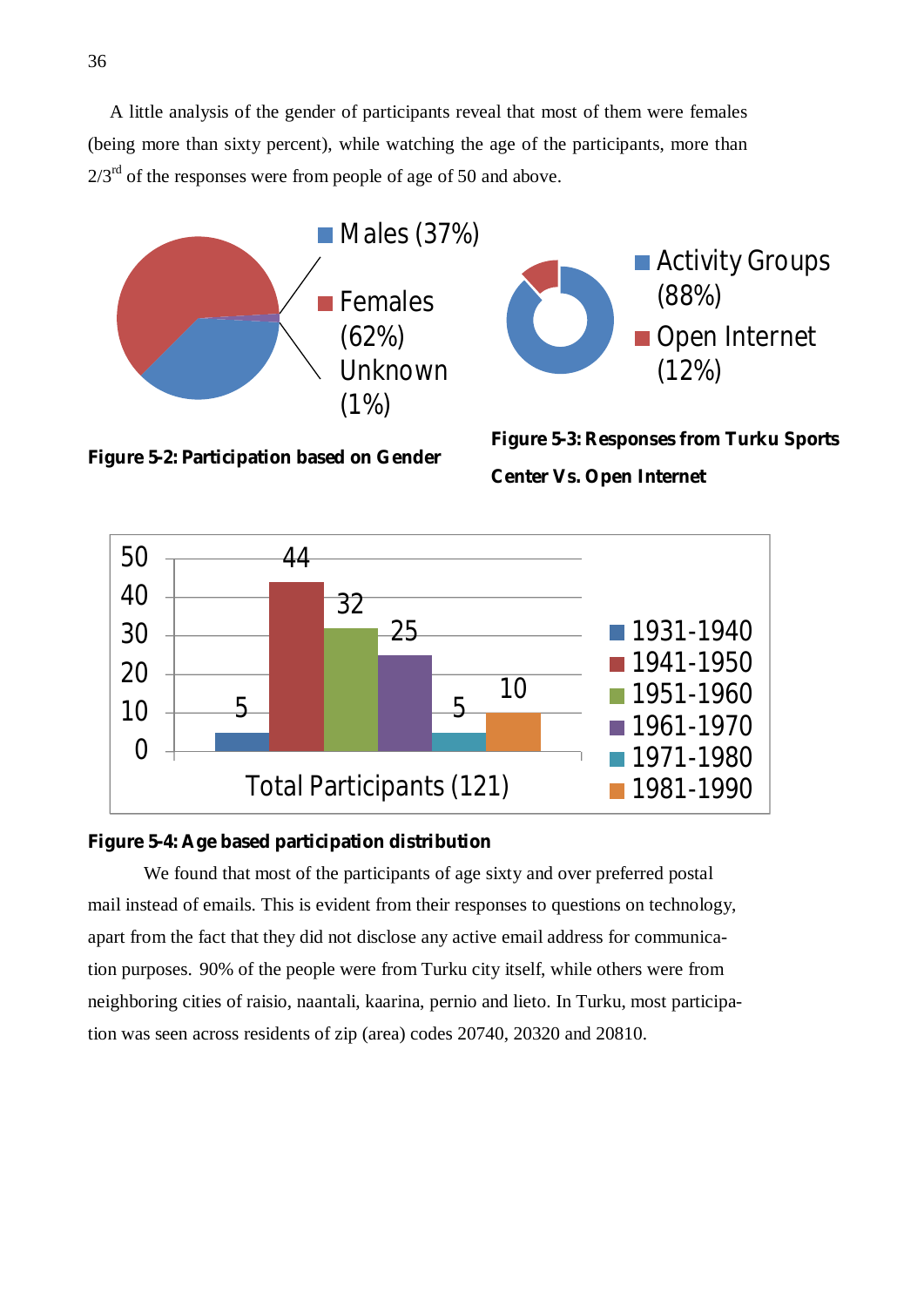A little analysis of the gender of participants reveal that most of them were females (being more than sixty percent), while watching the age of the participants, more than 2/3rd of the responses were from people of age of 50 and above.

Males (37%)

Females (62%)

Unknown (1%)

**Figure 5-2: Participation based on Gender**

Activity Groups (88%)

Open Internet (12%)

**Figure 5-3: Responses from Turku Sports Center Vs. Open Internet**

| Total Participants (121) | Count |
|---|---|
| 1931-1940 | 5 |
| 1941-1950 | 44 |
| 1951-1960 | 32 |
| 1961-1970 | 25 |
| 1971-1980 | 5 |
| 1981-1990 | 10 |

**Figure 5-4: Age based participation distribution**

We found that most of the participants of age sixty and over preferred postal mail instead of emails. This is evident from their responses to questions on technology, apart from the fact that they did not disclose any active email address for communication purposes. 90% of the people were from Turku city itself, while others were from neighboring cities of raisio, naantali, kaarina, pernio and lieto. In Turku, most participation was seen across residents of zip (area) codes 20740, 20320 and 20810.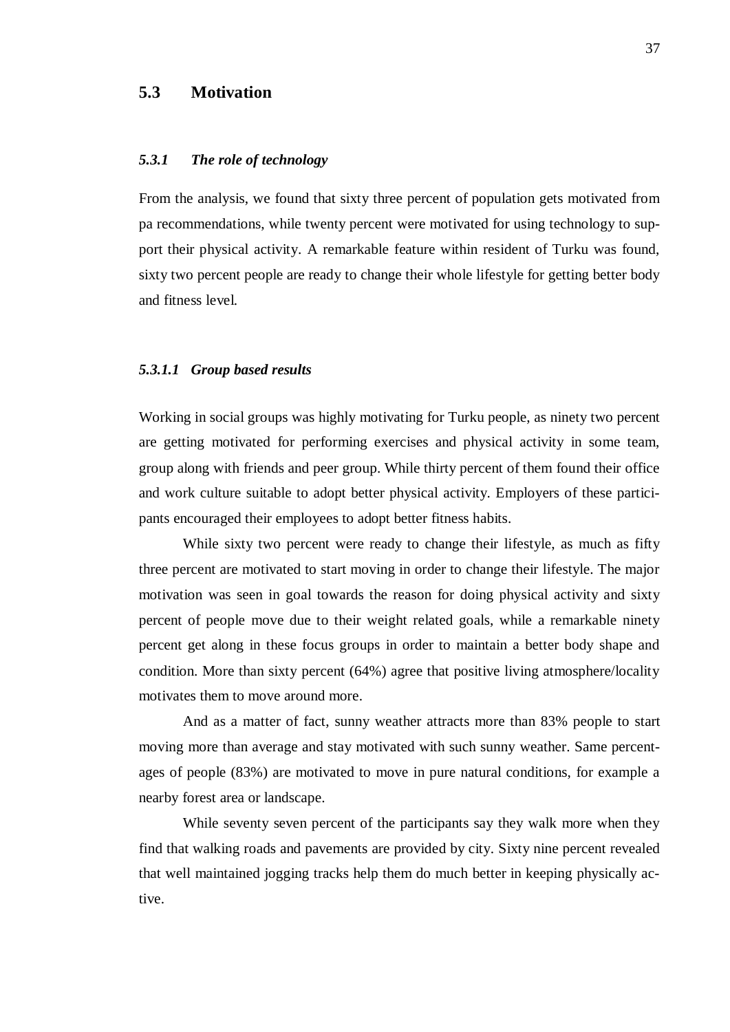## 5.3 Motivation

### *5.3.1 The role of technology*

From the analysis, we found that sixty three percent of population gets motivated from pa recommendations, while twenty percent were motivated for using technology to support their physical activity. A remarkable feature within resident of Turku was found, sixty two percent people are ready to change their whole lifestyle for getting better body and fitness level.

#### *5.3.1.1 Group based results*

Working in social groups was highly motivating for Turku people, as ninety two percent are getting motivated for performing exercises and physical activity in some team, group along with friends and peer group. While thirty percent of them found their office and work culture suitable to adopt better physical activity. Employers of these participants encouraged their employees to adopt better fitness habits.

While sixty two percent were ready to change their lifestyle, as much as fifty three percent are motivated to start moving in order to change their lifestyle. The major motivation was seen in goal towards the reason for doing physical activity and sixty percent of people move due to their weight related goals, while a remarkable ninety percent get along in these focus groups in order to maintain a better body shape and condition. More than sixty percent (64%) agree that positive living atmosphere/locality motivates them to move around more.

And as a matter of fact, sunny weather attracts more than 83% people to start moving more than average and stay motivated with such sunny weather. Same percentages of people (83%) are motivated to move in pure natural conditions, for example a nearby forest area or landscape.

While seventy seven percent of the participants say they walk more when they find that walking roads and pavements are provided by city. Sixty nine percent revealed that well maintained jogging tracks help them do much better in keeping physically active.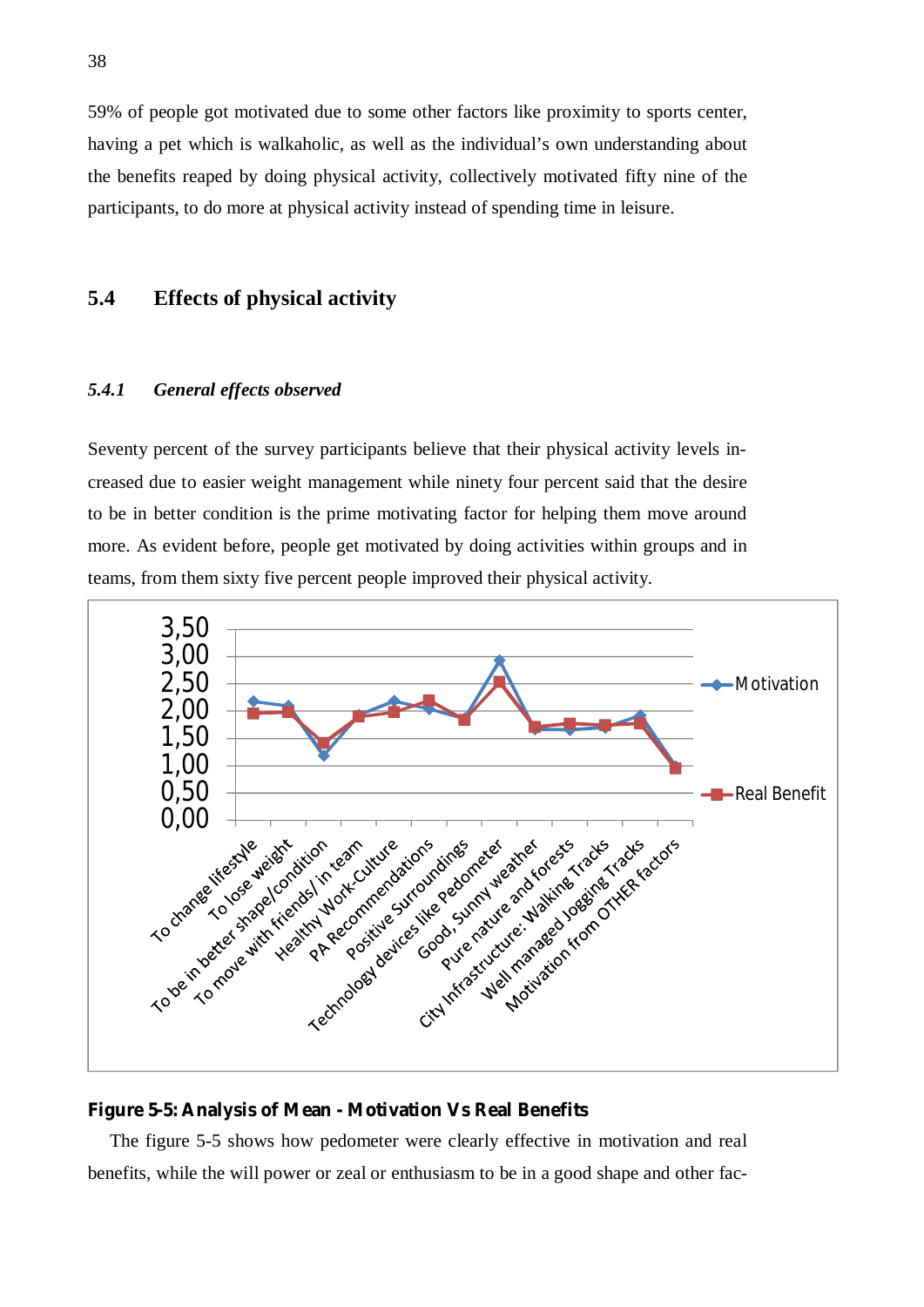59% of people got motivated due to some other factors like proximity to sports center, having a pet which is walkaholic, as well as the individual's own understanding about the benefits reaped by doing physical activity, collectively motivated fifty nine of the participants, to do more at physical activity instead of spending time in leisure.

## 5.4 Effects of physical activity

### *5.4.1 General effects observed*

Seventy percent of the survey participants believe that their physical activity levels increased due to easier weight management while ninety four percent said that the desire to be in better condition is the prime motivating factor for helping them move around more. As evident before, people get motivated by doing activities within groups and in teams, from them sixty five percent people improved their physical activity.

**Figure 5-5: Analysis of Mean - Motivation Vs Real Benefits**

The figure 5-5 shows how pedometer were clearly effective in motivation and real benefits, while the will power or zeal or enthusiasm to be in a good shape and other fac-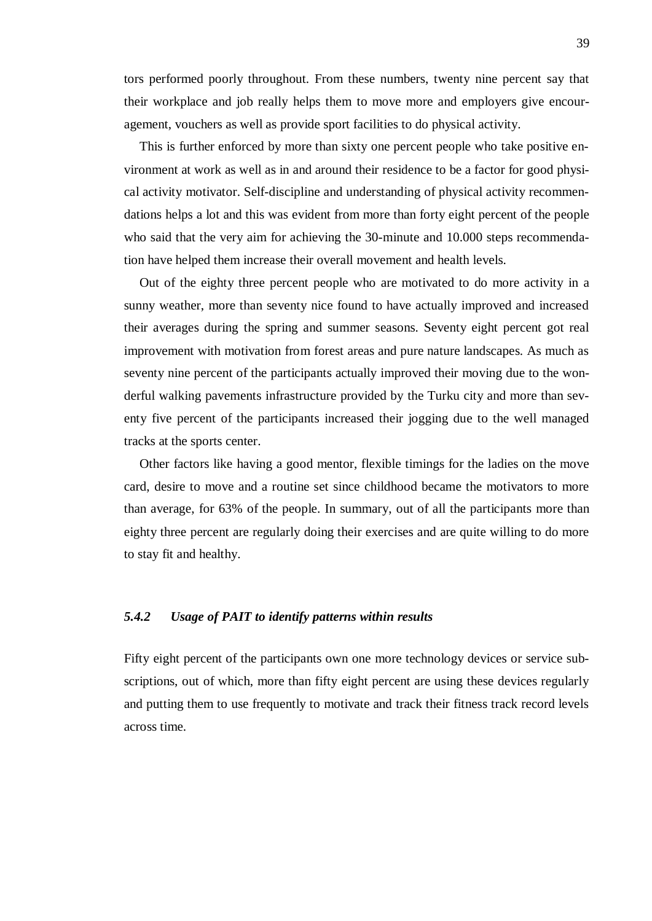tors performed poorly throughout. From these numbers, twenty nine percent say that their workplace and job really helps them to move more and employers give encouragement, vouchers as well as provide sport facilities to do physical activity.

This is further enforced by more than sixty one percent people who take positive environment at work as well as in and around their residence to be a factor for good physical activity motivator. Self-discipline and understanding of physical activity recommendations helps a lot and this was evident from more than forty eight percent of the people who said that the very aim for achieving the 30-minute and 10.000 steps recommendation have helped them increase their overall movement and health levels.

Out of the eighty three percent people who are motivated to do more activity in a sunny weather, more than seventy nice found to have actually improved and increased their averages during the spring and summer seasons. Seventy eight percent got real improvement with motivation from forest areas and pure nature landscapes. As much as seventy nine percent of the participants actually improved their moving due to the wonderful walking pavements infrastructure provided by the Turku city and more than seventy five percent of the participants increased their jogging due to the well managed tracks at the sports center.

Other factors like having a good mentor, flexible timings for the ladies on the move card, desire to move and a routine set since childhood became the motivators to more than average, for 63% of the people. In summary, out of all the participants more than eighty three percent are regularly doing their exercises and are quite willing to do more to stay fit and healthy.

### *5.4.2 Usage of PAIT to identify patterns within results*

Fifty eight percent of the participants own one more technology devices or service subscriptions, out of which, more than fifty eight percent are using these devices regularly and putting them to use frequently to motivate and track their fitness track record levels across time.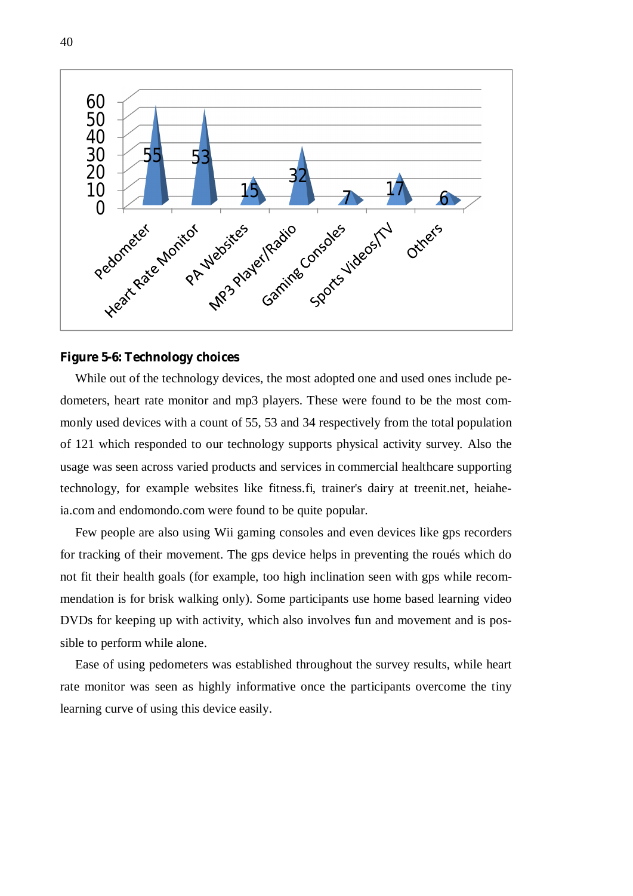**Figure 5-6: Technology choices**

While out of the technology devices, the most adopted one and used ones include pedometers, heart rate monitor and mp3 players. These were found to be the most commonly used devices with a count of 55, 53 and 34 respectively from the total population of 121 which responded to our technology supports physical activity survey. Also the usage was seen across varied products and services in commercial healthcare supporting technology, for example websites like fitness.fi, trainer's dairy at treenit.net, heiaheia.com and endomondo.com were found to be quite popular.

Few people are also using Wii gaming consoles and even devices like gps recorders for tracking of their movement. The gps device helps in preventing the roués which do not fit their health goals (for example, too high inclination seen with gps while recommendation is for brisk walking only). Some participants use home based learning video DVDs for keeping up with activity, which also involves fun and movement and is possible to perform while alone.

Ease of using pedometers was established throughout the survey results, while heart rate monitor was seen as highly informative once the participants overcome the tiny learning curve of using this device easily.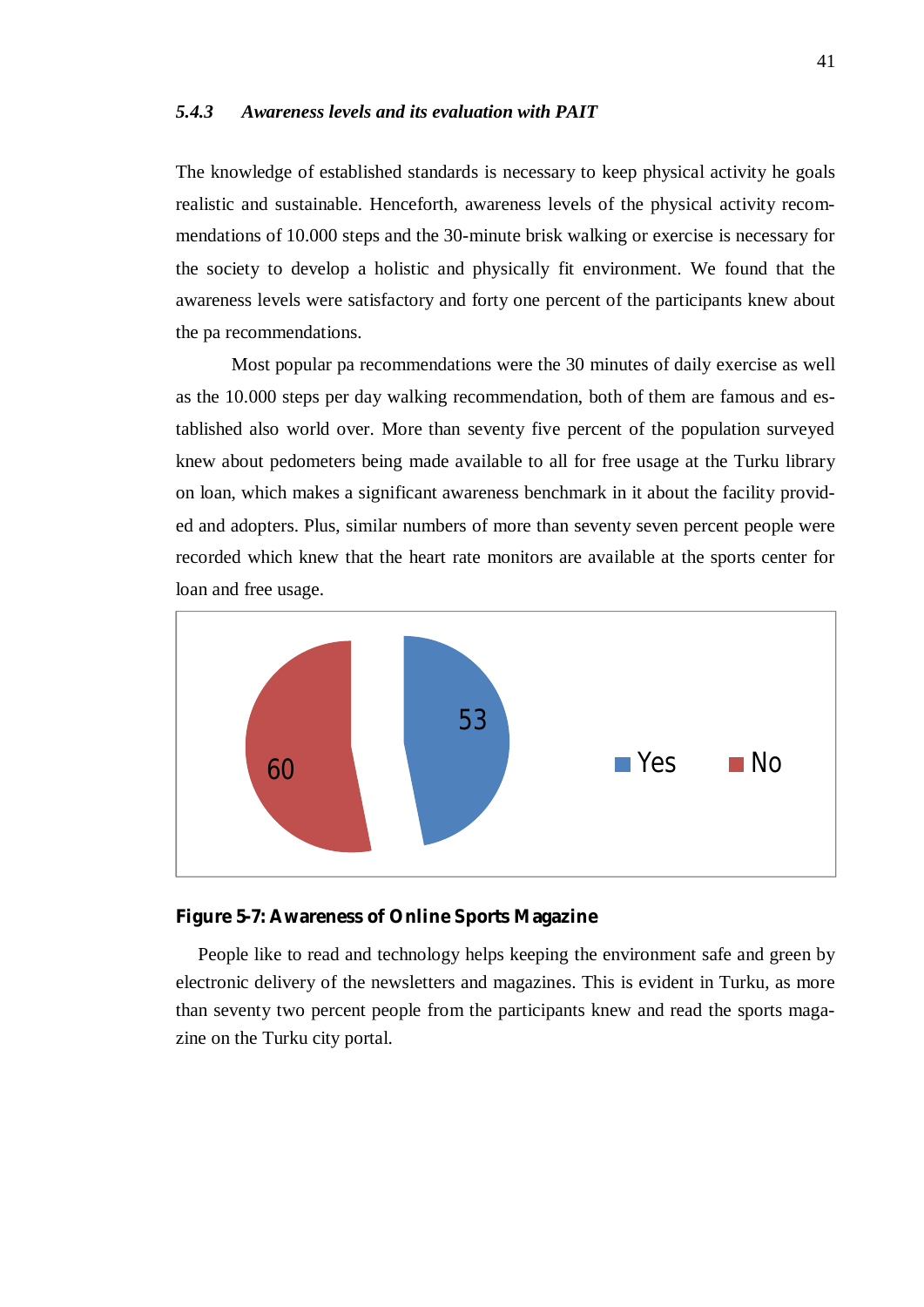### *5.4.3 Awareness levels and its evaluation with PAIT*

The knowledge of established standards is necessary to keep physical activity he goals realistic and sustainable. Henceforth, awareness levels of the physical activity recommendations of 10.000 steps and the 30-minute brisk walking or exercise is necessary for the society to develop a holistic and physically fit environment. We found that the awareness levels were satisfactory and forty one percent of the participants knew about the pa recommendations.

Most popular pa recommendations were the 30 minutes of daily exercise as well as the 10.000 steps per day walking recommendation, both of them are famous and established also world over. More than seventy five percent of the population surveyed knew about pedometers being made available to all for free usage at the Turku library on loan, which makes a significant awareness benchmark in it about the facility provided and adopters. Plus, similar numbers of more than seventy seven percent people were recorded which knew that the heart rate monitors are available at the sports center for loan and free usage.

53

60

Yes No

**Figure 5-7: Awareness of Online Sports Magazine**

People like to read and technology helps keeping the environment safe and green by electronic delivery of the newsletters and magazines. This is evident in Turku, as more than seventy two percent people from the participants knew and read the sports magazine on the Turku city portal.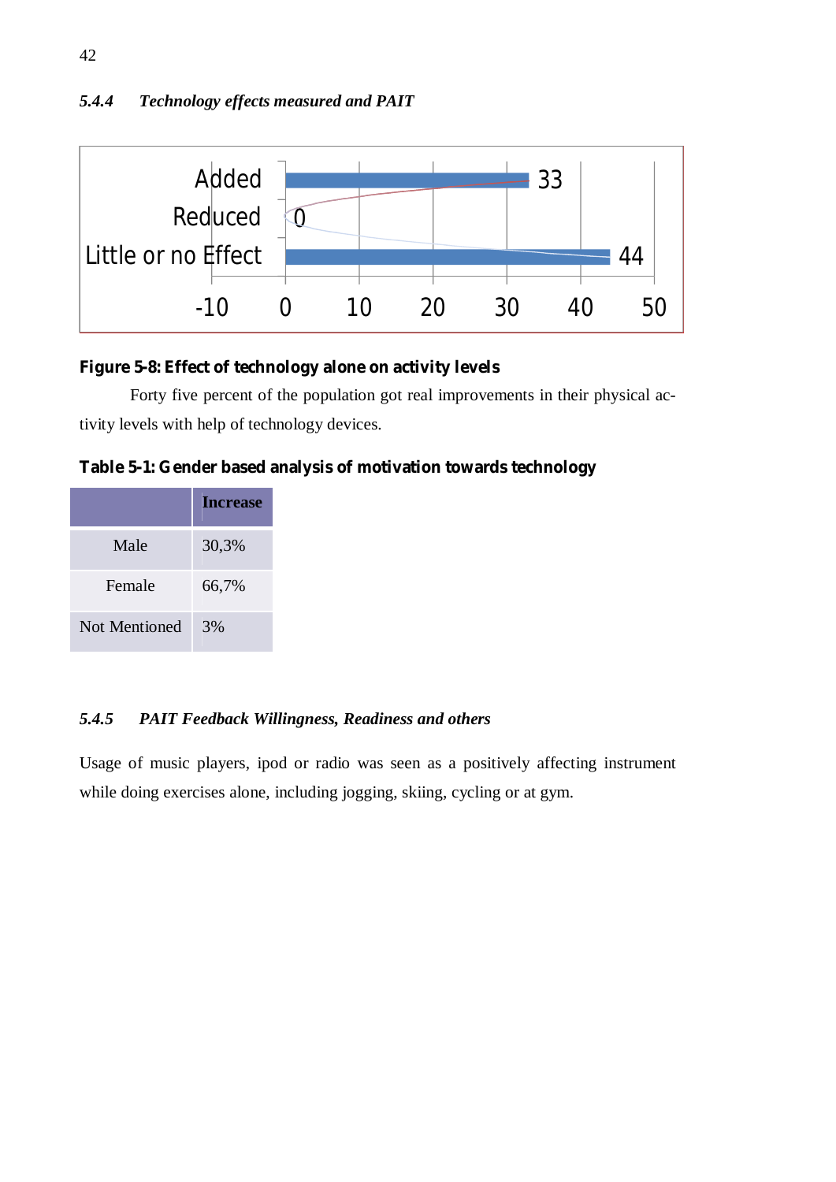### *5.4.4 Technology effects measured and PAIT*

| | |
|---|---|
| Added | 33 |
| Reduced | 0 |
| Little or no Effect | 44 |

**Figure 5-8: Effect of technology alone on activity levels**

Forty five percent of the population got real improvements in their physical activity levels with help of technology devices.

**Table 5-1: Gender based analysis of motivation towards technology**

| | **Increase** |
|---|---|
| Male | 30,3% |
| Female | 66,7% |
| Not Mentioned | 3% |

### *5.4.5 PAIT Feedback Willingness, Readiness and others*

Usage of music players, ipod or radio was seen as a positively affecting instrument while doing exercises alone, including jogging, skiing, cycling or at gym.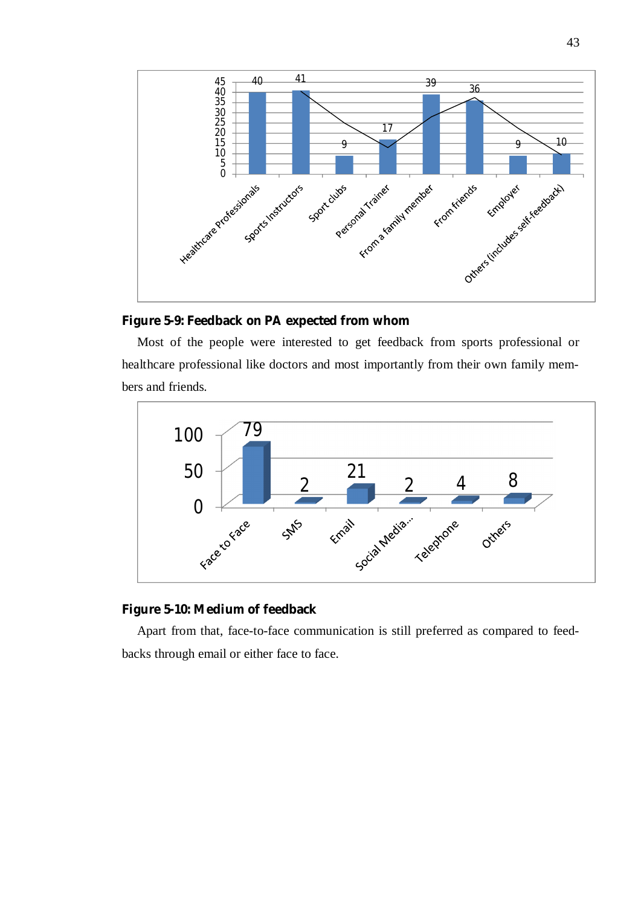**Figure 5-9: Feedback on PA expected from whom**

Most of the people were interested to get feedback from sports professional or healthcare professional like doctors and most importantly from their own family members and friends.

**Figure 5-10: Medium of feedback**

Apart from that, face-to-face communication is still preferred as compared to feedbacks through email or either face to face.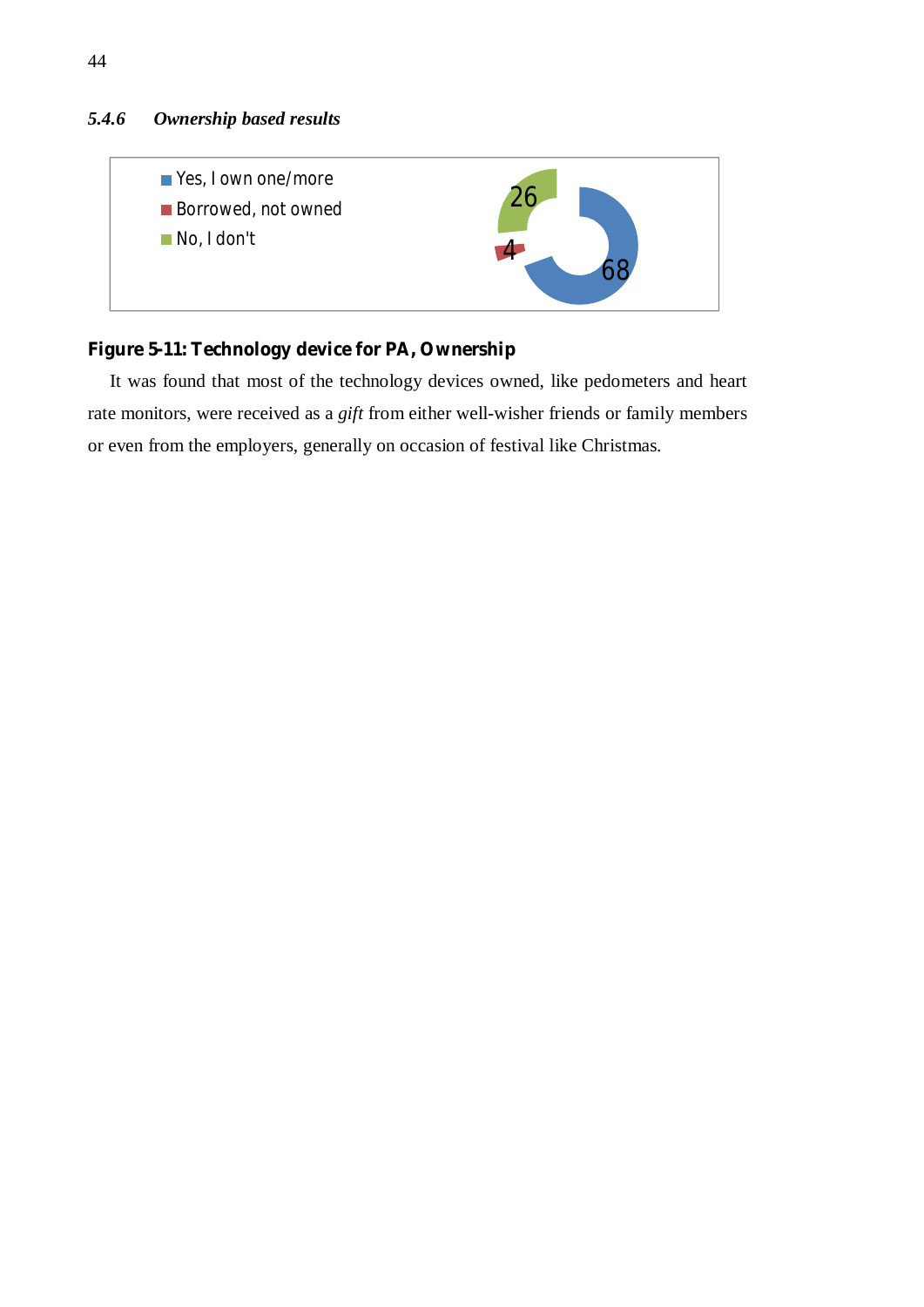### *5.4.6 Ownership based results*

- Yes, I own one/more
- Borrowed, not owned
- No, I don't

26

4

68

**Figure 5-11: Technology device for PA, Ownership**

It was found that most of the technology devices owned, like pedometers and heart rate monitors, were received as a *gift* from either well-wisher friends or family members or even from the employers, generally on occasion of festival like Christmas.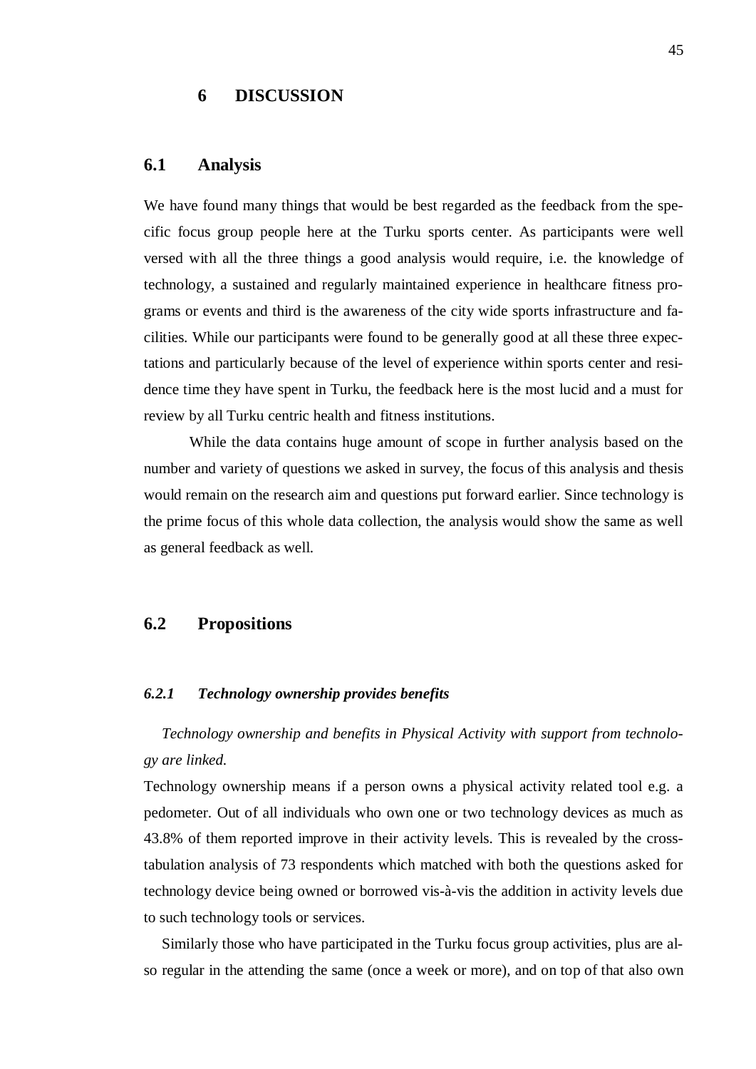# 6 DISCUSSION

## 6.1 Analysis

We have found many things that would be best regarded as the feedback from the specific focus group people here at the Turku sports center. As participants were well versed with all the three things a good analysis would require, i.e. the knowledge of technology, a sustained and regularly maintained experience in healthcare fitness programs or events and third is the awareness of the city wide sports infrastructure and facilities. While our participants were found to be generally good at all these three expectations and particularly because of the level of experience within sports center and residence time they have spent in Turku, the feedback here is the most lucid and a must for review by all Turku centric health and fitness institutions.

While the data contains huge amount of scope in further analysis based on the number and variety of questions we asked in survey, the focus of this analysis and thesis would remain on the research aim and questions put forward earlier. Since technology is the prime focus of this whole data collection, the analysis would show the same as well as general feedback as well.

## 6.2 Propositions

### *6.2.1 Technology ownership provides benefits*

*Technology ownership and benefits in Physical Activity with support from technology are linked.*

Technology ownership means if a person owns a physical activity related tool e.g. a pedometer. Out of all individuals who own one or two technology devices as much as 43.8% of them reported improve in their activity levels. This is revealed by the cross-tabulation analysis of 73 respondents which matched with both the questions asked for technology device being owned or borrowed vis-à-vis the addition in activity levels due to such technology tools or services.

Similarly those who have participated in the Turku focus group activities, plus are also regular in the attending the same (once a week or more), and on top of that also own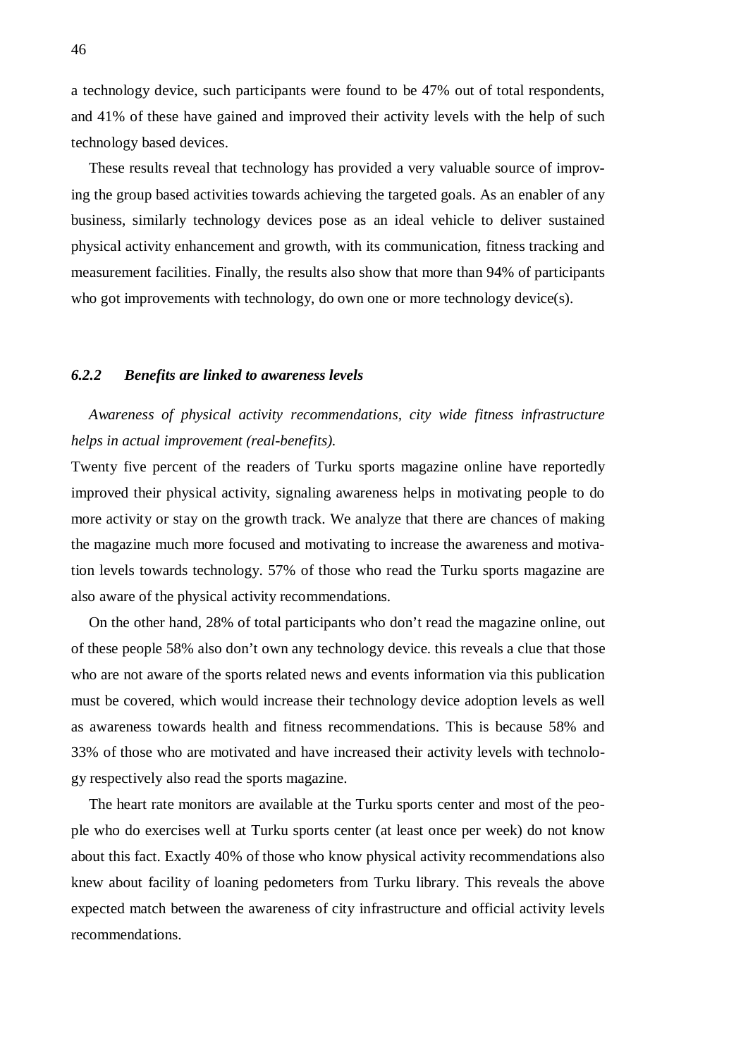a technology device, such participants were found to be 47% out of total respondents, and 41% of these have gained and improved their activity levels with the help of such technology based devices.

These results reveal that technology has provided a very valuable source of improving the group based activities towards achieving the targeted goals. As an enabler of any business, similarly technology devices pose as an ideal vehicle to deliver sustained physical activity enhancement and growth, with its communication, fitness tracking and measurement facilities. Finally, the results also show that more than 94% of participants who got improvements with technology, do own one or more technology device(s).

### *6.2.2 Benefits are linked to awareness levels*

*Awareness of physical activity recommendations, city wide fitness infrastructure helps in actual improvement (real-benefits).*

Twenty five percent of the readers of Turku sports magazine online have reportedly improved their physical activity, signaling awareness helps in motivating people to do more activity or stay on the growth track. We analyze that there are chances of making the magazine much more focused and motivating to increase the awareness and motivation levels towards technology. 57% of those who read the Turku sports magazine are also aware of the physical activity recommendations.

On the other hand, 28% of total participants who don't read the magazine online, out of these people 58% also don't own any technology device. this reveals a clue that those who are not aware of the sports related news and events information via this publication must be covered, which would increase their technology device adoption levels as well as awareness towards health and fitness recommendations. This is because 58% and 33% of those who are motivated and have increased their activity levels with technology respectively also read the sports magazine.

The heart rate monitors are available at the Turku sports center and most of the people who do exercises well at Turku sports center (at least once per week) do not know about this fact. Exactly 40% of those who know physical activity recommendations also knew about facility of loaning pedometers from Turku library. This reveals the above expected match between the awareness of city infrastructure and official activity levels recommendations.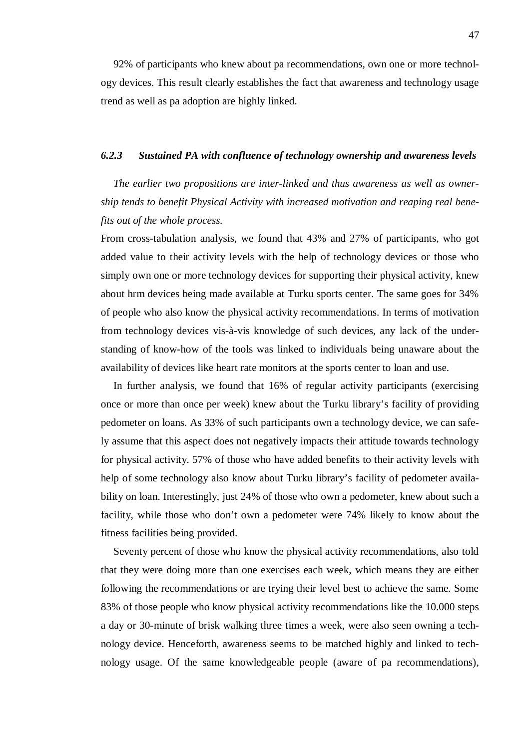92% of participants who knew about pa recommendations, own one or more technology devices. This result clearly establishes the fact that awareness and technology usage trend as well as pa adoption are highly linked.

### *6.2.3 Sustained PA with confluence of technology ownership and awareness levels*

*The earlier two propositions are inter-linked and thus awareness as well as ownership tends to benefit Physical Activity with increased motivation and reaping real benefits out of the whole process.*

From cross-tabulation analysis, we found that 43% and 27% of participants, who got added value to their activity levels with the help of technology devices or those who simply own one or more technology devices for supporting their physical activity, knew about hrm devices being made available at Turku sports center. The same goes for 34% of people who also know the physical activity recommendations. In terms of motivation from technology devices vis-à-vis knowledge of such devices, any lack of the understanding of know-how of the tools was linked to individuals being unaware about the availability of devices like heart rate monitors at the sports center to loan and use.

In further analysis, we found that 16% of regular activity participants (exercising once or more than once per week) knew about the Turku library's facility of providing pedometer on loans. As 33% of such participants own a technology device, we can safely assume that this aspect does not negatively impacts their attitude towards technology for physical activity. 57% of those who have added benefits to their activity levels with help of some technology also know about Turku library's facility of pedometer availability on loan. Interestingly, just 24% of those who own a pedometer, knew about such a facility, while those who don't own a pedometer were 74% likely to know about the fitness facilities being provided.

Seventy percent of those who know the physical activity recommendations, also told that they were doing more than one exercises each week, which means they are either following the recommendations or are trying their level best to achieve the same. Some 83% of those people who know physical activity recommendations like the 10.000 steps a day or 30-minute of brisk walking three times a week, were also seen owning a technology device. Henceforth, awareness seems to be matched highly and linked to technology usage. Of the same knowledgeable people (aware of pa recommendations),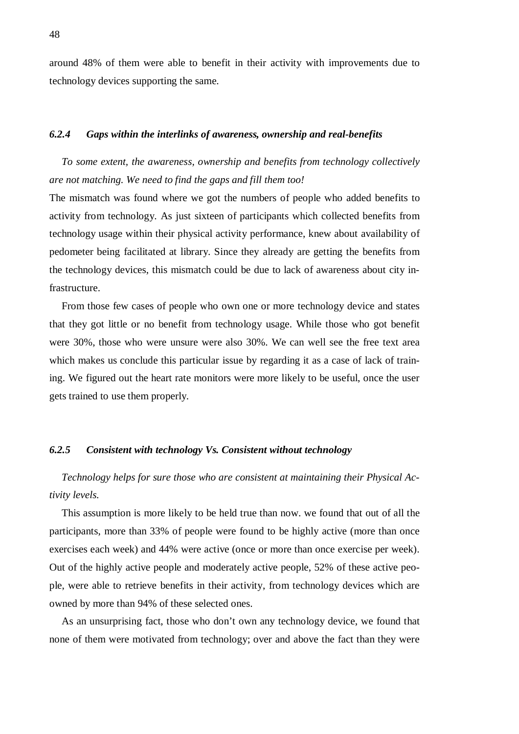around 48% of them were able to benefit in their activity with improvements due to technology devices supporting the same.

### *6.2.4 Gaps within the interlinks of awareness, ownership and real-benefits*

*To some extent, the awareness, ownership and benefits from technology collectively are not matching. We need to find the gaps and fill them too!*

The mismatch was found where we got the numbers of people who added benefits to activity from technology. As just sixteen of participants which collected benefits from technology usage within their physical activity performance, knew about availability of pedometer being facilitated at library. Since they already are getting the benefits from the technology devices, this mismatch could be due to lack of awareness about city infrastructure.

From those few cases of people who own one or more technology device and states that they got little or no benefit from technology usage. While those who got benefit were 30%, those who were unsure were also 30%. We can well see the free text area which makes us conclude this particular issue by regarding it as a case of lack of training. We figured out the heart rate monitors were more likely to be useful, once the user gets trained to use them properly.

### *6.2.5 Consistent with technology Vs. Consistent without technology*

*Technology helps for sure those who are consistent at maintaining their Physical Activity levels.*

This assumption is more likely to be held true than now. we found that out of all the participants, more than 33% of people were found to be highly active (more than once exercises each week) and 44% were active (once or more than once exercise per week). Out of the highly active people and moderately active people, 52% of these active people, were able to retrieve benefits in their activity, from technology devices which are owned by more than 94% of these selected ones.

As an unsurprising fact, those who don't own any technology device, we found that none of them were motivated from technology; over and above the fact than they were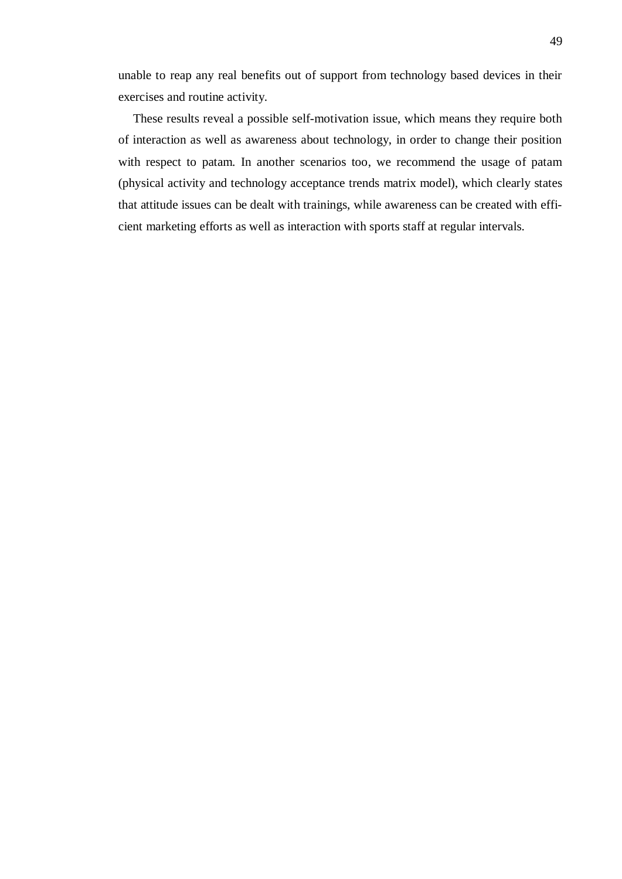unable to reap any real benefits out of support from technology based devices in their exercises and routine activity.

These results reveal a possible self-motivation issue, which means they require both of interaction as well as awareness about technology, in order to change their position with respect to patam. In another scenarios too, we recommend the usage of patam (physical activity and technology acceptance trends matrix model), which clearly states that attitude issues can be dealt with trainings, while awareness can be created with efficient marketing efforts as well as interaction with sports staff at regular intervals.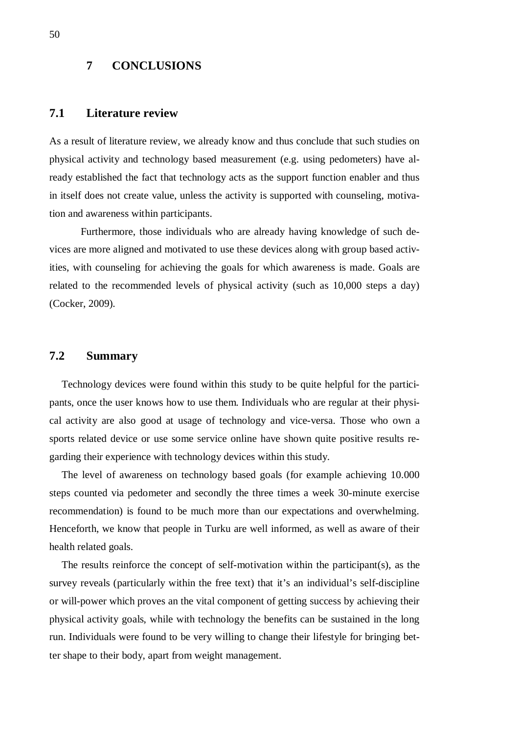# 7 CONCLUSIONS

## 7.1 Literature review

As a result of literature review, we already know and thus conclude that such studies on physical activity and technology based measurement (e.g. using pedometers) have already established the fact that technology acts as the support function enabler and thus in itself does not create value, unless the activity is supported with counseling, motivation and awareness within participants.

Furthermore, those individuals who are already having knowledge of such devices are more aligned and motivated to use these devices along with group based activities, with counseling for achieving the goals for which awareness is made. Goals are related to the recommended levels of physical activity (such as 10,000 steps a day) (Cocker, 2009).

## 7.2 Summary

Technology devices were found within this study to be quite helpful for the participants, once the user knows how to use them. Individuals who are regular at their physical activity are also good at usage of technology and vice-versa. Those who own a sports related device or use some service online have shown quite positive results regarding their experience with technology devices within this study.

The level of awareness on technology based goals (for example achieving 10.000 steps counted via pedometer and secondly the three times a week 30-minute exercise recommendation) is found to be much more than our expectations and overwhelming. Henceforth, we know that people in Turku are well informed, as well as aware of their health related goals.

The results reinforce the concept of self-motivation within the participant(s), as the survey reveals (particularly within the free text) that it's an individual's self-discipline or will-power which proves an the vital component of getting success by achieving their physical activity goals, while with technology the benefits can be sustained in the long run. Individuals were found to be very willing to change their lifestyle for bringing better shape to their body, apart from weight management.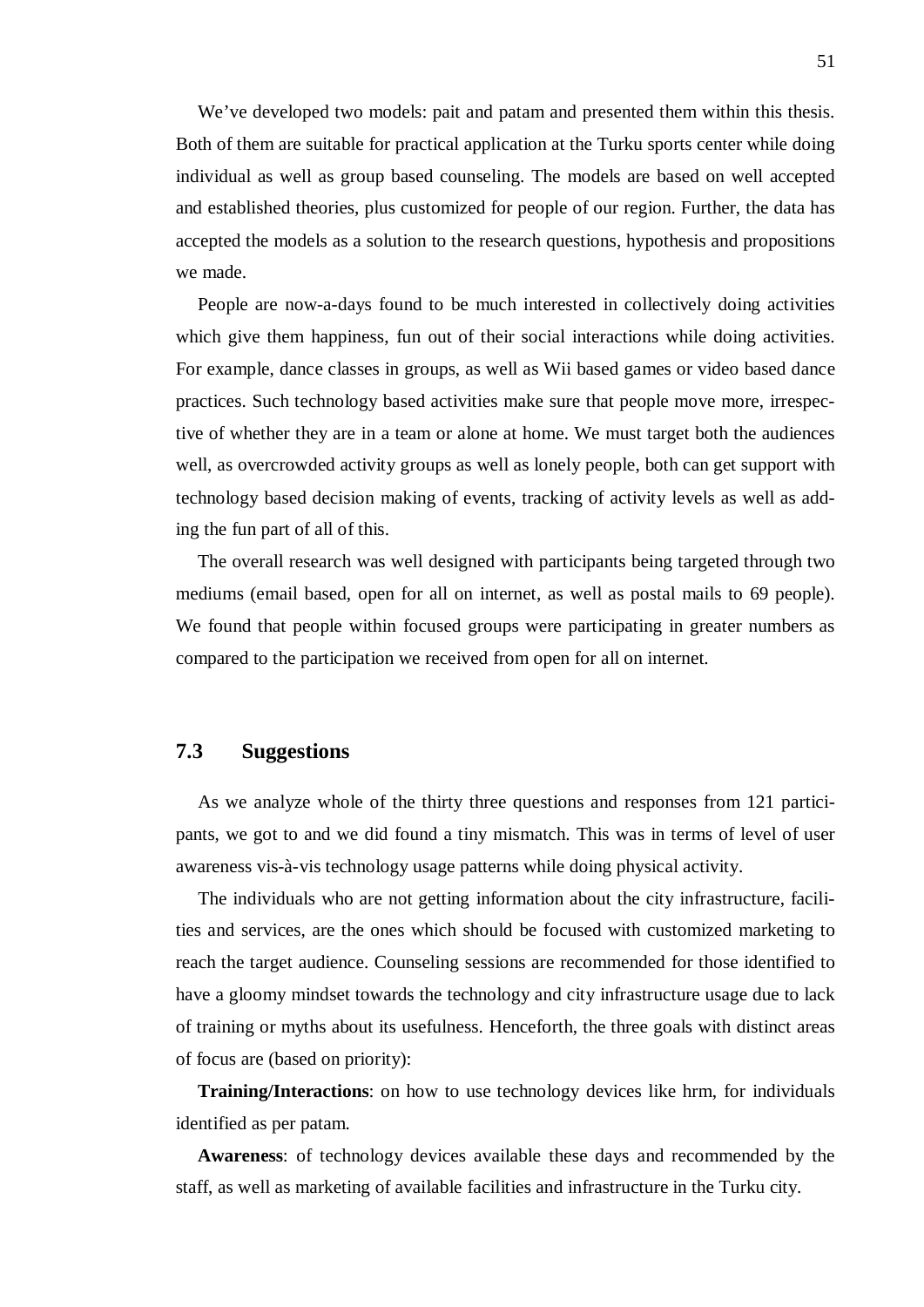We've developed two models: pait and patam and presented them within this thesis. Both of them are suitable for practical application at the Turku sports center while doing individual as well as group based counseling. The models are based on well accepted and established theories, plus customized for people of our region. Further, the data has accepted the models as a solution to the research questions, hypothesis and propositions we made.

People are now-a-days found to be much interested in collectively doing activities which give them happiness, fun out of their social interactions while doing activities. For example, dance classes in groups, as well as Wii based games or video based dance practices. Such technology based activities make sure that people move more, irrespective of whether they are in a team or alone at home. We must target both the audiences well, as overcrowded activity groups as well as lonely people, both can get support with technology based decision making of events, tracking of activity levels as well as adding the fun part of all of this.

The overall research was well designed with participants being targeted through two mediums (email based, open for all on internet, as well as postal mails to 69 people). We found that people within focused groups were participating in greater numbers as compared to the participation we received from open for all on internet.

## 7.3 Suggestions

As we analyze whole of the thirty three questions and responses from 121 participants, we got to and we did found a tiny mismatch. This was in terms of level of user awareness vis-à-vis technology usage patterns while doing physical activity.

The individuals who are not getting information about the city infrastructure, facilities and services, are the ones which should be focused with customized marketing to reach the target audience. Counseling sessions are recommended for those identified to have a gloomy mindset towards the technology and city infrastructure usage due to lack of training or myths about its usefulness. Henceforth, the three goals with distinct areas of focus are (based on priority):

**Training/Interactions**: on how to use technology devices like hrm, for individuals identified as per patam.

**Awareness**: of technology devices available these days and recommended by the staff, as well as marketing of available facilities and infrastructure in the Turku city.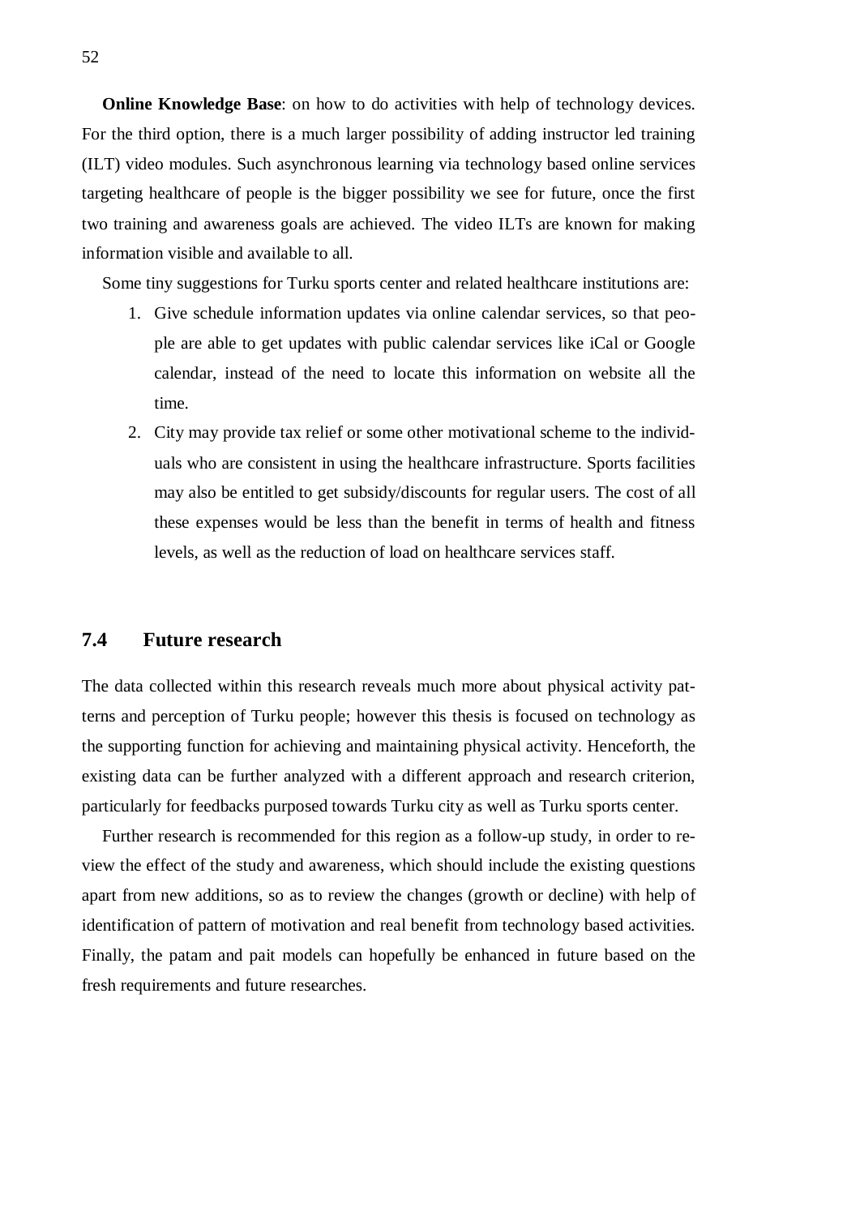**Online Knowledge Base**: on how to do activities with help of technology devices. For the third option, there is a much larger possibility of adding instructor led training (ILT) video modules. Such asynchronous learning via technology based online services targeting healthcare of people is the bigger possibility we see for future, once the first two training and awareness goals are achieved. The video ILTs are known for making information visible and available to all.

Some tiny suggestions for Turku sports center and related healthcare institutions are:

1. Give schedule information updates via online calendar services, so that people are able to get updates with public calendar services like iCal or Google calendar, instead of the need to locate this information on website all the time.
2. City may provide tax relief or some other motivational scheme to the individuals who are consistent in using the healthcare infrastructure. Sports facilities may also be entitled to get subsidy/discounts for regular users. The cost of all these expenses would be less than the benefit in terms of health and fitness levels, as well as the reduction of load on healthcare services staff.

## 7.4 Future research

The data collected within this research reveals much more about physical activity patterns and perception of Turku people; however this thesis is focused on technology as the supporting function for achieving and maintaining physical activity. Henceforth, the existing data can be further analyzed with a different approach and research criterion, particularly for feedbacks purposed towards Turku city as well as Turku sports center.

Further research is recommended for this region as a follow-up study, in order to review the effect of the study and awareness, which should include the existing questions apart from new additions, so as to review the changes (growth or decline) with help of identification of pattern of motivation and real benefit from technology based activities. Finally, the patam and pait models can hopefully be enhanced in future based on the fresh requirements and future researches.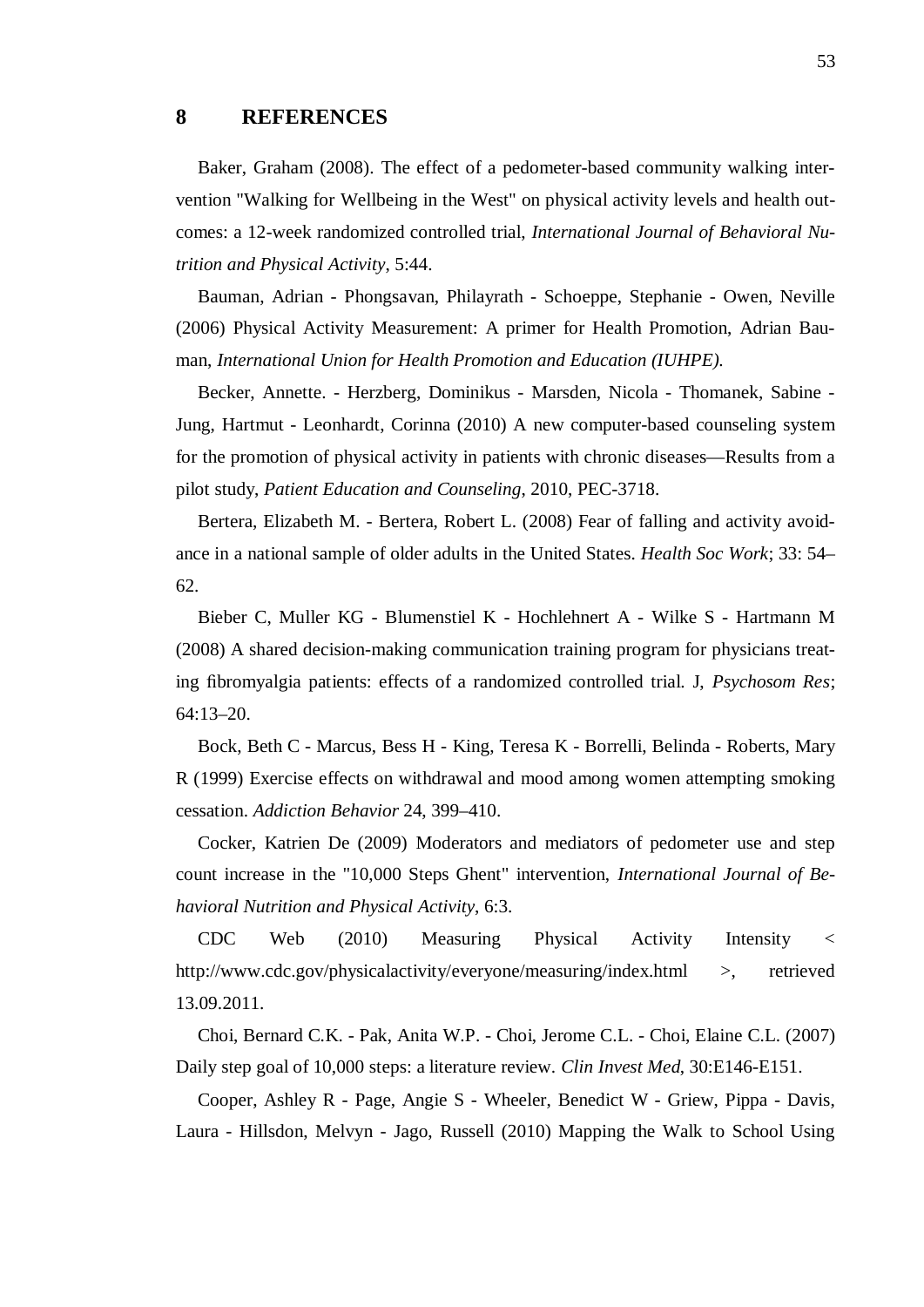# 8 REFERENCES

Baker, Graham (2008). The effect of a pedometer-based community walking intervention "Walking for Wellbeing in the West" on physical activity levels and health outcomes: a 12-week randomized controlled trial, *International Journal of Behavioral Nutrition and Physical Activity*, 5:44.

Bauman, Adrian - Phongsavan, Philayrath - Schoeppe, Stephanie - Owen, Neville (2006) Physical Activity Measurement: A primer for Health Promotion, Adrian Bauman, *International Union for Health Promotion and Education (IUHPE).*

Becker, Annette. - Herzberg, Dominikus - Marsden, Nicola - Thomanek, Sabine - Jung, Hartmut - Leonhardt, Corinna (2010) A new computer-based counseling system for the promotion of physical activity in patients with chronic diseases—Results from a pilot study, *Patient Education and Counseling*, 2010, PEC-3718.

Bertera, Elizabeth M. - Bertera, Robert L. (2008) Fear of falling and activity avoidance in a national sample of older adults in the United States. *Health Soc Work*; 33: 54–62.

Bieber C, Muller KG - Blumenstiel K - Hochlehnert A - Wilke S - Hartmann M (2008) A shared decision-making communication training program for physicians treating fibromyalgia patients: effects of a randomized controlled trial. J, *Psychosom Res*; 64:13–20.

Bock, Beth C - Marcus, Bess H - King, Teresa K - Borrelli, Belinda - Roberts, Mary R (1999) Exercise effects on withdrawal and mood among women attempting smoking cessation. *Addiction Behavior* 24, 399–410.

Cocker, Katrien De (2009) Moderators and mediators of pedometer use and step count increase in the "10,000 Steps Ghent" intervention, *International Journal of Behavioral Nutrition and Physical Activity*, 6:3.

CDC Web (2010) Measuring Physical Activity Intensity < http://www.cdc.gov/physicalactivity/everyone/measuring/index.html >, retrieved 13.09.2011.

Choi, Bernard C.K. - Pak, Anita W.P. - Choi, Jerome C.L. - Choi, Elaine C.L. (2007) Daily step goal of 10,000 steps: a literature review. *Clin Invest Med*, 30:E146-E151.

Cooper, Ashley R - Page, Angie S - Wheeler, Benedict W - Griew, Pippa - Davis, Laura - Hillsdon, Melvyn - Jago, Russell (2010) Mapping the Walk to School Using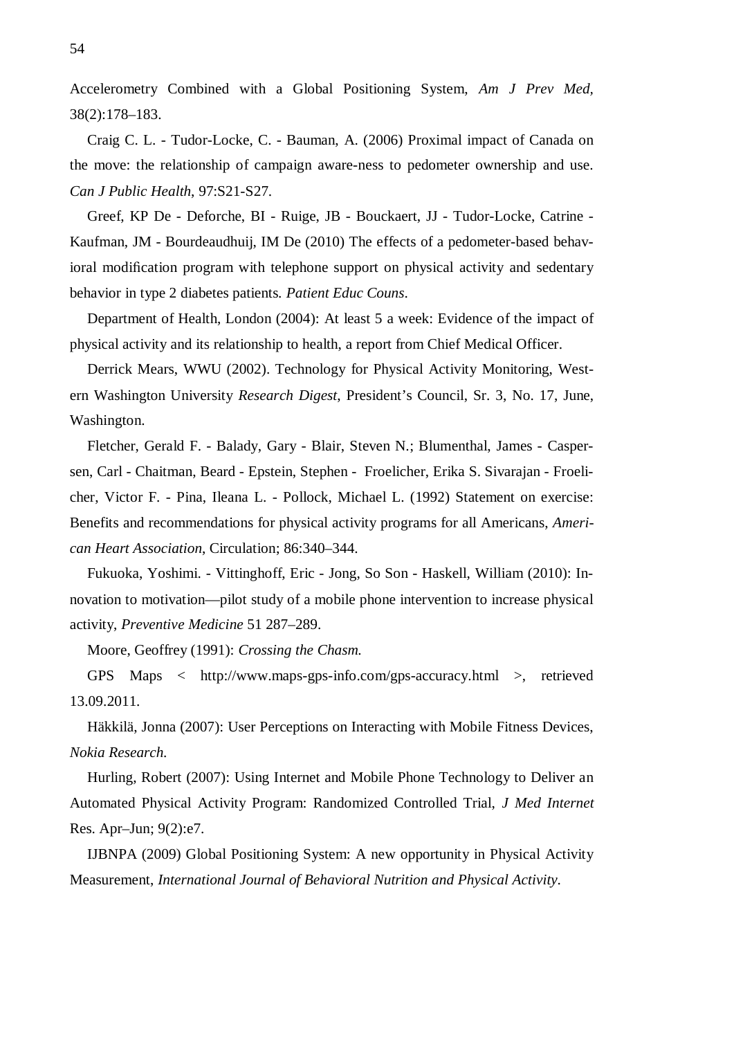Accelerometry Combined with a Global Positioning System, *Am J Prev Med*, 38(2):178–183.

Craig C. L. - Tudor-Locke, C. - Bauman, A. (2006) Proximal impact of Canada on the move: the relationship of campaign aware-ness to pedometer ownership and use. *Can J Public Health*, 97:S21-S27.

Greef, KP De - Deforche, BI - Ruige, JB - Bouckaert, JJ - Tudor-Locke, Catrine - Kaufman, JM - Bourdeaudhuij, IM De (2010) The effects of a pedometer-based behavioral modification program with telephone support on physical activity and sedentary behavior in type 2 diabetes patients. *Patient Educ Couns*.

Department of Health, London (2004): At least 5 a week: Evidence of the impact of physical activity and its relationship to health, a report from Chief Medical Officer.

Derrick Mears, WWU (2002). Technology for Physical Activity Monitoring, Western Washington University *Research Digest*, President's Council, Sr. 3, No. 17, June, Washington.

Fletcher, Gerald F. - Balady, Gary - Blair, Steven N.; Blumenthal, James - Caspersen, Carl - Chaitman, Beard - Epstein, Stephen - Froelicher, Erika S. Sivarajan - Froelicher, Victor F. - Pina, Ileana L. - Pollock, Michael L. (1992) Statement on exercise: Benefits and recommendations for physical activity programs for all Americans, *American Heart Association*, Circulation; 86:340–344.

Fukuoka, Yoshimi. - Vittinghoff, Eric - Jong, So Son - Haskell, William (2010): Innovation to motivation—pilot study of a mobile phone intervention to increase physical activity, *Preventive Medicine* 51 287–289.

Moore, Geoffrey (1991): *Crossing the Chasm.*

GPS Maps < http://www.maps-gps-info.com/gps-accuracy.html >, retrieved 13.09.2011.

Häkkilä, Jonna (2007): User Perceptions on Interacting with Mobile Fitness Devices, *Nokia Research.*

Hurling, Robert (2007): Using Internet and Mobile Phone Technology to Deliver an Automated Physical Activity Program: Randomized Controlled Trial, *J Med Internet* Res. Apr–Jun; 9(2):e7.

IJBNPA (2009) Global Positioning System: A new opportunity in Physical Activity Measurement, *International Journal of Behavioral Nutrition and Physical Activity*.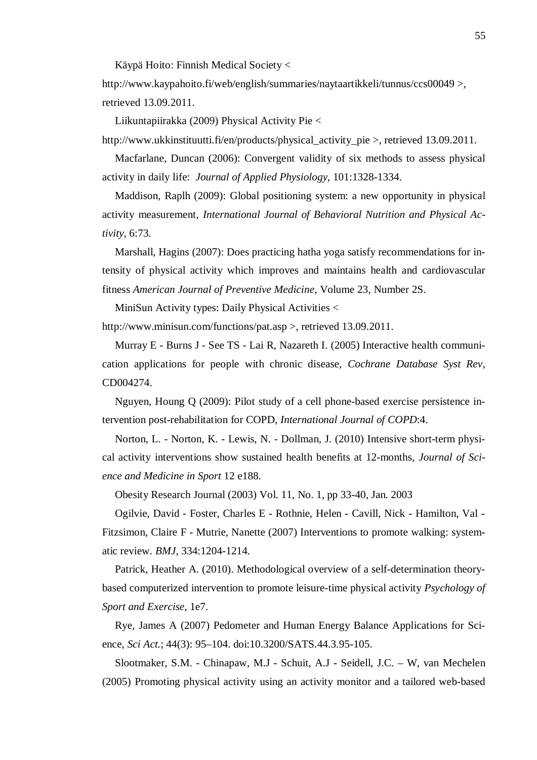Käypä Hoito: Finnish Medical Society < http://www.kaypahoito.fi/web/english/summaries/naytaartikkeli/tunnus/ccs00049 >, retrieved 13.09.2011.

Liikuntapiirakka (2009) Physical Activity Pie < http://www.ukkinstituutti.fi/en/products/physical_activity_pie >, retrieved 13.09.2011.

Macfarlane, Duncan (2006): Convergent validity of six methods to assess physical activity in daily life: *Journal of Applied Physiology*, 101:1328-1334.

Maddison, Raplh (2009): Global positioning system: a new opportunity in physical activity measurement, *International Journal of Behavioral Nutrition and Physical Activity*, 6:73.

Marshall, Hagins (2007): Does practicing hatha yoga satisfy recommendations for intensity of physical activity which improves and maintains health and cardiovascular fitness *American Journal of Preventive Medicine*, Volume 23, Number 2S.

MiniSun Activity types: Daily Physical Activities < http://www.minisun.com/functions/pat.asp >, retrieved 13.09.2011.

Murray E - Burns J - See TS - Lai R, Nazareth I. (2005) Interactive health communication applications for people with chronic disease, *Cochrane Database Syst Rev*, CD004274.

Nguyen, Houng Q (2009): Pilot study of a cell phone-based exercise persistence intervention post-rehabilitation for COPD, *International Journal of COPD*:4.

Norton, L. - Norton, K. - Lewis, N. - Dollman, J. (2010) Intensive short-term physical activity interventions show sustained health benefits at 12-months, *Journal of Science and Medicine in Sport* 12 e188.

Obesity Research Journal (2003) Vol. 11, No. 1, pp 33-40, Jan. 2003

Ogilvie, David - Foster, Charles E - Rothnie, Helen - Cavill, Nick - Hamilton, Val - Fitzsimon, Claire F - Mutrie, Nanette (2007) Interventions to promote walking: systematic review. *BMJ*, 334:1204-1214.

Patrick, Heather A. (2010). Methodological overview of a self-determination theory-based computerized intervention to promote leisure-time physical activity *Psychology of Sport and Exercise*, 1e7.

Rye, James A (2007) Pedometer and Human Energy Balance Applications for Science, *Sci Act.*; 44(3): 95–104. doi:10.3200/SATS.44.3.95-105.

Slootmaker, S.M. - Chinapaw, M.J - Schuit, A.J - Seidell, J.C. – W, van Mechelen (2005) Promoting physical activity using an activity monitor and a tailored web-based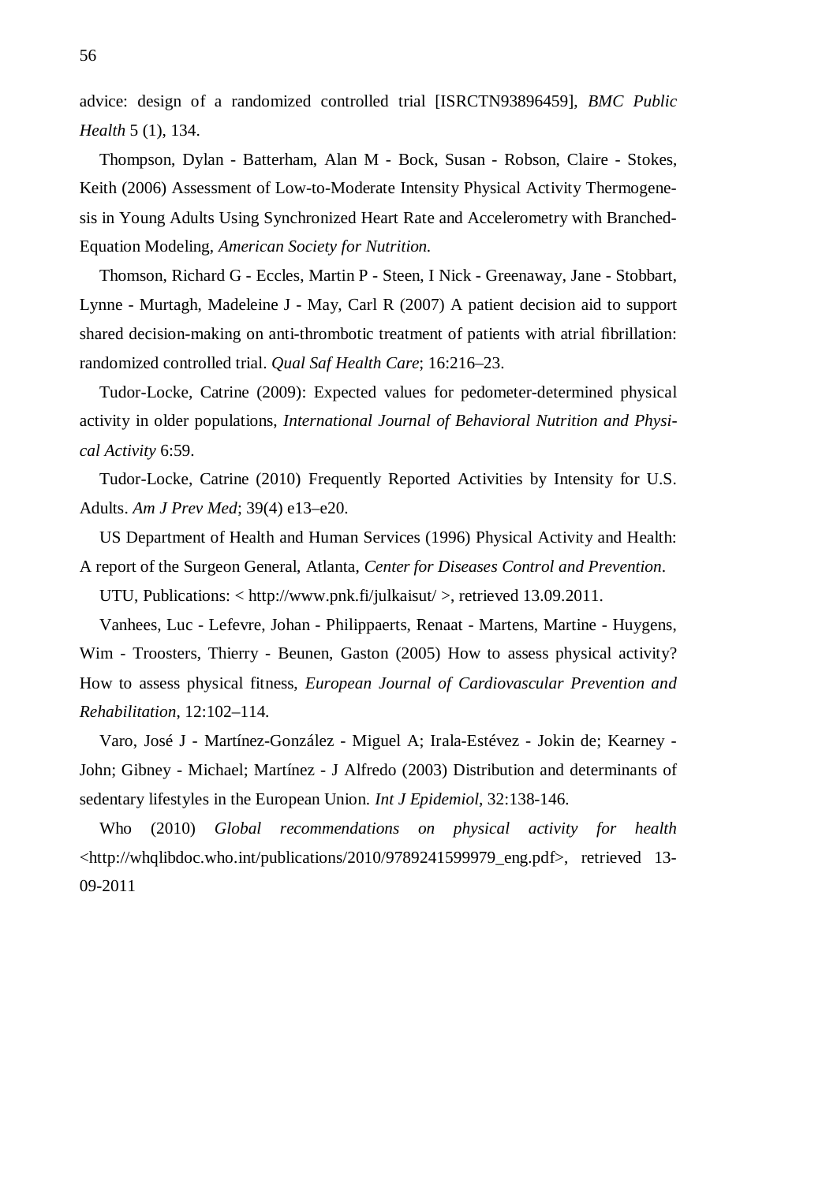advice: design of a randomized controlled trial [ISRCTN93896459], *BMC Public Health* 5 (1), 134.

Thompson, Dylan - Batterham, Alan M - Bock, Susan - Robson, Claire - Stokes, Keith (2006) Assessment of Low-to-Moderate Intensity Physical Activity Thermogenesis in Young Adults Using Synchronized Heart Rate and Accelerometry with Branched-Equation Modeling, *American Society for Nutrition.*

Thomson, Richard G - Eccles, Martin P - Steen, I Nick - Greenaway, Jane - Stobbart, Lynne - Murtagh, Madeleine J - May, Carl R (2007) A patient decision aid to support shared decision-making on anti-thrombotic treatment of patients with atrial fibrillation: randomized controlled trial. *Qual Saf Health Care*; 16:216–23.

Tudor-Locke, Catrine (2009): Expected values for pedometer-determined physical activity in older populations, *International Journal of Behavioral Nutrition and Physical Activity* 6:59.

Tudor-Locke, Catrine (2010) Frequently Reported Activities by Intensity for U.S. Adults. *Am J Prev Med*; 39(4) e13–e20.

US Department of Health and Human Services (1996) Physical Activity and Health: A report of the Surgeon General, Atlanta, *Center for Diseases Control and Prevention*.

UTU, Publications: < http://www.pnk.fi/julkaisut/ >, retrieved 13.09.2011.

Vanhees, Luc - Lefevre, Johan - Philippaerts, Renaat - Martens, Martine - Huygens, Wim - Troosters, Thierry - Beunen, Gaston (2005) How to assess physical activity? How to assess physical fitness, *European Journal of Cardiovascular Prevention and Rehabilitation*, 12:102–114.

Varo, José J - Martínez-González - Miguel A; Irala-Estévez - Jokin de; Kearney - John; Gibney - Michael; Martínez - J Alfredo (2003) Distribution and determinants of sedentary lifestyles in the European Union. *Int J Epidemiol*, 32:138-146.

Who (2010) *Global recommendations on physical activity for health* <http://whqlibdoc.who.int/publications/2010/9789241599979_eng.pdf>, retrieved 13-09-2011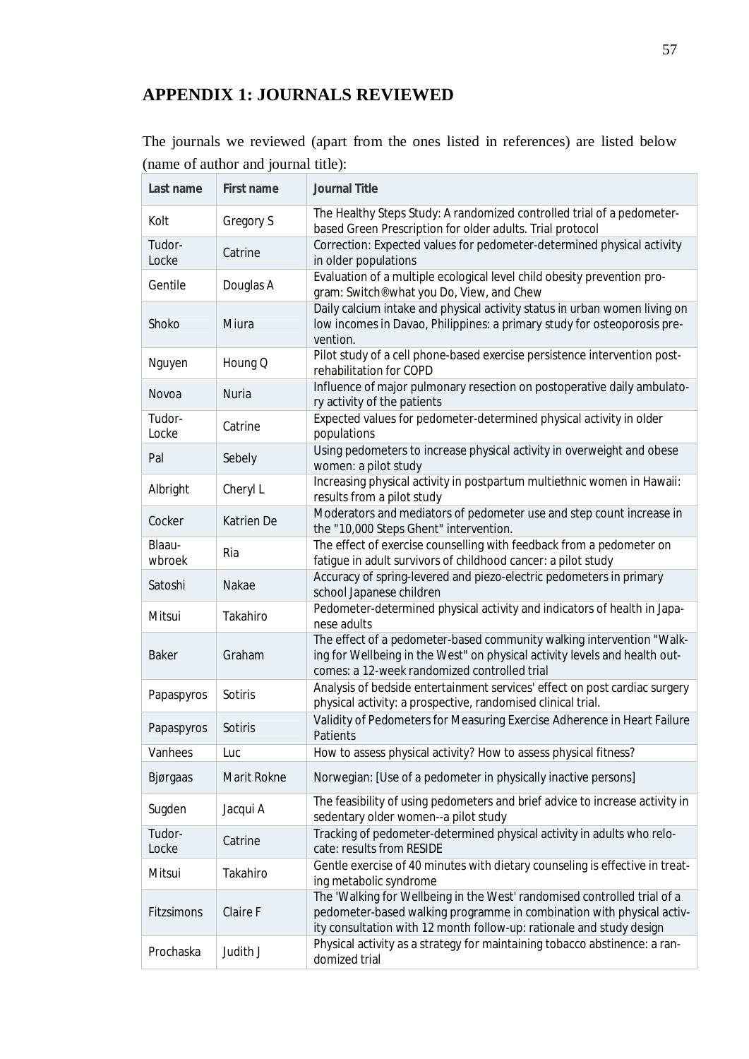# APPENDIX 1: JOURNALS REVIEWED

The journals we reviewed (apart from the ones listed in references) are listed below (name of author and journal title):

| Last name | First name | Journal Title |
|---|---|---|
| Kolt | Gregory S | The Healthy Steps Study: A randomized controlled trial of a pedometer-based Green Prescription for older adults. Trial protocol |
| Tudor-Locke | Catrine | Correction: Expected values for pedometer-determined physical activity in older populations |
| Gentile | Douglas A | Evaluation of a multiple ecological level child obesity prevention program: Switch®what you Do, View, and Chew |
| Shoko | Miura | Daily calcium intake and physical activity status in urban women living on low incomes in Davao, Philippines: a primary study for osteoporosis prevention. |
| Nguyen | Houng Q | Pilot study of a cell phone-based exercise persistence intervention post-rehabilitation for COPD |
| Novoa | Nuria | Influence of major pulmonary resection on postoperative daily ambulatory activity of the patients |
| Tudor-Locke | Catrine | Expected values for pedometer-determined physical activity in older populations |
| Pal | Sebely | Using pedometers to increase physical activity in overweight and obese women: a pilot study |
| Albright | Cheryl L | Increasing physical activity in postpartum multiethnic women in Hawaii: results from a pilot study |
| Cocker | Katrien De | Moderators and mediators of pedometer use and step count increase in the "10,000 Steps Ghent" intervention. |
| Blaauwbroek | Ria | The effect of exercise counselling with feedback from a pedometer on fatigue in adult survivors of childhood cancer: a pilot study |
| Satoshi | Nakae | Accuracy of spring-levered and piezo-electric pedometers in primary school Japanese children |
| Mitsui | Takahiro | Pedometer-determined physical activity and indicators of health in Japanese adults |
| Baker | Graham | The effect of a pedometer-based community walking intervention "Walking for Wellbeing in the West" on physical activity levels and health outcomes: a 12-week randomized controlled trial |
| Papaspyros | Sotiris | Analysis of bedside entertainment services' effect on post cardiac surgery physical activity: a prospective, randomised clinical trial. |
| Papaspyros | Sotiris | Validity of Pedometers for Measuring Exercise Adherence in Heart Failure Patients |
| Vanhees | Luc | How to assess physical activity? How to assess physical fitness? |
| Bjørgaas | Marit Rokne | Norwegian: [Use of a pedometer in physically inactive persons] |
| Sugden | Jacqui A | The feasibility of using pedometers and brief advice to increase activity in sedentary older women--a pilot study |
| Tudor-Locke | Catrine | Tracking of pedometer-determined physical activity in adults who relocate: results from RESIDE |
| Mitsui | Takahiro | Gentle exercise of 40 minutes with dietary counseling is effective in treating metabolic syndrome |
| Fitzsimons | Claire F | The 'Walking for Wellbeing in the West' randomised controlled trial of a pedometer-based walking programme in combination with physical activity consultation with 12 month follow-up: rationale and study design |
| Prochaska | Judith J | Physical activity as a strategy for maintaining tobacco abstinence: a randomized trial |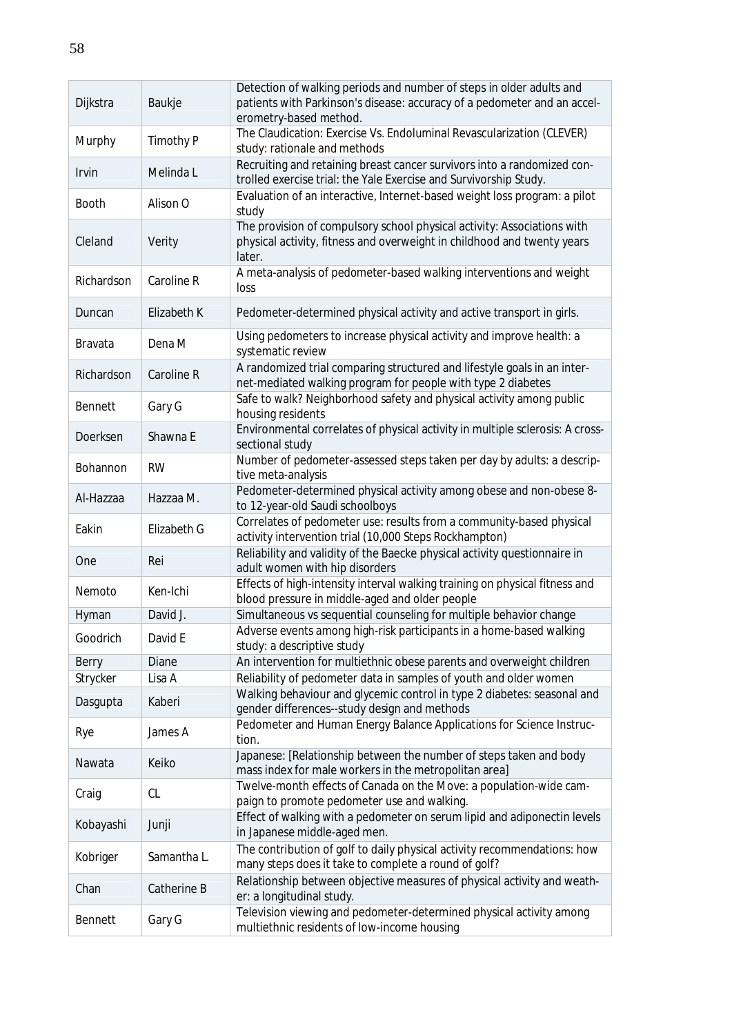| | | |
|---|---|---|
| Dijkstra | Baukje | Detection of walking periods and number of steps in older adults and patients with Parkinson's disease: accuracy of a pedometer and an accelerometry-based method. |
| Murphy | Timothy P | The Claudication: Exercise Vs. Endoluminal Revascularization (CLEVER) study: rationale and methods |
| Irvin | Melinda L | Recruiting and retaining breast cancer survivors into a randomized controlled exercise trial: the Yale Exercise and Survivorship Study. |
| Booth | Alison O | Evaluation of an interactive, Internet-based weight loss program: a pilot study |
| Cleland | Verity | The provision of compulsory school physical activity: Associations with physical activity, fitness and overweight in childhood and twenty years later. |
| Richardson | Caroline R | A meta-analysis of pedometer-based walking interventions and weight loss |
| Duncan | Elizabeth K | Pedometer-determined physical activity and active transport in girls. |
| Bravata | Dena M | Using pedometers to increase physical activity and improve health: a systematic review |
| Richardson | Caroline R | A randomized trial comparing structured and lifestyle goals in an internet-mediated walking program for people with type 2 diabetes |
| Bennett | Gary G | Safe to walk? Neighborhood safety and physical activity among public housing residents |
| Doerksen | Shawna E | Environmental correlates of physical activity in multiple sclerosis: A cross-sectional study |
| Bohannon | RW | Number of pedometer-assessed steps taken per day by adults: a descriptive meta-analysis |
| Al-Hazzaa | Hazzaa M. | Pedometer-determined physical activity among obese and non-obese 8- to 12-year-old Saudi schoolboys |
| Eakin | Elizabeth G | Correlates of pedometer use: results from a community-based physical activity intervention trial (10,000 Steps Rockhampton) |
| One | Rei | Reliability and validity of the Baecke physical activity questionnaire in adult women with hip disorders |
| Nemoto | Ken-Ichi | Effects of high-intensity interval walking training on physical fitness and blood pressure in middle-aged and older people |
| Hyman | David J. | Simultaneous vs sequential counseling for multiple behavior change |
| Goodrich | David E | Adverse events among high-risk participants in a home-based walking study: a descriptive study |
| Berry | Diane | An intervention for multiethnic obese parents and overweight children |
| Strycker | Lisa A | Reliability of pedometer data in samples of youth and older women |
| Dasgupta | Kaberi | Walking behaviour and glycemic control in type 2 diabetes: seasonal and gender differences--study design and methods |
| Rye | James A | Pedometer and Human Energy Balance Applications for Science Instruction. |
| Nawata | Keiko | Japanese: [Relationship between the number of steps taken and body mass index for male workers in the metropolitan area] |
| Craig | CL | Twelve-month effects of Canada on the Move: a population-wide campaign to promote pedometer use and walking. |
| Kobayashi | Junji | Effect of walking with a pedometer on serum lipid and adiponectin levels in Japanese middle-aged men. |
| Kobriger | Samantha L. | The contribution of golf to daily physical activity recommendations: how many steps does it take to complete a round of golf? |
| Chan | Catherine B | Relationship between objective measures of physical activity and weather: a longitudinal study. |
| Bennett | Gary G | Television viewing and pedometer-determined physical activity among multiethnic residents of low-income housing |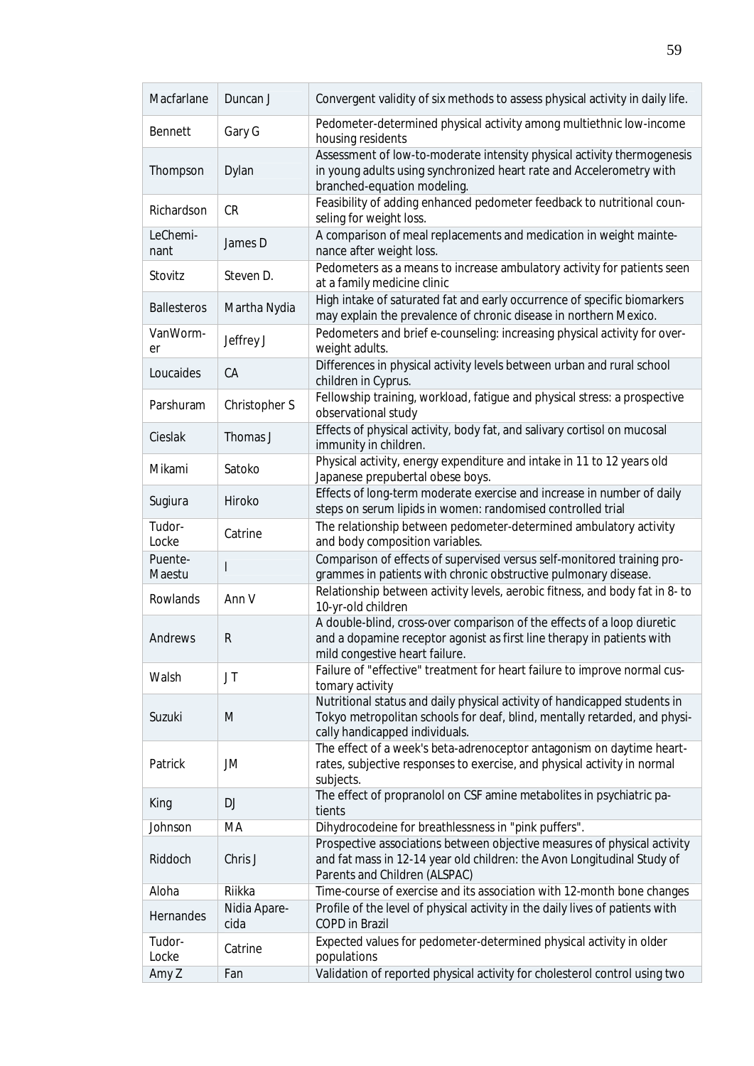| Macfarlane | Duncan J | Convergent validity of six methods to assess physical activity in daily life. |
|---|---|---|
| Bennett | Gary G | Pedometer-determined physical activity among multiethnic low-income housing residents |
| Thompson | Dylan | Assessment of low-to-moderate intensity physical activity thermogenesis in young adults using synchronized heart rate and Accelerometry with branched-equation modeling. |
| Richardson | CR | Feasibility of adding enhanced pedometer feedback to nutritional counseling for weight loss. |
| LeCheminant | James D | A comparison of meal replacements and medication in weight maintenance after weight loss. |
| Stovitz | Steven D. | Pedometers as a means to increase ambulatory activity for patients seen at a family medicine clinic |
| Ballesteros | Martha Nydia | High intake of saturated fat and early occurrence of specific biomarkers may explain the prevalence of chronic disease in northern Mexico. |
| VanWormer | Jeffrey J | Pedometers and brief e-counseling: increasing physical activity for overweight adults. |
| Loucaides | CA | Differences in physical activity levels between urban and rural school children in Cyprus. |
| Parshuram | Christopher S | Fellowship training, workload, fatigue and physical stress: a prospective observational study |
| Cieslak | Thomas J | Effects of physical activity, body fat, and salivary cortisol on mucosal immunity in children. |
| Mikami | Satoko | Physical activity, energy expenditure and intake in 11 to 12 years old Japanese prepubertal obese boys. |
| Sugiura | Hiroko | Effects of long-term moderate exercise and increase in number of daily steps on serum lipids in women: randomised controlled trial |
| Tudor-Locke | Catrine | The relationship between pedometer-determined ambulatory activity and body composition variables. |
| Puente-Maestu | I | Comparison of effects of supervised versus self-monitored training programmes in patients with chronic obstructive pulmonary disease. |
| Rowlands | Ann V | Relationship between activity levels, aerobic fitness, and body fat in 8- to 10-yr-old children |
| Andrews | R | A double-blind, cross-over comparison of the effects of a loop diuretic and a dopamine receptor agonist as first line therapy in patients with mild congestive heart failure. |
| Walsh | J T | Failure of "effective" treatment for heart failure to improve normal customary activity |
| Suzuki | M | Nutritional status and daily physical activity of handicapped students in Tokyo metropolitan schools for deaf, blind, mentally retarded, and physically handicapped individuals. |
| Patrick | JM | The effect of a week's beta-adrenoceptor antagonism on daytime heart-rates, subjective responses to exercise, and physical activity in normal subjects. |
| King | DJ | The effect of propranolol on CSF amine metabolites in psychiatric patients |
| Johnson | MA | Dihydrocodeine for breathlessness in "pink puffers". |
| Riddoch | Chris J | Prospective associations between objective measures of physical activity and fat mass in 12-14 year old children: the Avon Longitudinal Study of Parents and Children (ALSPAC) |
| Aloha | Riikka | Time-course of exercise and its association with 12-month bone changes |
| Hernandes | Nidia Aparecida | Profile of the level of physical activity in the daily lives of patients with COPD in Brazil |
| Tudor-Locke | Catrine | Expected values for pedometer-determined physical activity in older populations |
| Amy Z | Fan | Validation of reported physical activity for cholesterol control using two |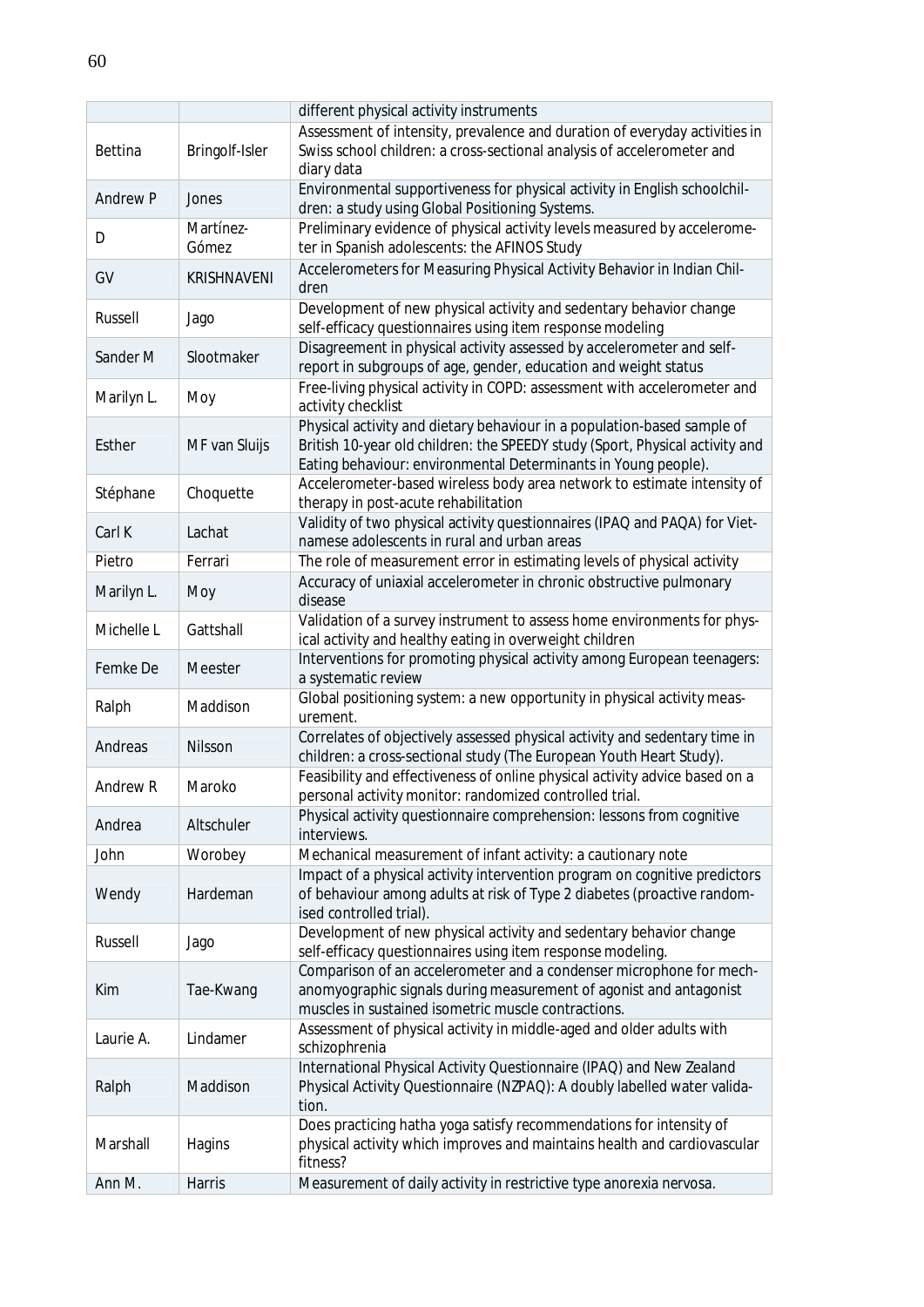| | | |
|---|---|---|
| | | different physical activity instruments |
| Bettina | Bringolf-Isler | Assessment of intensity, prevalence and duration of everyday activities in Swiss school children: a cross-sectional analysis of accelerometer and diary data |
| Andrew P | Jones | Environmental supportiveness for physical activity in English schoolchildren: a study using Global Positioning Systems. |
| D | Martínez-Gómez | Preliminary evidence of physical activity levels measured by accelerometer in Spanish adolescents: the AFINOS Study |
| GV | KRISHNAVENI | Accelerometers for Measuring Physical Activity Behavior in Indian Children |
| Russell | Jago | Development of new physical activity and sedentary behavior change self-efficacy questionnaires using item response modeling |
| Sander M | Slootmaker | Disagreement in physical activity assessed by accelerometer and self-report in subgroups of age, gender, education and weight status |
| Marilyn L. | Moy | Free-living physical activity in COPD: assessment with accelerometer and activity checklist |
| Esther | MF van Sluijs | Physical activity and dietary behaviour in a population-based sample of British 10-year old children: the SPEEDY study (Sport, Physical activity and Eating behaviour: environmental Determinants in Young people). |
| Stéphane | Choquette | Accelerometer-based wireless body area network to estimate intensity of therapy in post-acute rehabilitation |
| Carl K | Lachat | Validity of two physical activity questionnaires (IPAQ and PAQA) for Vietnamese adolescents in rural and urban areas |
| Pietro | Ferrari | The role of measurement error in estimating levels of physical activity |
| Marilyn L. | Moy | Accuracy of uniaxial accelerometer in chronic obstructive pulmonary disease |
| Michelle L | Gattshall | Validation of a survey instrument to assess home environments for physical activity and healthy eating in overweight children |
| Femke De | Meester | Interventions for promoting physical activity among European teenagers: a systematic review |
| Ralph | Maddison | Global positioning system: a new opportunity in physical activity measurement. |
| Andreas | Nilsson | Correlates of objectively assessed physical activity and sedentary time in children: a cross-sectional study (The European Youth Heart Study). |
| Andrew R | Maroko | Feasibility and effectiveness of online physical activity advice based on a personal activity monitor: randomized controlled trial. |
| Andrea | Altschuler | Physical activity questionnaire comprehension: lessons from cognitive interviews. |
| John | Worobey | Mechanical measurement of infant activity: a cautionary note |
| Wendy | Hardeman | Impact of a physical activity intervention program on cognitive predictors of behaviour among adults at risk of Type 2 diabetes (proactive randomised controlled trial). |
| Russell | Jago | Development of new physical activity and sedentary behavior change self-efficacy questionnaires using item response modeling. |
| Kim | Tae-Kwang | Comparison of an accelerometer and a condenser microphone for mechanomyographic signals during measurement of agonist and antagonist muscles in sustained isometric muscle contractions. |
| Laurie A. | Lindamer | Assessment of physical activity in middle-aged and older adults with schizophrenia |
| Ralph | Maddison | International Physical Activity Questionnaire (IPAQ) and New Zealand Physical Activity Questionnaire (NZPAQ): A doubly labelled water validation. |
| Marshall | Hagins | Does practicing hatha yoga satisfy recommendations for intensity of physical activity which improves and maintains health and cardiovascular fitness? |
| Ann M. | Harris | Measurement of daily activity in restrictive type anorexia nervosa. |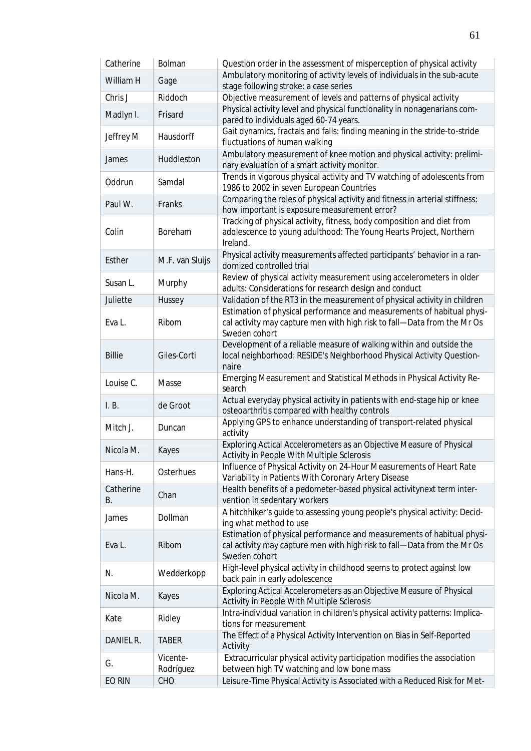| Catherine | Bolman | Question order in the assessment of misperception of physical activity |
|---|---|---|
| William H | Gage | Ambulatory monitoring of activity levels of individuals in the sub-acute stage following stroke: a case series |
| Chris J | Riddoch | Objective measurement of levels and patterns of physical activity |
| Madlyn I. | Frisard | Physical activity level and physical functionality in nonagenarians compared to individuals aged 60-74 years. |
| Jeffrey M | Hausdorff | Gait dynamics, fractals and falls: finding meaning in the stride-to-stride fluctuations of human walking |
| James | Huddleston | Ambulatory measurement of knee motion and physical activity: preliminary evaluation of a smart activity monitor. |
| Oddrun | Samdal | Trends in vigorous physical activity and TV watching of adolescents from 1986 to 2002 in seven European Countries |
| Paul W. | Franks | Comparing the roles of physical activity and fitness in arterial stiffness: how important is exposure measurement error? |
| Colin | Boreham | Tracking of physical activity, fitness, body composition and diet from adolescence to young adulthood: The Young Hearts Project, Northern Ireland. |
| Esther | M.F. van Sluijs | Physical activity measurements affected participants' behavior in a randomized controlled trial |
| Susan L. | Murphy | Review of physical activity measurement using accelerometers in older adults: Considerations for research design and conduct |
| Juliette | Hussey | Validation of the RT3 in the measurement of physical activity in children |
| Eva L. | Ribom | Estimation of physical performance and measurements of habitual physical activity may capture men with high risk to fall—Data from the Mr Os Sweden cohort |
| Billie | Giles-Corti | Development of a reliable measure of walking within and outside the local neighborhood: RESIDE's Neighborhood Physical Activity Questionnaire |
| Louise C. | Masse | Emerging Measurement and Statistical Methods in Physical Activity Research |
| I. B. | de Groot | Actual everyday physical activity in patients with end-stage hip or knee osteoarthritis compared with healthy controls |
| Mitch J. | Duncan | Applying GPS to enhance understanding of transport-related physical activity |
| Nicola M. | Kayes | Exploring Actical Accelerometers as an Objective Measure of Physical Activity in People With Multiple Sclerosis |
| Hans-H. | Osterhues | Influence of Physical Activity on 24-Hour Measurements of Heart Rate Variability in Patients With Coronary Artery Disease |
| Catherine B. | Chan | Health benefits of a pedometer-based physical activitynext term intervention in sedentary workers |
| James | Dollman | A hitchhiker's guide to assessing young people's physical activity: Deciding what method to use |
| Eva L. | Ribom | Estimation of physical performance and measurements of habitual physical activity may capture men with high risk to fall—Data from the Mr Os Sweden cohort |
| N. | Wedderkopp | High-level physical activity in childhood seems to protect against low back pain in early adolescence |
| Nicola M. | Kayes | Exploring Actical Accelerometers as an Objective Measure of Physical Activity in People With Multiple Sclerosis |
| Kate | Ridley | Intra-individual variation in children's physical activity patterns: Implications for measurement |
| DANIEL R. | TABER | The Effect of a Physical Activity Intervention on Bias in Self-Reported Activity |
| G. | Vicente-Rodríguez | Extracurricular physical activity participation modifies the association between high TV watching and low bone mass |
| EO RIN | CHO | Leisure-Time Physical Activity is Associated with a Reduced Risk for Met- |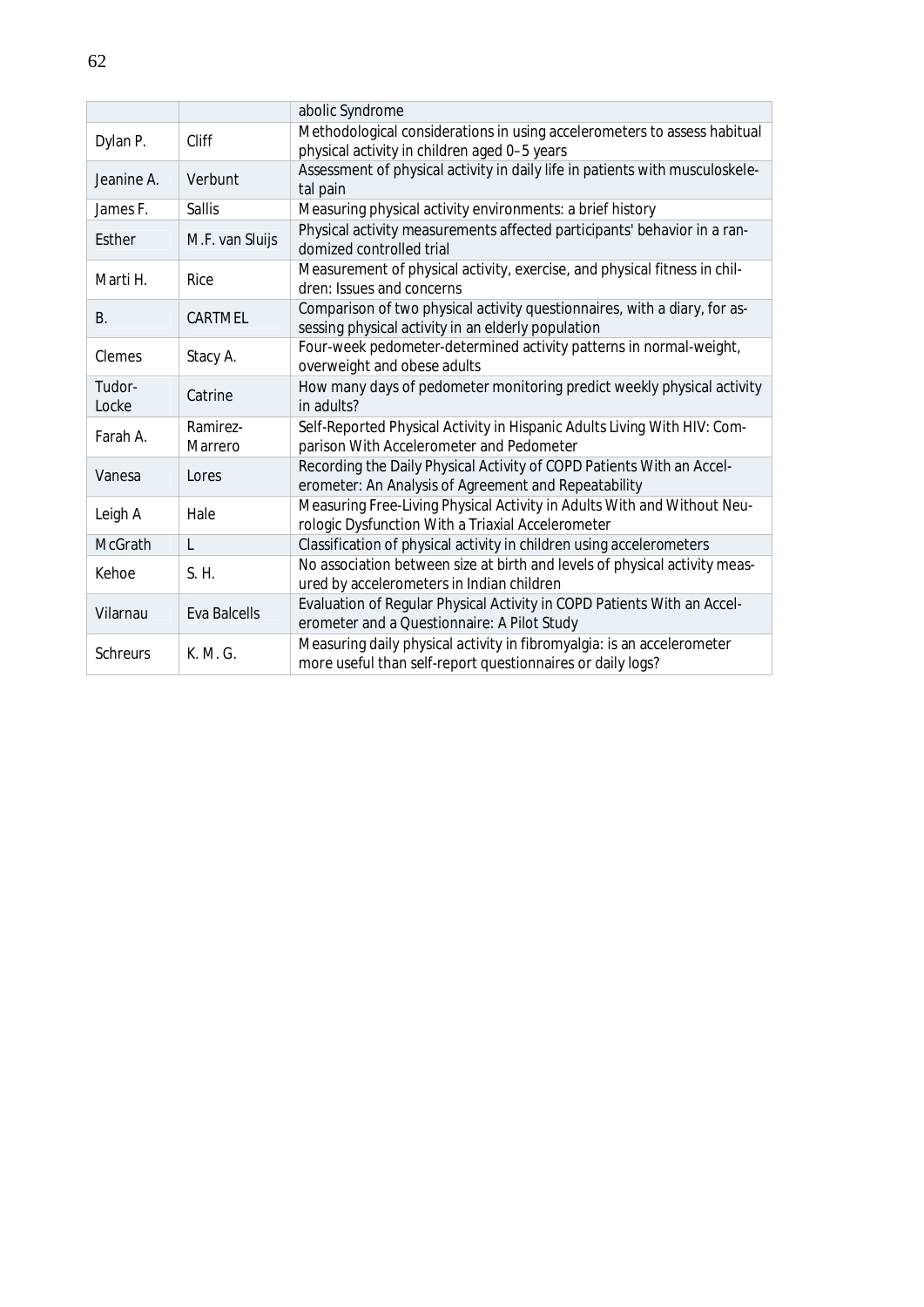| | | |
|---|---|---|
| | | abolic Syndrome |
| Dylan P. | Cliff | Methodological considerations in using accelerometers to assess habitual physical activity in children aged 0–5 years |
| Jeanine A. | Verbunt | Assessment of physical activity in daily life in patients with musculoskeletal pain |
| James F. | Sallis | Measuring physical activity environments: a brief history |
| Esther | M.F. van Sluijs | Physical activity measurements affected participants' behavior in a randomized controlled trial |
| Marti H. | Rice | Measurement of physical activity, exercise, and physical fitness in children: Issues and concerns |
| B. | CARTMEL | Comparison of two physical activity questionnaires, with a diary, for assessing physical activity in an elderly population |
| Clemes | Stacy A. | Four-week pedometer-determined activity patterns in normal-weight, overweight and obese adults |
| Tudor-Locke | Catrine | How many days of pedometer monitoring predict weekly physical activity in adults? |
| Farah A. | Ramirez-Marrero | Self-Reported Physical Activity in Hispanic Adults Living With HIV: Comparison With Accelerometer and Pedometer |
| Vanesa | Lores | Recording the Daily Physical Activity of COPD Patients With an Accelerometer: An Analysis of Agreement and Repeatability |
| Leigh A | Hale | Measuring Free-Living Physical Activity in Adults With and Without Neurologic Dysfunction With a Triaxial Accelerometer |
| McGrath | L | Classification of physical activity in children using accelerometers |
| Kehoe | S. H. | No association between size at birth and levels of physical activity measured by accelerometers in Indian children |
| Vilarnau | Eva Balcells | Evaluation of Regular Physical Activity in COPD Patients With an Accelerometer and a Questionnaire: A Pilot Study |
| Schreurs | K. M. G. | Measuring daily physical activity in fibromyalgia: is an accelerometer more useful than self-report questionnaires or daily logs? |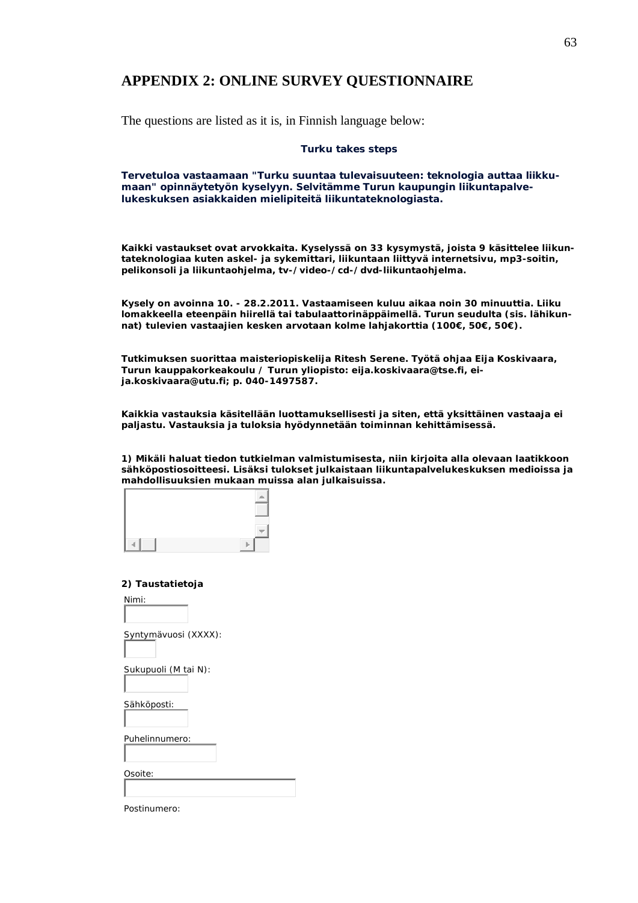## APPENDIX 2: ONLINE SURVEY QUESTIONNAIRE

The questions are listed as it is, in Finnish language below:

**Turku takes steps**

**Tervetuloa vastaamaan "Turku suuntaa tulevaisuuteen: teknologia auttaa liikkumaan" opinnäytetyön kyselyyn. Selvitämme Turun kaupungin liikuntapalvelukeskuksen asiakkaiden mielipiteitä liikuntateknologiasta.**

**Kaikki vastaukset ovat arvokkaita. Kyselyssä on 33 kysymystä, joista 9 käsittelee liikuntateknologiaa kuten askel- ja sykemittari, liikuntaan liittyvä internetsivu, mp3-soitin, pelikonsoli ja liikuntaohjelma, tv-/video-/cd-/dvd-liikuntaohjelma.**

**Kysely on avoinna 10. - 28.2.2011. Vastaamiseen kuluu aikaa noin 30 minuuttia. Liiku lomakkeella eteenpäin hiirellä tai tabulaattorinäppäimellä. Turun seudulta (sis. lähikunnat) tulevien vastaajien kesken arvotaan kolme lahjakorttia (100€, 50€, 50€).**

**Tutkimuksen suorittaa maisteriopiskelija Ritesh Serene. Työtä ohjaa Eija Koskivaara, Turun kauppakorkeakoulu / Turun yliopisto: eija.koskivaara@tse.fi, eija.koskivaara@utu.fi; p. 040-1497587.**

**Kaikkia vastauksia käsitellään luottamuksellisesti ja siten, että yksittäinen vastaaja ei paljastu. Vastauksia ja tuloksia hyödynnetään toiminnan kehittämisessä.**

**1) Mikäli haluat tiedon tutkielman valmistumisesta, niin kirjoita alla olevaan laatikkoon sähköpostiosoitteesi. Lisäksi tulokset julkaistaan liikuntapalvelukeskuksen medioissa ja mahdollisuuksien mukaan muissa alan julkaisuissa.**

**2) Taustatietoja**

Nimi:

Syntymävuosi (XXXX):

Sukupuoli (M tai N):

Sähköposti:

Puhelinnumero:

Osoite:

Postinumero: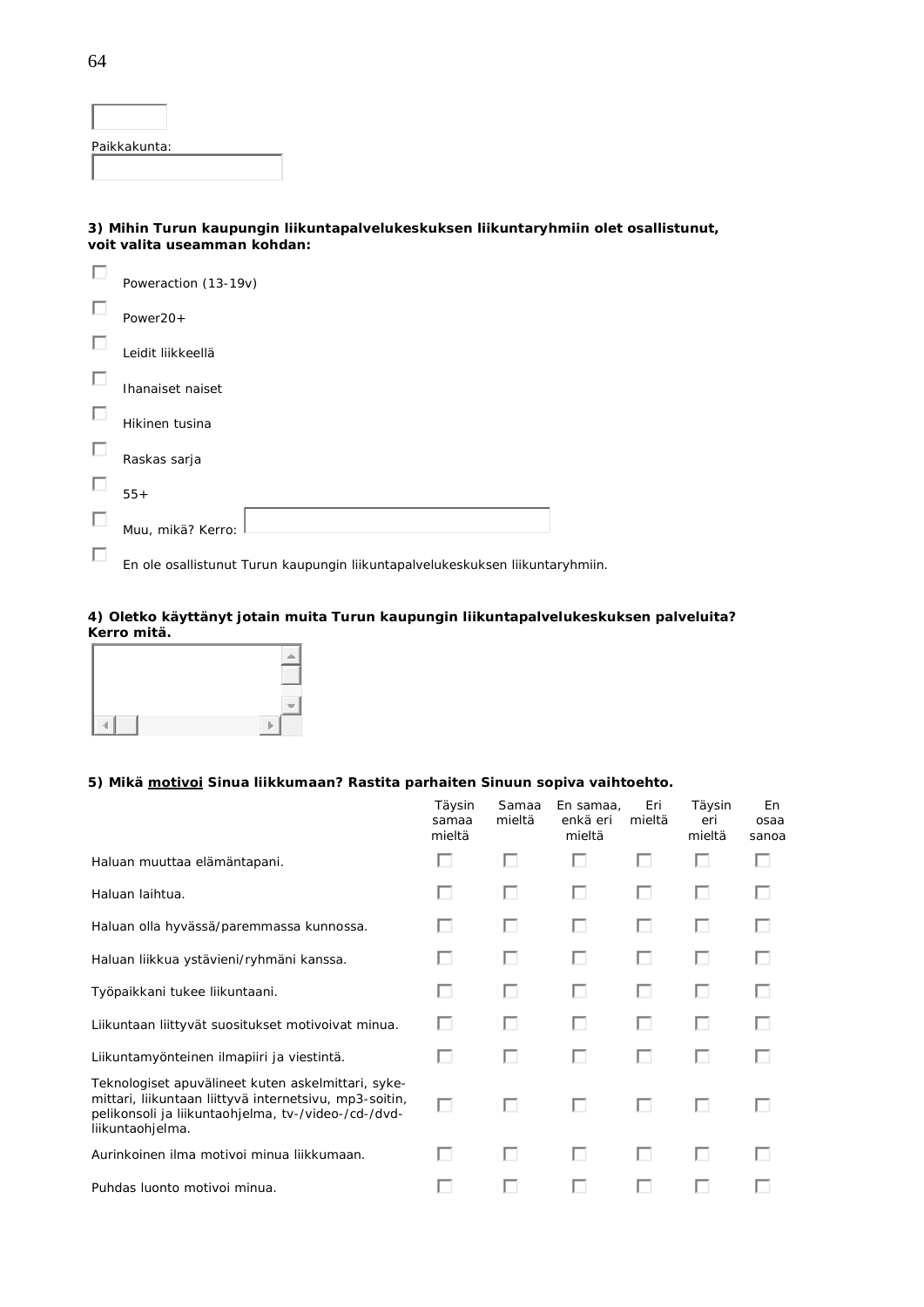Paikkakunta:

**3) Mihin Turun kaupungin liikuntapalvelukeskuksen liikuntaryhmiin olet osallistunut, voit valita useamman kohdan:**

- ☐ Poweraction (13-19v)
- ☐ Power20+
- ☐ Leidit liikkeellä
- ☐ Ihanaiset naiset
- ☐ Hikinen tusina
- ☐ Raskas sarja
- ☐ 55+
- ☐ Muu, mikä? Kerro:
- ☐ En ole osallistunut Turun kaupungin liikuntapalvelukeskuksen liikuntaryhmiin.

**4) Oletko käyttänyt jotain muita Turun kaupungin liikuntapalvelukeskuksen palveluita? Kerro mitä.**

**5) Mikä <u>motivoi</u> Sinua liikkumaan? Rastita parhaiten Sinuun sopiva vaihtoehto.**

| | Täysin samaa mieltä | Samaa mieltä | En samaa, enkä eri mieltä | Eri mieltä | Täysin eri mieltä | En osaa sanoa |
|---|---|---|---|---|---|---|
| Haluan muuttaa elämäntapani. | ☐ | ☐ | ☐ | ☐ | ☐ | ☐ |
| Haluan laihtua. | ☐ | ☐ | ☐ | ☐ | ☐ | ☐ |
| Haluan olla hyvässä/paremmassa kunnossa. | ☐ | ☐ | ☐ | ☐ | ☐ | ☐ |
| Haluan liikkua ystävieni/ryhmäni kanssa. | ☐ | ☐ | ☐ | ☐ | ☐ | ☐ |
| Työpaikkani tukee liikuntaani. | ☐ | ☐ | ☐ | ☐ | ☐ | ☐ |
| Liikuntaan liittyvät suositukset motivoivat minua. | ☐ | ☐ | ☐ | ☐ | ☐ | ☐ |
| Liikuntamyönteinen ilmapiiri ja viestintä. | ☐ | ☐ | ☐ | ☐ | ☐ | ☐ |
| Teknologiset apuvälineet kuten askelmittari, syke-mittari, liikuntaan liittyvä internetsivu, mp3-soitin, pelikonsoli ja liikuntaohjelma, tv-/video-/cd-/dvd-liikuntaohjelma. | ☐ | ☐ | ☐ | ☐ | ☐ | ☐ |
| Aurinkoinen ilma motivoi minua liikkumaan. | ☐ | ☐ | ☐ | ☐ | ☐ | ☐ |
| Puhdas luonto motivoi minua. | ☐ | ☐ | ☐ | ☐ | ☐ | ☐ |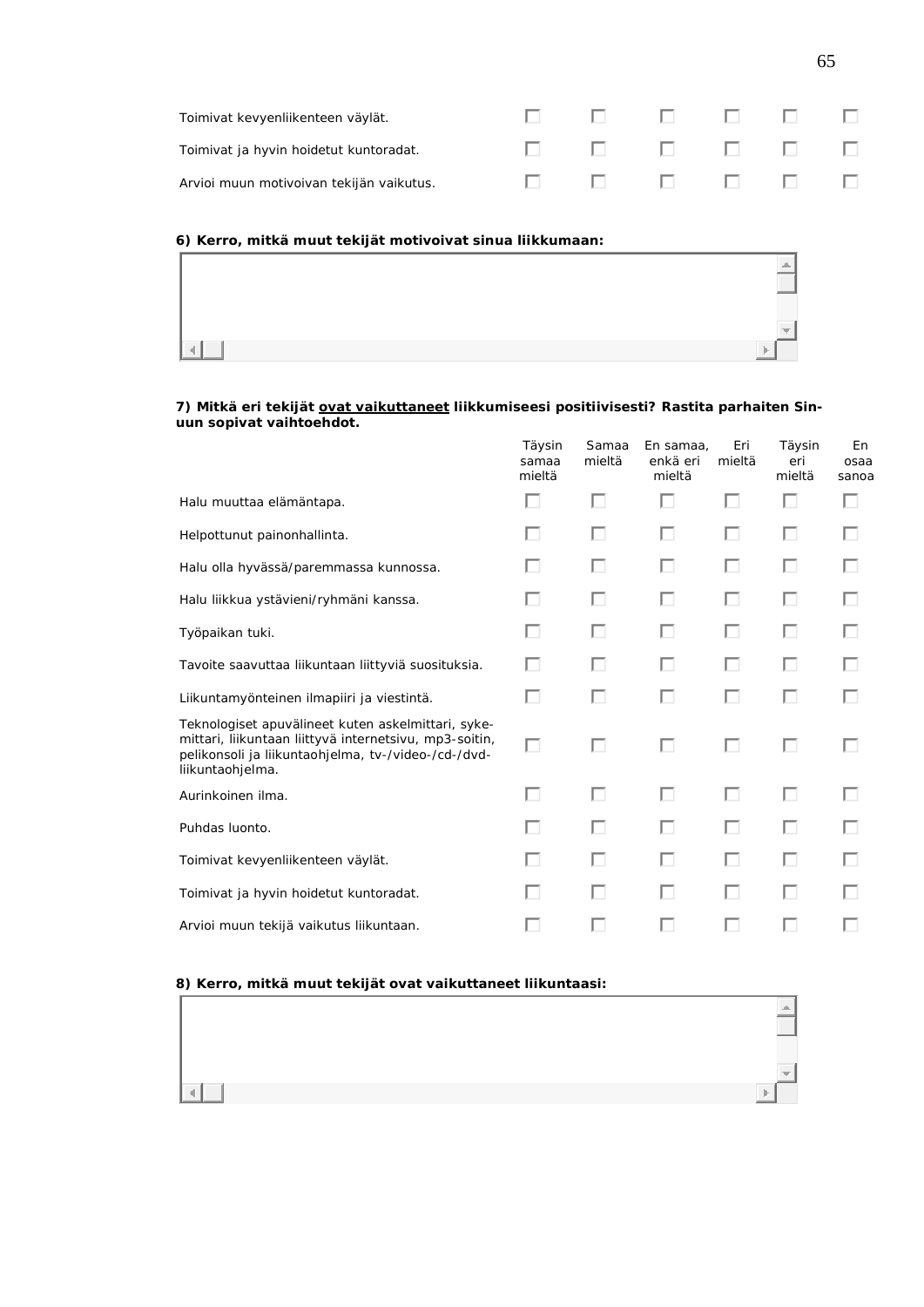| | | | | | | |
|---|---|---|---|---|---|---|
| Toimivat kevyenliikenteen väylät. | ☐ | ☐ | ☐ | ☐ | ☐ | ☐ |
| Toimivat ja hyvin hoidetut kuntoradat. | ☐ | ☐ | ☐ | ☐ | ☐ | ☐ |
| Arvioi muun motivoivan tekijän vaikutus. | ☐ | ☐ | ☐ | ☐ | ☐ | ☐ |

**6) Kerro, mitkä muut tekijät motivoivat sinua liikkumaan:**

**7) Mitkä eri tekijät <u>ovat vaikuttaneet</u> liikkumiseesi positiivisesti? Rastita parhaiten Sinuun sopivat vaihtoehdot.**

| | Täysin samaa mieltä | Samaa mieltä | En samaa, enkä eri mieltä | Eri mieltä | Täysin eri mieltä | En osaa sanoa |
|---|---|---|---|---|---|---|
| Halu muuttaa elämäntapa. | ☐ | ☐ | ☐ | ☐ | ☐ | ☐ |
| Helpottunut painonhallinta. | ☐ | ☐ | ☐ | ☐ | ☐ | ☐ |
| Halu olla hyvässä/paremmassa kunnossa. | ☐ | ☐ | ☐ | ☐ | ☐ | ☐ |
| Halu liikkua ystävieni/ryhmäni kanssa. | ☐ | ☐ | ☐ | ☐ | ☐ | ☐ |
| Työpaikan tuki. | ☐ | ☐ | ☐ | ☐ | ☐ | ☐ |
| Tavoite saavuttaa liikuntaan liittyviä suosituksia. | ☐ | ☐ | ☐ | ☐ | ☐ | ☐ |
| Liikuntamyönteinen ilmapiiri ja viestintä. | ☐ | ☐ | ☐ | ☐ | ☐ | ☐ |
| Teknologiset apuvälineet kuten askelmittari, sykemittari, liikuntaan liittyvä internetsivu, mp3-soitin, pelikonsoli ja liikuntaohjelma, tv-/video-/cd-/dvd-liikuntaohjelma. | ☐ | ☐ | ☐ | ☐ | ☐ | ☐ |
| Aurinkoinen ilma. | ☐ | ☐ | ☐ | ☐ | ☐ | ☐ |
| Puhdas luonto. | ☐ | ☐ | ☐ | ☐ | ☐ | ☐ |
| Toimivat kevyenliikenteen väylät. | ☐ | ☐ | ☐ | ☐ | ☐ | ☐ |
| Toimivat ja hyvin hoidetut kuntoradat. | ☐ | ☐ | ☐ | ☐ | ☐ | ☐ |
| Arvioi muun tekijä vaikutus liikuntaan. | ☐ | ☐ | ☐ | ☐ | ☐ | ☐ |

**8) Kerro, mitkä muut tekijät ovat vaikuttaneet liikuntaasi:**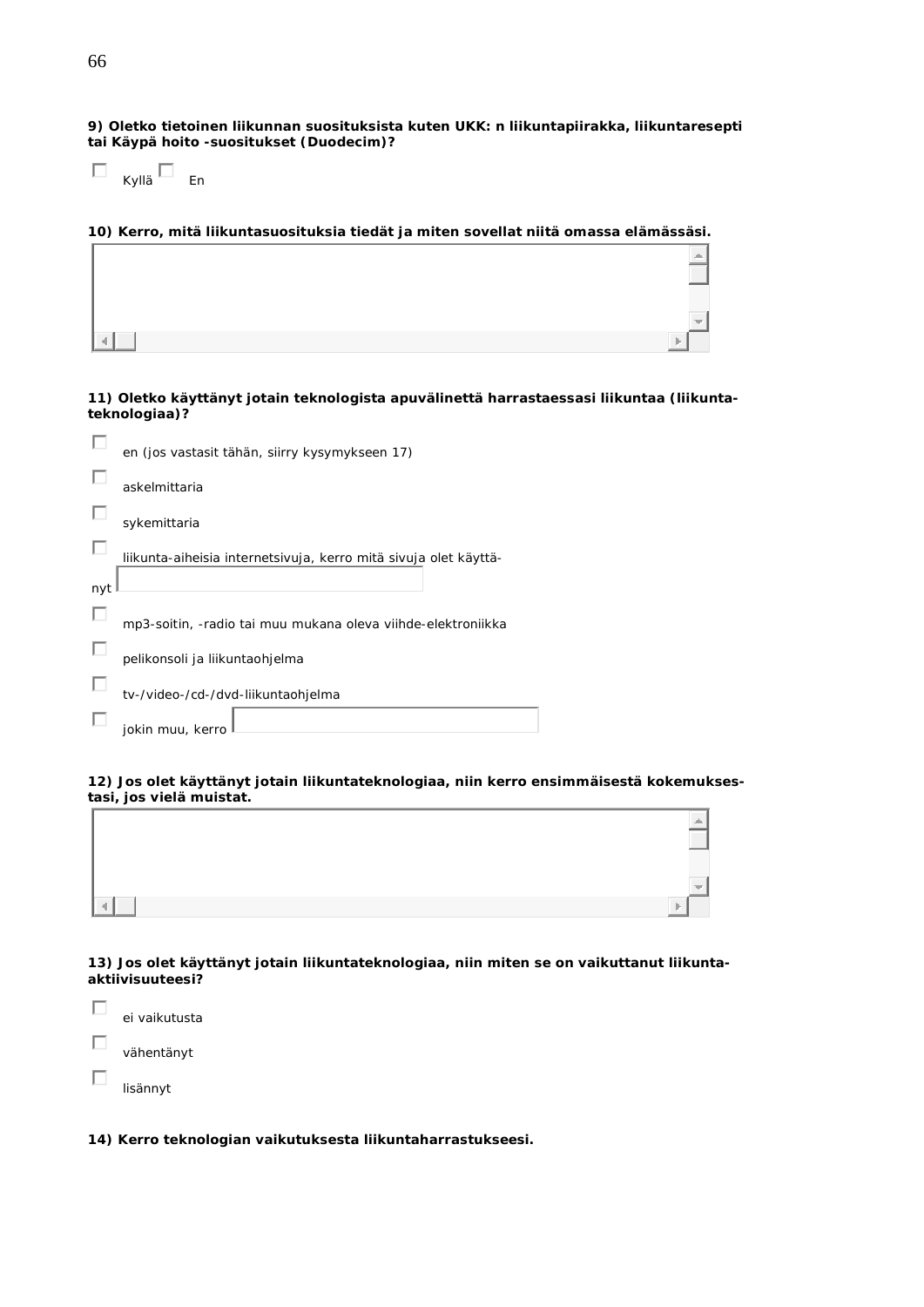**9) Oletko tietoinen liikunnan suosituksista kuten UKK: n liikuntapiirakka, liikuntaresepti tai Käypä hoito -suositukset (Duodecim)?**

☐ Kyllä ☐ En

**10) Kerro, mitä liikuntasuosituksia tiedät ja miten sovellat niitä omassa elämässäsi.**

**11) Oletko käyttänyt jotain teknologista apuvälinettä harrastaessasi liikuntaa (liikunta-teknologiaa)?**

☐ en (jos vastasit tähän, siirry kysymykseen 17)

☐ askelmittaria

☐ sykemittaria

☐ liikunta-aiheisia internetsivuja, kerro mitä sivuja olet käyttä-nyt

☐ mp3-soitin, -radio tai muu mukana oleva viihde-elektroniikka

☐ pelikonsoli ja liikuntaohjelma

☐ tv-/video-/cd-/dvd-liikuntaohjelma

☐ jokin muu, kerro

**12) Jos olet käyttänyt jotain liikuntateknologiaa, niin kerro ensimmäisestä kokemuksestasi, jos vielä muistat.**

**13) Jos olet käyttänyt jotain liikuntateknologiaa, niin miten se on vaikuttanut liikunta-aktiivisuuteesi?**

☐ ei vaikutusta

☐ vähentänyt

☐ lisännyt

**14) Kerro teknologian vaikutuksesta liikuntaharrastukseesi.**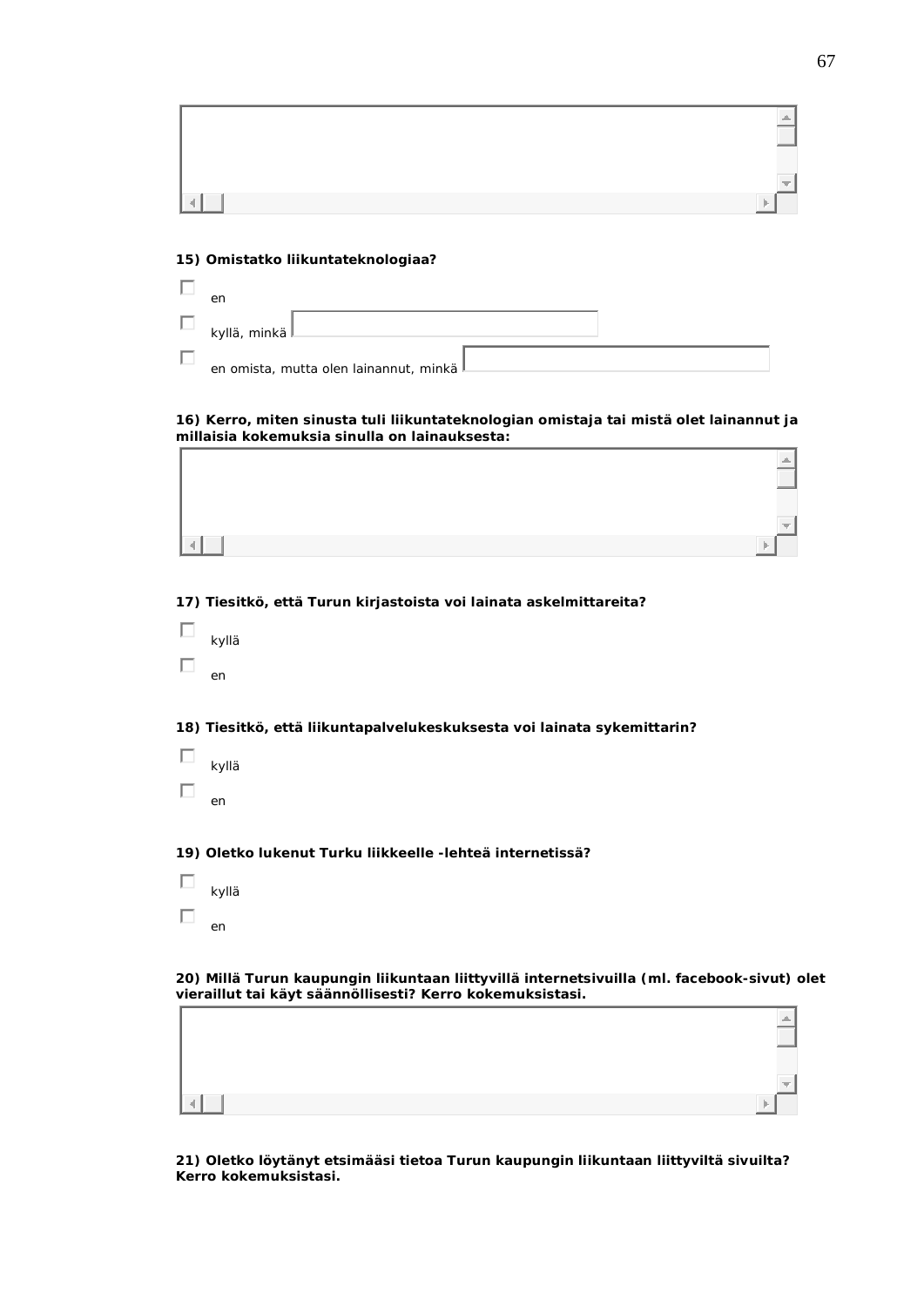**15) Omistatko liikuntateknologiaa?**

- ☐ en
- ☐ kyllä, minkä
- ☐ en omista, mutta olen lainannut, minkä

**16) Kerro, miten sinusta tuli liikuntateknologian omistaja tai mistä olet lainannut ja millaisia kokemuksia sinulla on lainauksesta:**

**17) Tiesitkö, että Turun kirjastoista voi lainata askelmittareita?**

- ☐ kyllä
- ☐ en

**18) Tiesitkö, että liikuntapalvelukeskuksesta voi lainata sykemittarin?**

- ☐ kyllä
- ☐ en

**19) Oletko lukenut Turku liikkeelle -lehteä internetissä?**

- ☐ kyllä
- ☐ en

**20) Millä Turun kaupungin liikuntaan liittyvillä internetsivuilla (ml. facebook-sivut) olet vieraillut tai käyt säännöllisesti? Kerro kokemuksistasi.**

**21) Oletko löytänyt etsimääsi tietoa Turun kaupungin liikuntaan liittyviltä sivuilta? Kerro kokemuksistasi.**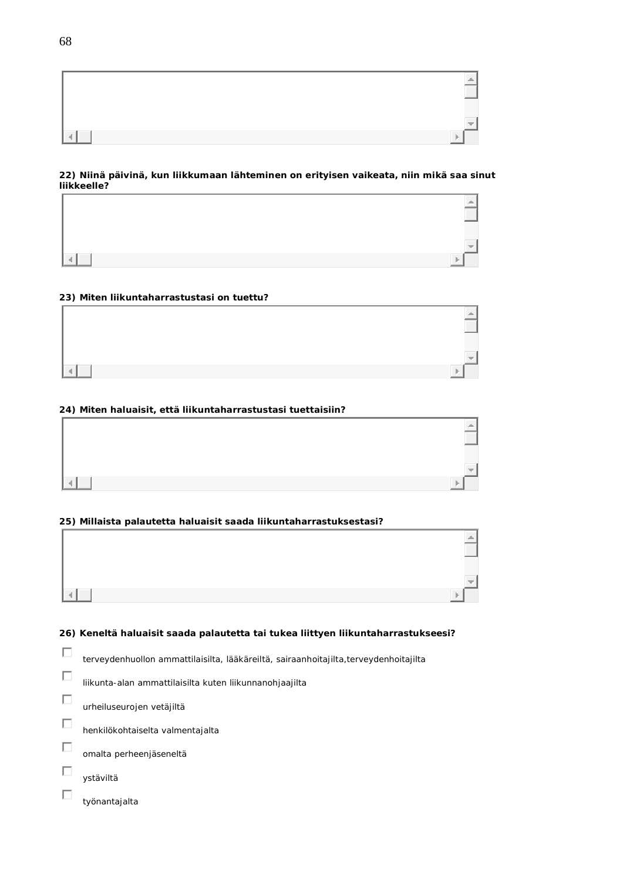**22) Niinä päivinä, kun liikkumaan lähteminen on erityisen vaikeata, niin mikä saa sinut liikkeelle?**

**23) Miten liikuntaharrastustasi on tuettu?**

**24) Miten haluaisit, että liikuntaharrastustasi tuettaisiin?**

**25) Millaista palautetta haluaisit saada liikuntaharrastuksestasi?**

**26) Keneltä haluaisit saada palautetta tai tukea liittyen liikuntaharrastukseesi?**

- [ ] terveydenhuollon ammattilaisilta, lääkäreiltä, sairaanhoitajilta,terveydenhoitajilta
- [ ] liikunta-alan ammattilaisilta kuten liikunnanohjaajilta
- [ ] urheiluseurojen vetäjiltä
- [ ] henkilökohtaiselta valmentajalta
- [ ] omalta perheenjäseneltä
- [ ] ystäviltä
- [ ] työnantajalta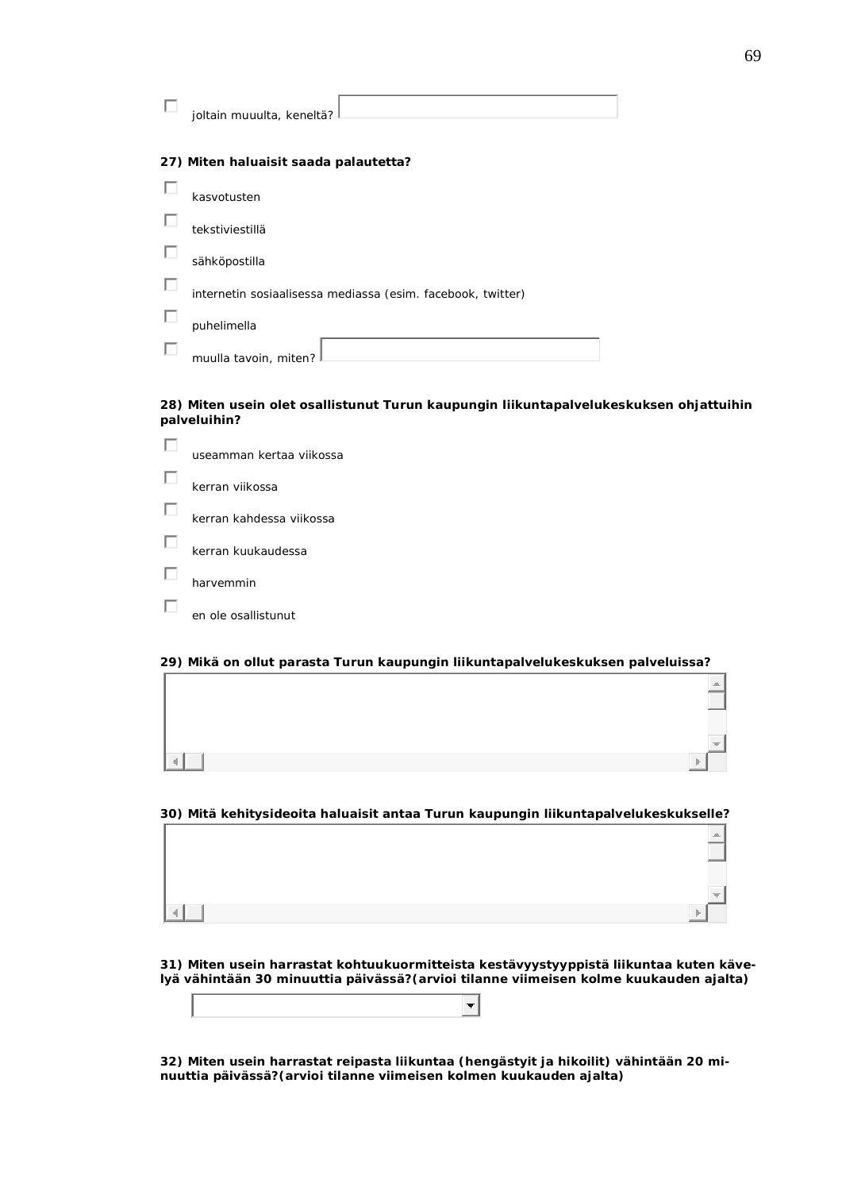- [ ] joltain muuulta, keneltä? \_\_\_\_\_\_\_\_\_\_

**27) Miten haluaisit saada palautetta?**

- [ ] kasvotusten
- [ ] tekstiviestillä
- [ ] sähköpostilla
- [ ] internetin sosiaalisessa mediassa (esim. facebook, twitter)
- [ ] puhelimella
- [ ] muulla tavoin, miten? \_\_\_\_\_\_\_\_\_\_

**28) Miten usein olet osallistunut Turun kaupungin liikuntapalvelukeskuksen ohjattuihin palveluihin?**

- [ ] useamman kertaa viikossa
- [ ] kerran viikossa
- [ ] kerran kahdessa viikossa
- [ ] kerran kuukaudessa
- [ ] harvemmin
- [ ] en ole osallistunut

**29) Mikä on ollut parasta Turun kaupungin liikuntapalvelukeskuksen palveluissa?**

\_\_\_\_\_\_\_\_\_\_

**30) Mitä kehitysideoita haluaisit antaa Turun kaupungin liikuntapalvelukeskukselle?**

\_\_\_\_\_\_\_\_\_\_

**31) Miten usein harrastat kohtuukuormitteista kestävyystyyppistä liikuntaa kuten kävelyä vähintään 30 minuuttia päivässä?(arvioi tilanne viimeisen kolme kuukauden ajalta)**

\_\_\_\_\_\_\_\_\_\_ ▾

**32) Miten usein harrastat reipasta liikuntaa (hengästyit ja hikoilit) vähintään 20 minuuttia päivässä?(arvioi tilanne viimeisen kolmen kuukauden ajalta)**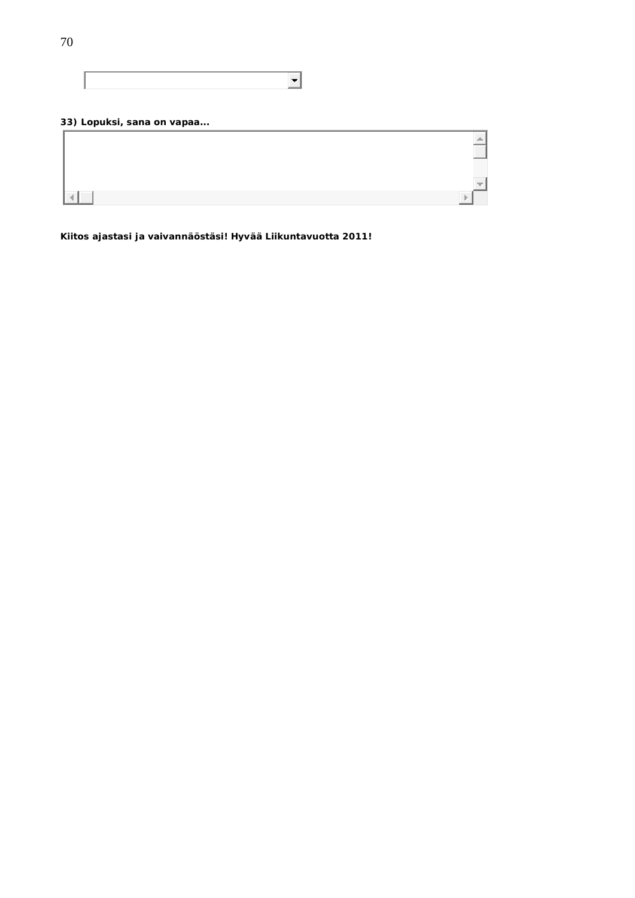**33) Lopuksi, sana on vapaa...**

**Kiitos ajastasi ja vaivannäöstäsi! Hyvää Liikuntavuotta 2011!**